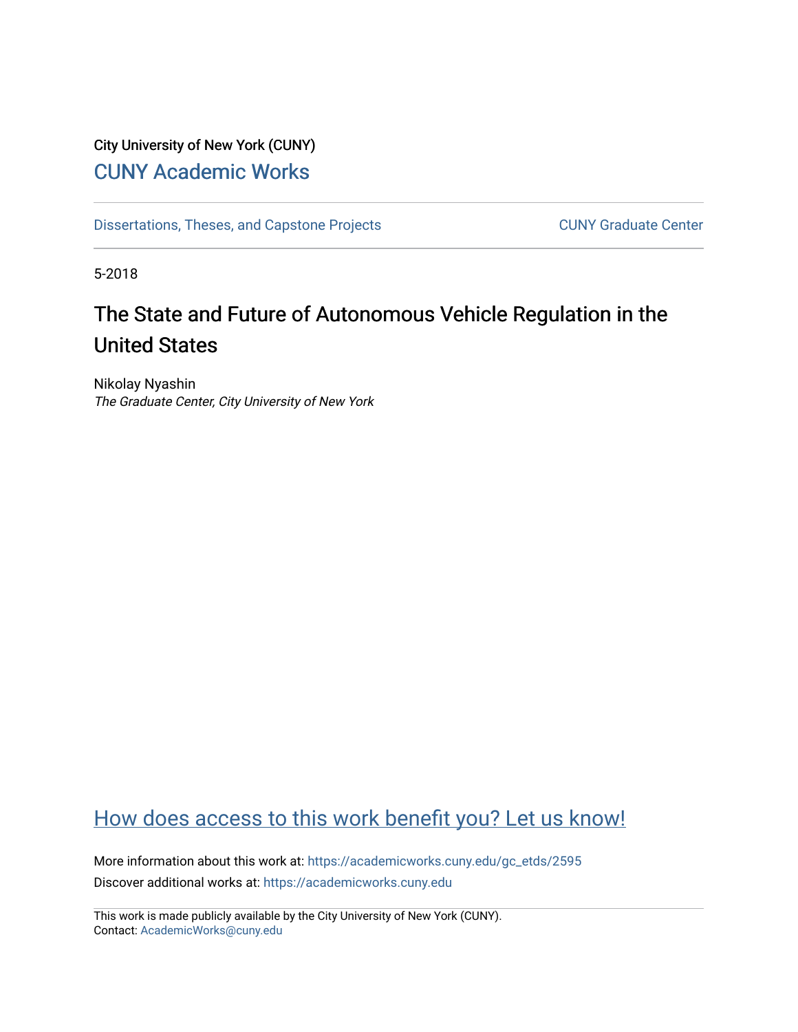City University of New York (CUNY)

CUNY Academic Works

Dissertations, Theses, and Capstone Projects

CUNY Graduate Center

5-2018

# The State and Future of Autonomous Vehicle Regulation in the United States

Nikolay Nyashin
*The Graduate Center, City University of New York*

How does access to this work benefit you? Let us know!

More information about this work at: https://academicworks.cuny.edu/gc_etds/2595
Discover additional works at: https://academicworks.cuny.edu

This work is made publicly available by the City University of New York (CUNY).
Contact: AcademicWorks@cuny.edu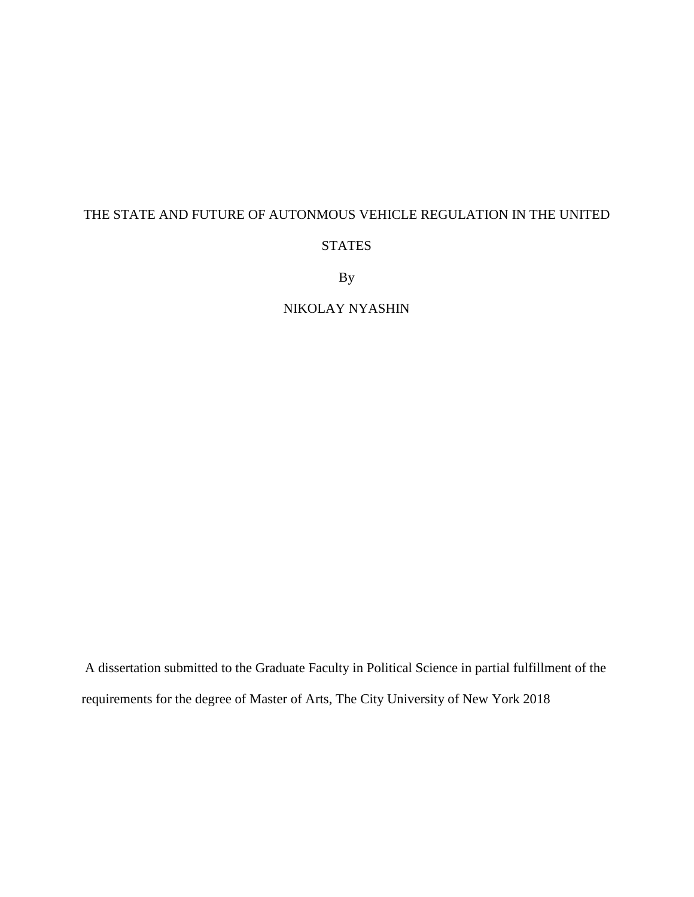# THE STATE AND FUTURE OF AUTONMOUS VEHICLE REGULATION IN THE UNITED STATES

By

NIKOLAY NYASHIN

A dissertation submitted to the Graduate Faculty in Political Science in partial fulfillment of the requirements for the degree of Master of Arts, The City University of New York 2018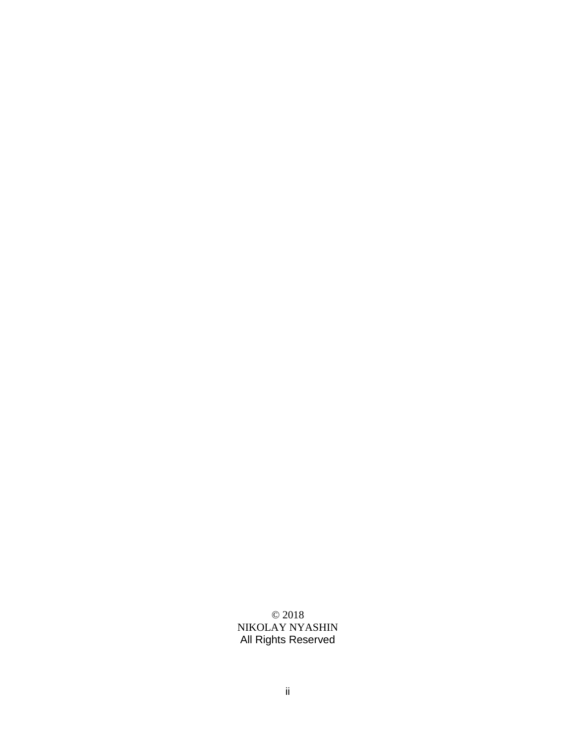© 2018
NIKOLAY NYASHIN
All Rights Reserved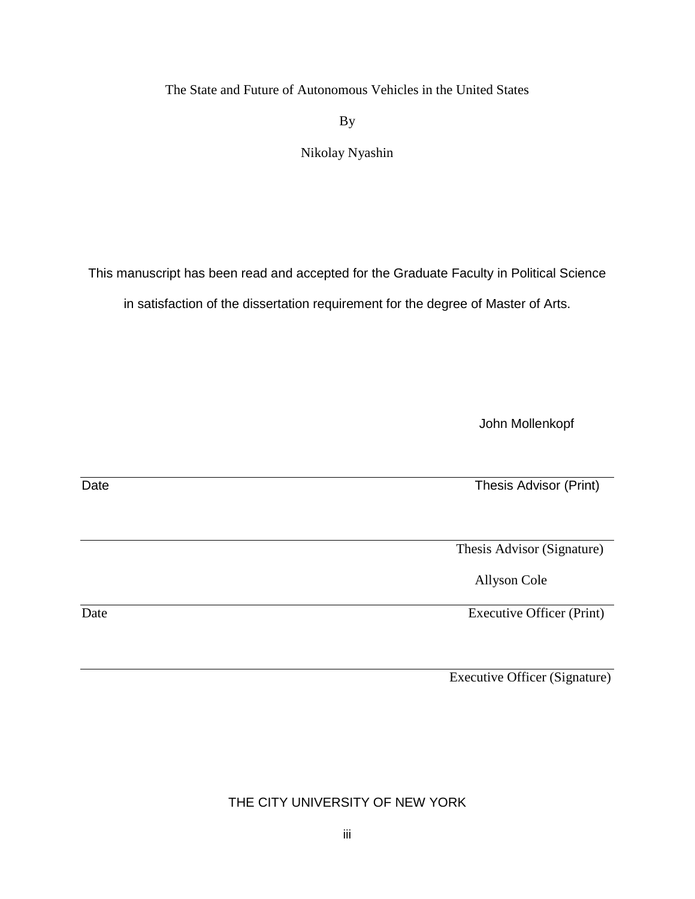The State and Future of Autonomous Vehicles in the United States

By

Nikolay Nyashin

This manuscript has been read and accepted for the Graduate Faculty in Political Science in satisfaction of the dissertation requirement for the degree of Master of Arts.

John Mollenkopf

Date Thesis Advisor (Print)

Thesis Advisor (Signature)

Allyson Cole

Date Executive Officer (Print)

Executive Officer (Signature)

THE CITY UNIVERSITY OF NEW YORK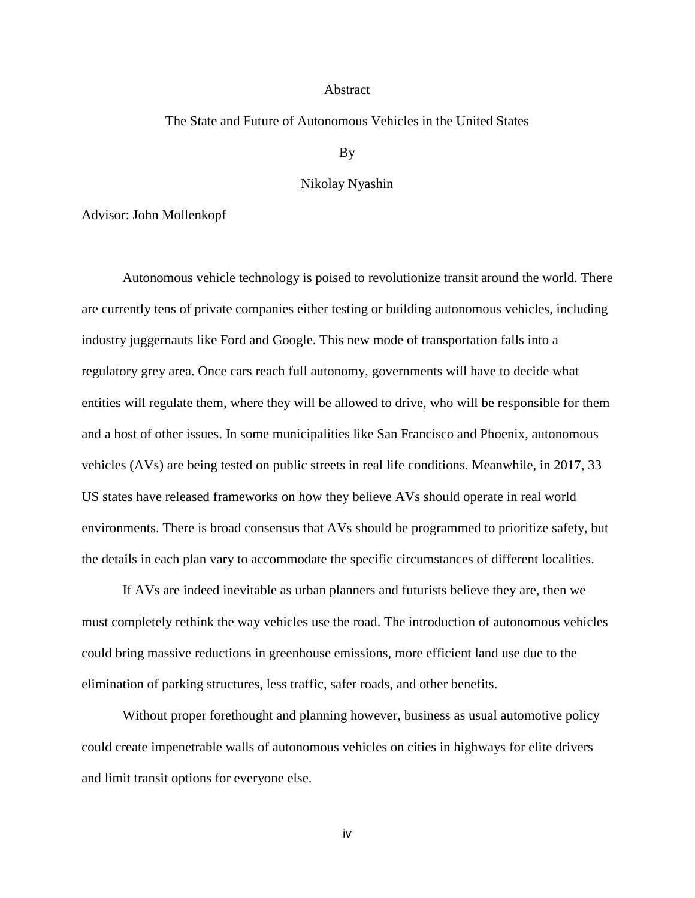# Abstract

## The State and Future of Autonomous Vehicles in the United States

By

Nikolay Nyashin

Advisor: John Mollenkopf

Autonomous vehicle technology is poised to revolutionize transit around the world. There are currently tens of private companies either testing or building autonomous vehicles, including industry juggernauts like Ford and Google. This new mode of transportation falls into a regulatory grey area. Once cars reach full autonomy, governments will have to decide what entities will regulate them, where they will be allowed to drive, who will be responsible for them and a host of other issues. In some municipalities like San Francisco and Phoenix, autonomous vehicles (AVs) are being tested on public streets in real life conditions. Meanwhile, in 2017, 33 US states have released frameworks on how they believe AVs should operate in real world environments. There is broad consensus that AVs should be programmed to prioritize safety, but the details in each plan vary to accommodate the specific circumstances of different localities.

If AVs are indeed inevitable as urban planners and futurists believe they are, then we must completely rethink the way vehicles use the road. The introduction of autonomous vehicles could bring massive reductions in greenhouse emissions, more efficient land use due to the elimination of parking structures, less traffic, safer roads, and other benefits.

Without proper forethought and planning however, business as usual automotive policy could create impenetrable walls of autonomous vehicles on cities in highways for elite drivers and limit transit options for everyone else.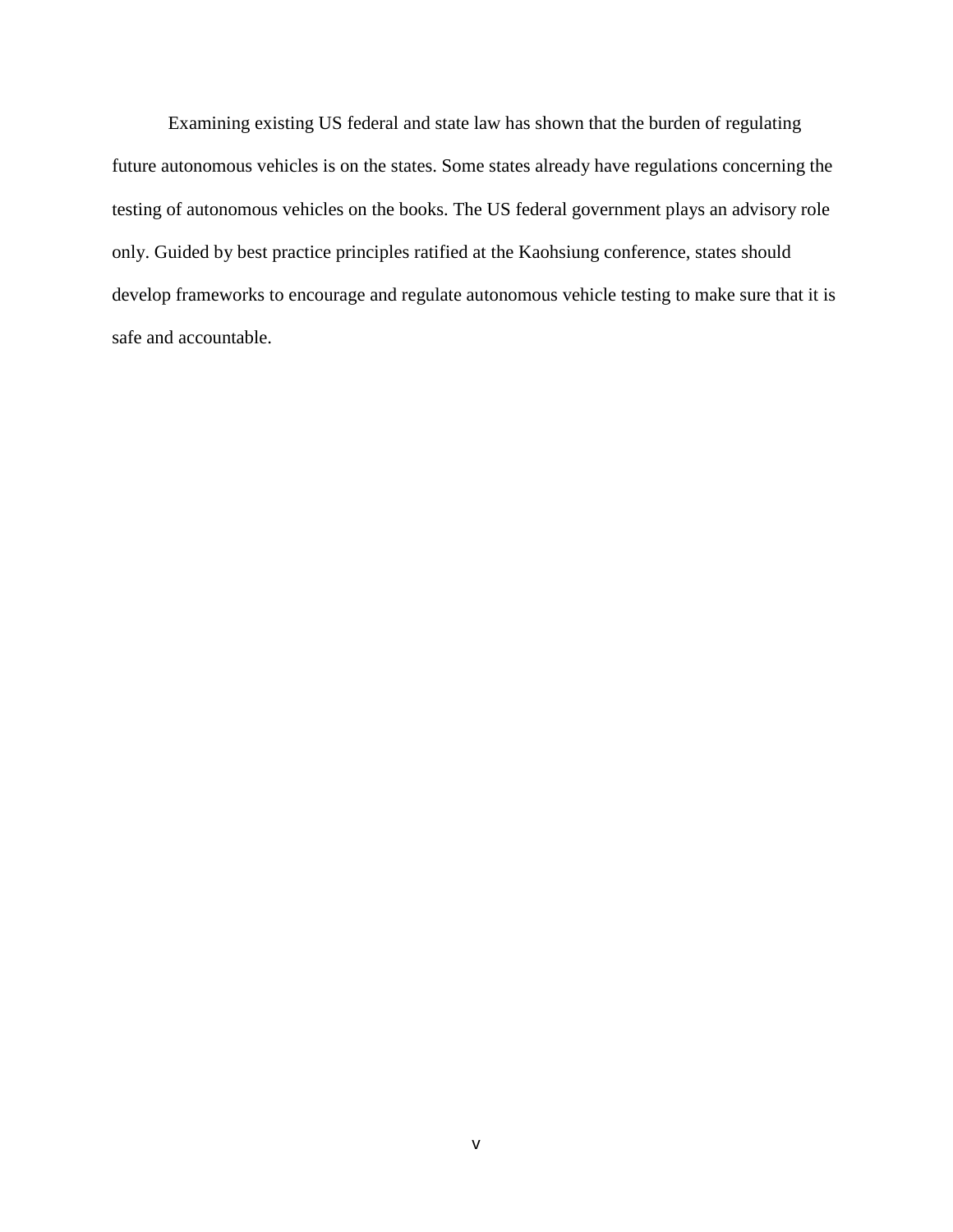Examining existing US federal and state law has shown that the burden of regulating future autonomous vehicles is on the states. Some states already have regulations concerning the testing of autonomous vehicles on the books. The US federal government plays an advisory role only. Guided by best practice principles ratified at the Kaohsiung conference, states should develop frameworks to encourage and regulate autonomous vehicle testing to make sure that it is safe and accountable.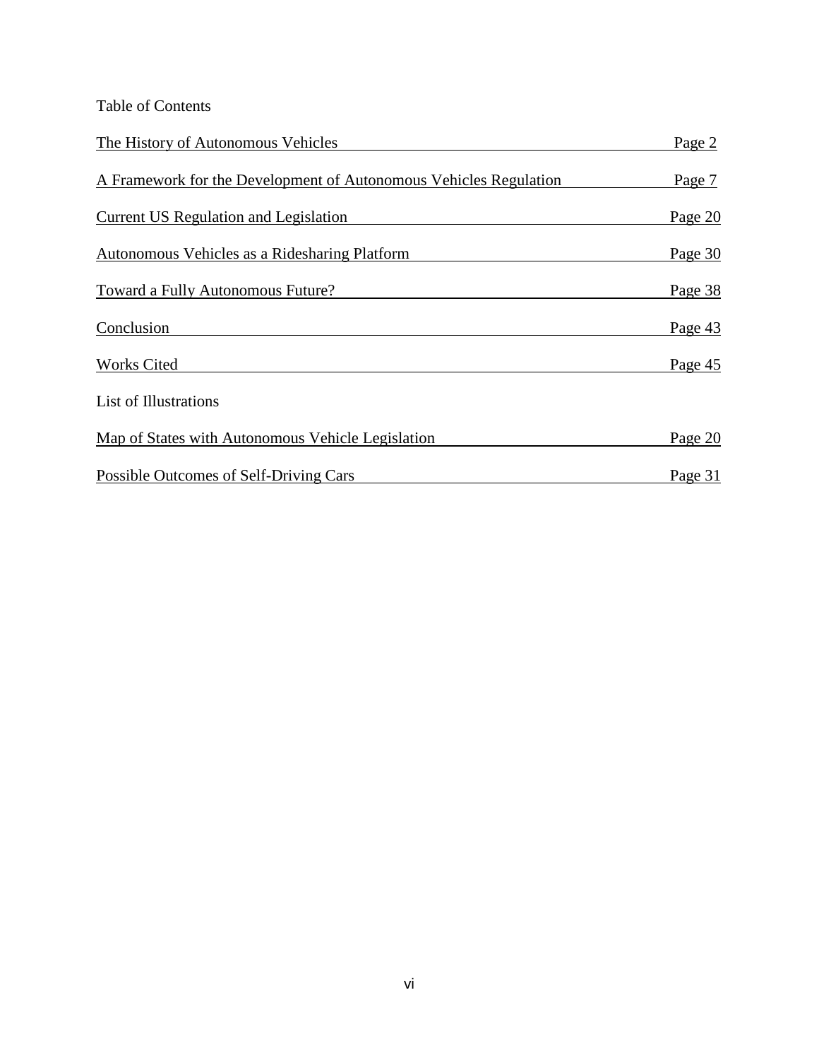Table of Contents

| | |
|---|---|
| The History of Autonomous Vehicles | Page 2 |
| A Framework for the Development of Autonomous Vehicles Regulation | Page 7 |
| Current US Regulation and Legislation | Page 20 |
| Autonomous Vehicles as a Ridesharing Platform | Page 30 |
| Toward a Fully Autonomous Future? | Page 38 |
| Conclusion | Page 43 |
| Works Cited | Page 45 |

List of Illustrations

| | |
|---|---|
| Map of States with Autonomous Vehicle Legislation | Page 20 |
| Possible Outcomes of Self-Driving Cars | Page 31 |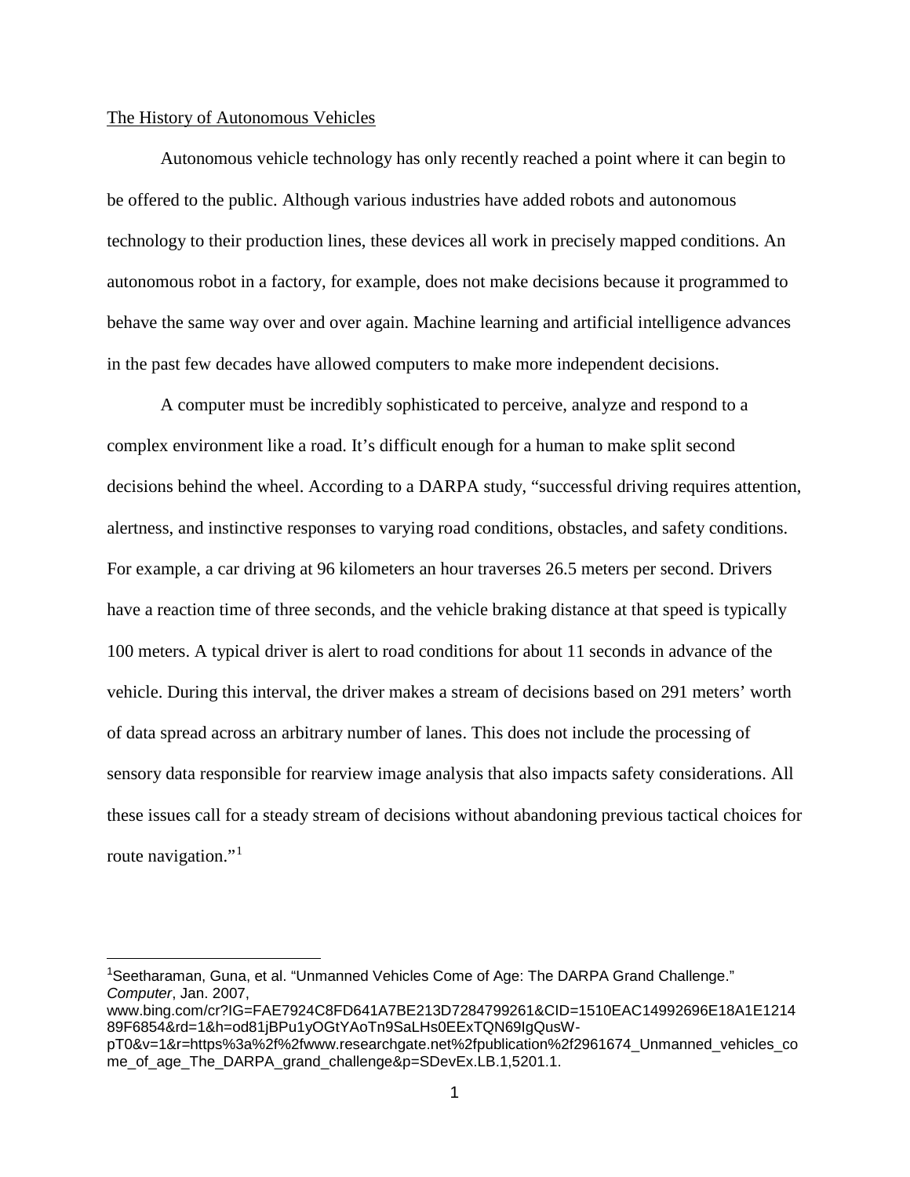The History of Autonomous Vehicles

Autonomous vehicle technology has only recently reached a point where it can begin to be offered to the public. Although various industries have added robots and autonomous technology to their production lines, these devices all work in precisely mapped conditions. An autonomous robot in a factory, for example, does not make decisions because it programmed to behave the same way over and over again. Machine learning and artificial intelligence advances in the past few decades have allowed computers to make more independent decisions.

A computer must be incredibly sophisticated to perceive, analyze and respond to a complex environment like a road. It's difficult enough for a human to make split second decisions behind the wheel. According to a DARPA study, "successful driving requires attention, alertness, and instinctive responses to varying road conditions, obstacles, and safety conditions. For example, a car driving at 96 kilometers an hour traverses 26.5 meters per second. Drivers have a reaction time of three seconds, and the vehicle braking distance at that speed is typically 100 meters. A typical driver is alert to road conditions for about 11 seconds in advance of the vehicle. During this interval, the driver makes a stream of decisions based on 291 meters' worth of data spread across an arbitrary number of lanes. This does not include the processing of sensory data responsible for rearview image analysis that also impacts safety considerations. All these issues call for a steady stream of decisions without abandoning previous tactical choices for route navigation."[1]

---

[1] Seetharaman, Guna, et al. "Unmanned Vehicles Come of Age: The DARPA Grand Challenge." *Computer*, Jan. 2007, www.bing.com/cr?IG=FAE7924C8FD641A7BE213D7284799261&CID=1510EAC14992696E18A1E121489F6854&rd=1&h=od81jBPu1yOGtYAoTn9SaLHs0EExTQN69IgQusW-pT0&v=1&r=https%3a%2f%2fwww.researchgate.net%2fpublication%2f2961674_Unmanned_vehicles_come_of_age_The_DARPA_grand_challenge&p=SDevEx.LB.1,5201.1.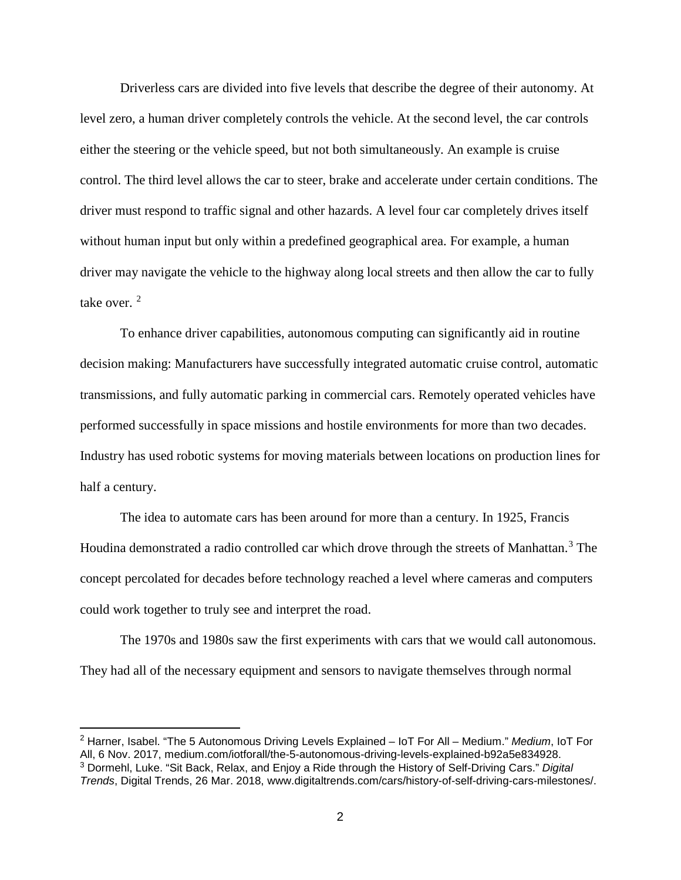Driverless cars are divided into five levels that describe the degree of their autonomy. At level zero, a human driver completely controls the vehicle. At the second level, the car controls either the steering or the vehicle speed, but not both simultaneously. An example is cruise control. The third level allows the car to steer, brake and accelerate under certain conditions. The driver must respond to traffic signal and other hazards. A level four car completely drives itself without human input but only within a predefined geographical area. For example, a human driver may navigate the vehicle to the highway along local streets and then allow the car to fully take over. [2]

To enhance driver capabilities, autonomous computing can significantly aid in routine decision making: Manufacturers have successfully integrated automatic cruise control, automatic transmissions, and fully automatic parking in commercial cars. Remotely operated vehicles have performed successfully in space missions and hostile environments for more than two decades. Industry has used robotic systems for moving materials between locations on production lines for half a century.

The idea to automate cars has been around for more than a century. In 1925, Francis Houdina demonstrated a radio controlled car which drove through the streets of Manhattan.[3] The concept percolated for decades before technology reached a level where cameras and computers could work together to truly see and interpret the road.

The 1970s and 1980s saw the first experiments with cars that we would call autonomous. They had all of the necessary equipment and sensors to navigate themselves through normal

---

[2] Harner, Isabel. "The 5 Autonomous Driving Levels Explained – IoT For All – Medium." *Medium*, IoT For All, 6 Nov. 2017, medium.com/iotforall/the-5-autonomous-driving-levels-explained-b92a5e834928.

[3] Dormehl, Luke. "Sit Back, Relax, and Enjoy a Ride through the History of Self-Driving Cars." *Digital Trends*, Digital Trends, 26 Mar. 2018, www.digitaltrends.com/cars/history-of-self-driving-cars-milestones/.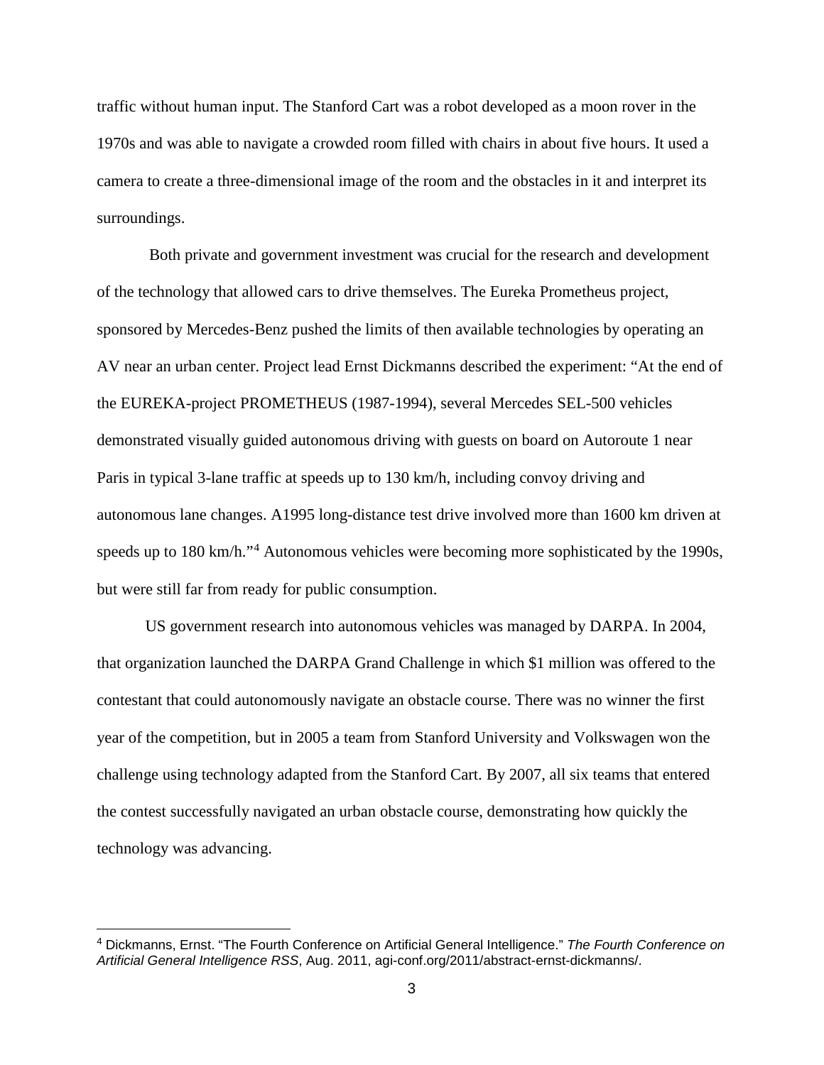traffic without human input. The Stanford Cart was a robot developed as a moon rover in the 1970s and was able to navigate a crowded room filled with chairs in about five hours. It used a camera to create a three-dimensional image of the room and the obstacles in it and interpret its surroundings.

Both private and government investment was crucial for the research and development of the technology that allowed cars to drive themselves. The Eureka Prometheus project, sponsored by Mercedes-Benz pushed the limits of then available technologies by operating an AV near an urban center. Project lead Ernst Dickmanns described the experiment: "At the end of the EUREKA-project PROMETHEUS (1987-1994), several Mercedes SEL-500 vehicles demonstrated visually guided autonomous driving with guests on board on Autoroute 1 near Paris in typical 3-lane traffic at speeds up to 130 km/h, including convoy driving and autonomous lane changes. A1995 long-distance test drive involved more than 1600 km driven at speeds up to 180 km/h."[4] Autonomous vehicles were becoming more sophisticated by the 1990s, but were still far from ready for public consumption.

US government research into autonomous vehicles was managed by DARPA. In 2004, that organization launched the DARPA Grand Challenge in which $1 million was offered to the contestant that could autonomously navigate an obstacle course. There was no winner the first year of the competition, but in 2005 a team from Stanford University and Volkswagen won the challenge using technology adapted from the Stanford Cart. By 2007, all six teams that entered the contest successfully navigated an urban obstacle course, demonstrating how quickly the technology was advancing.

---

[4] Dickmanns, Ernst. "The Fourth Conference on Artificial General Intelligence." *The Fourth Conference on Artificial General Intelligence RSS*, Aug. 2011, agi-conf.org/2011/abstract-ernst-dickmanns/.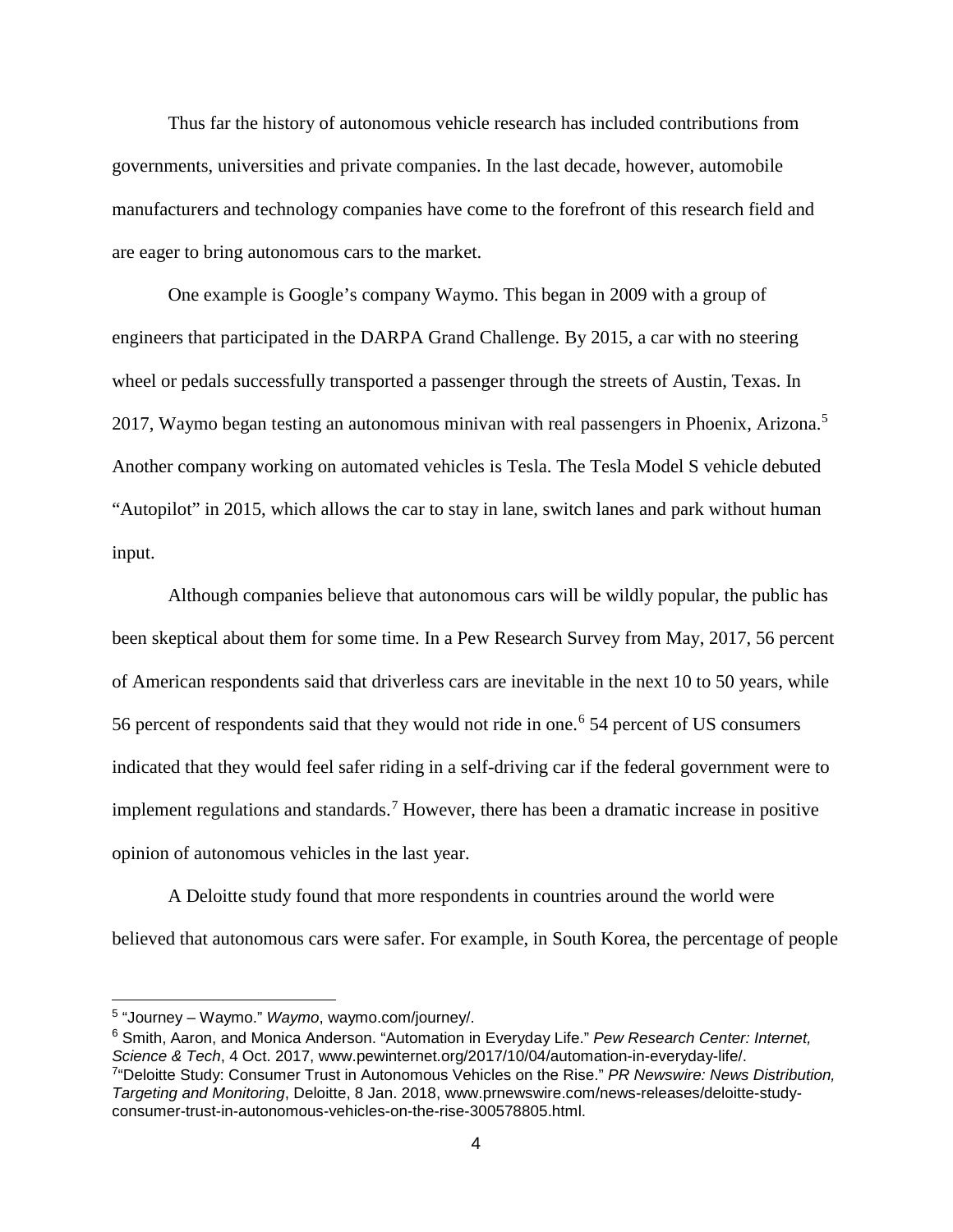Thus far the history of autonomous vehicle research has included contributions from governments, universities and private companies. In the last decade, however, automobile manufacturers and technology companies have come to the forefront of this research field and are eager to bring autonomous cars to the market.

One example is Google's company Waymo. This began in 2009 with a group of engineers that participated in the DARPA Grand Challenge. By 2015, a car with no steering wheel or pedals successfully transported a passenger through the streets of Austin, Texas. In 2017, Waymo began testing an autonomous minivan with real passengers in Phoenix, Arizona.[5] Another company working on automated vehicles is Tesla. The Tesla Model S vehicle debuted "Autopilot" in 2015, which allows the car to stay in lane, switch lanes and park without human input.

Although companies believe that autonomous cars will be wildly popular, the public has been skeptical about them for some time. In a Pew Research Survey from May, 2017, 56 percent of American respondents said that driverless cars are inevitable in the next 10 to 50 years, while 56 percent of respondents said that they would not ride in one.[6] 54 percent of US consumers indicated that they would feel safer riding in a self-driving car if the federal government were to implement regulations and standards.[7] However, there has been a dramatic increase in positive opinion of autonomous vehicles in the last year.

A Deloitte study found that more respondents in countries around the world were believed that autonomous cars were safer. For example, in South Korea, the percentage of people

---

[5] "Journey – Waymo." *Waymo*, waymo.com/journey/.

[6] Smith, Aaron, and Monica Anderson. "Automation in Everyday Life." *Pew Research Center: Internet, Science & Tech*, 4 Oct. 2017, www.pewinternet.org/2017/10/04/automation-in-everyday-life/.

[7] "Deloitte Study: Consumer Trust in Autonomous Vehicles on the Rise." *PR Newswire: News Distribution, Targeting and Monitoring*, Deloitte, 8 Jan. 2018, www.prnewswire.com/news-releases/deloitte-study-consumer-trust-in-autonomous-vehicles-on-the-rise-300578805.html.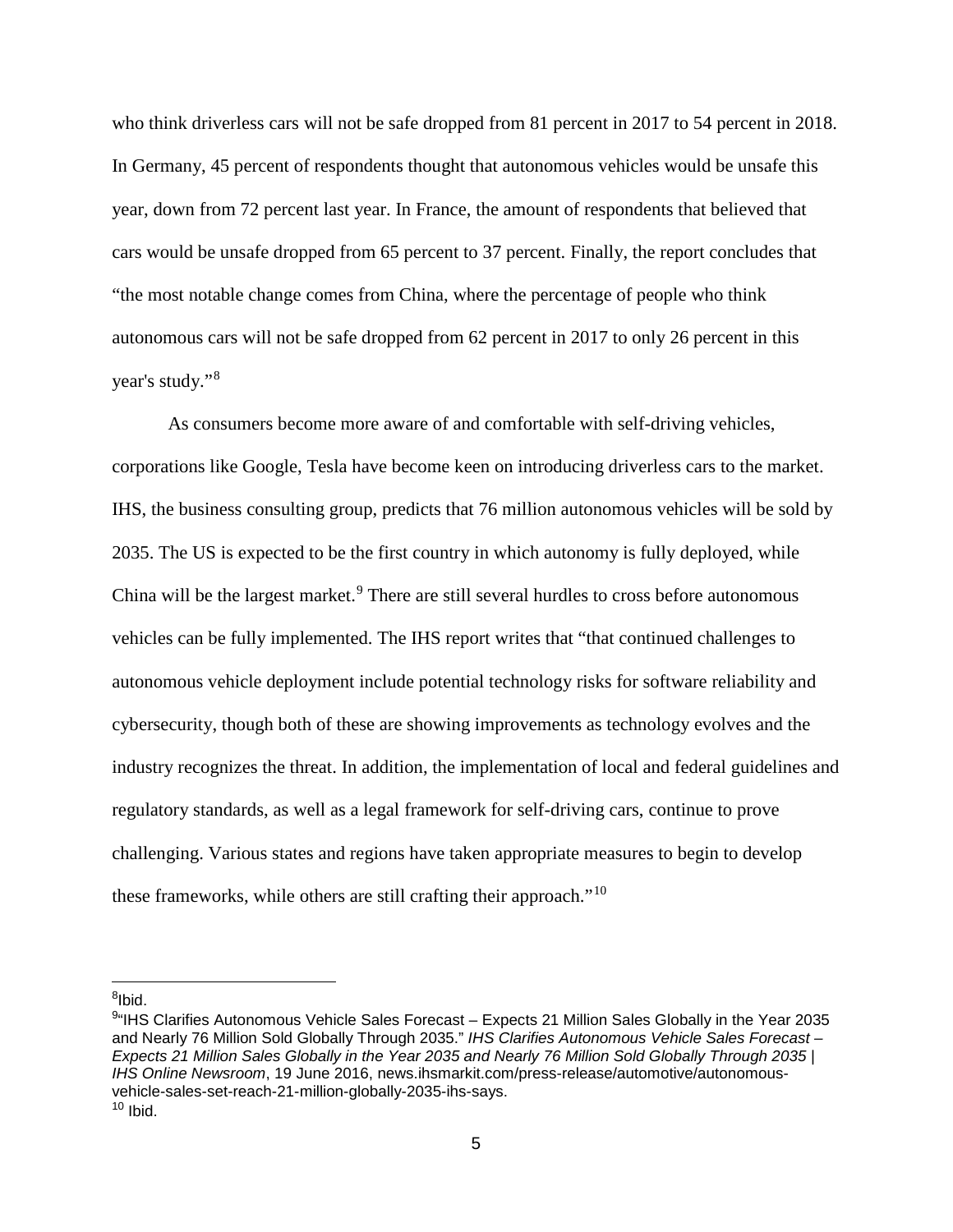who think driverless cars will not be safe dropped from 81 percent in 2017 to 54 percent in 2018. In Germany, 45 percent of respondents thought that autonomous vehicles would be unsafe this year, down from 72 percent last year. In France, the amount of respondents that believed that cars would be unsafe dropped from 65 percent to 37 percent. Finally, the report concludes that "the most notable change comes from China, where the percentage of people who think autonomous cars will not be safe dropped from 62 percent in 2017 to only 26 percent in this year's study."[8]

As consumers become more aware of and comfortable with self-driving vehicles, corporations like Google, Tesla have become keen on introducing driverless cars to the market. IHS, the business consulting group, predicts that 76 million autonomous vehicles will be sold by 2035. The US is expected to be the first country in which autonomy is fully deployed, while China will be the largest market.[9] There are still several hurdles to cross before autonomous vehicles can be fully implemented. The IHS report writes that "that continued challenges to autonomous vehicle deployment include potential technology risks for software reliability and cybersecurity, though both of these are showing improvements as technology evolves and the industry recognizes the threat. In addition, the implementation of local and federal guidelines and regulatory standards, as well as a legal framework for self-driving cars, continue to prove challenging. Various states and regions have taken appropriate measures to begin to develop these frameworks, while others are still crafting their approach."[10]

---

[8] Ibid.

[9] "IHS Clarifies Autonomous Vehicle Sales Forecast – Expects 21 Million Sales Globally in the Year 2035 and Nearly 76 Million Sold Globally Through 2035." *IHS Clarifies Autonomous Vehicle Sales Forecast – Expects 21 Million Sales Globally in the Year 2035 and Nearly 76 Million Sold Globally Through 2035 | IHS Online Newsroom*, 19 June 2016, news.ihsmarkit.com/press-release/automotive/autonomous-vehicle-sales-set-reach-21-million-globally-2035-ihs-says.

[10] Ibid.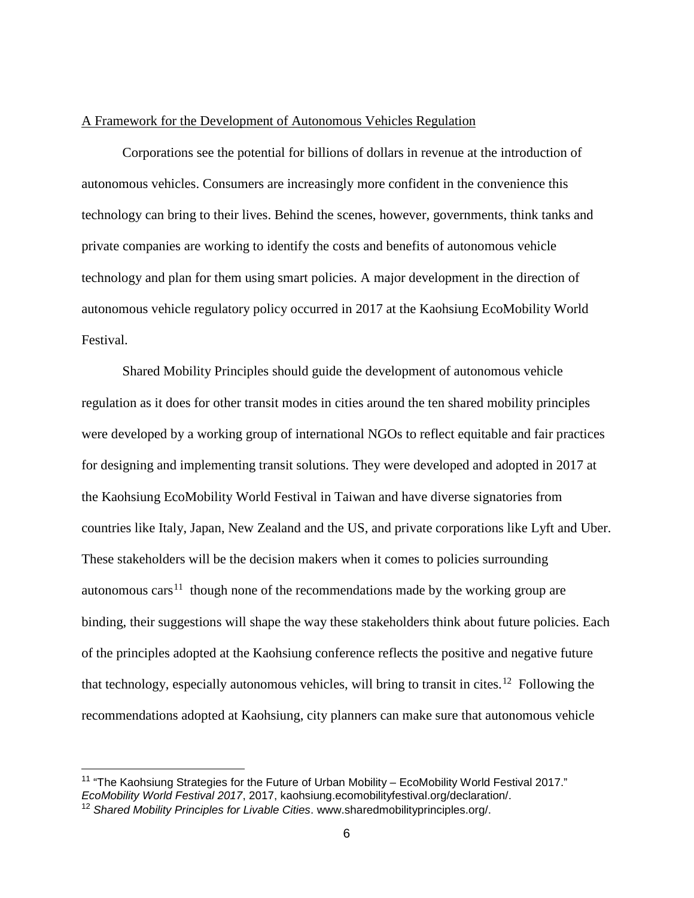## A Framework for the Development of Autonomous Vehicles Regulation

Corporations see the potential for billions of dollars in revenue at the introduction of autonomous vehicles. Consumers are increasingly more confident in the convenience this technology can bring to their lives. Behind the scenes, however, governments, think tanks and private companies are working to identify the costs and benefits of autonomous vehicle technology and plan for them using smart policies. A major development in the direction of autonomous vehicle regulatory policy occurred in 2017 at the Kaohsiung EcoMobility World Festival.

Shared Mobility Principles should guide the development of autonomous vehicle regulation as it does for other transit modes in cities around the ten shared mobility principles were developed by a working group of international NGOs to reflect equitable and fair practices for designing and implementing transit solutions. They were developed and adopted in 2017 at the Kaohsiung EcoMobility World Festival in Taiwan and have diverse signatories from countries like Italy, Japan, New Zealand and the US, and private corporations like Lyft and Uber. These stakeholders will be the decision makers when it comes to policies surrounding autonomous cars[11] though none of the recommendations made by the working group are binding, their suggestions will shape the way these stakeholders think about future policies. Each of the principles adopted at the Kaohsiung conference reflects the positive and negative future that technology, especially autonomous vehicles, will bring to transit in cites.[12] Following the recommendations adopted at Kaohsiung, city planners can make sure that autonomous vehicle

---

[11] "The Kaohsiung Strategies for the Future of Urban Mobility – EcoMobility World Festival 2017." *EcoMobility World Festival 2017*, 2017, kaohsiung.ecomobilityfestival.org/declaration/.

[12] *Shared Mobility Principles for Livable Cities*. www.sharedmobilityprinciples.org/.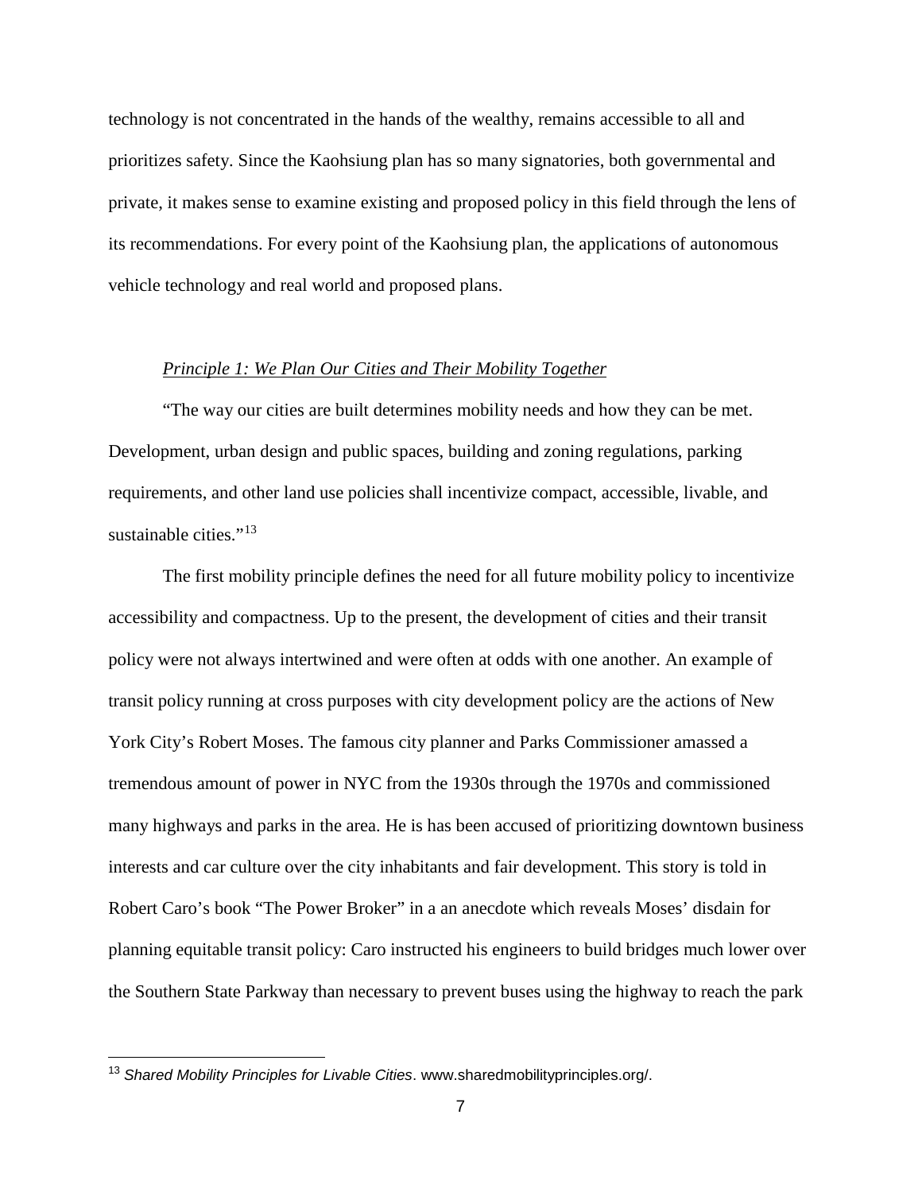technology is not concentrated in the hands of the wealthy, remains accessible to all and prioritizes safety. Since the Kaohsiung plan has so many signatories, both governmental and private, it makes sense to examine existing and proposed policy in this field through the lens of its recommendations. For every point of the Kaohsiung plan, the applications of autonomous vehicle technology and real world and proposed plans.

*Principle 1: We Plan Our Cities and Their Mobility Together*

"The way our cities are built determines mobility needs and how they can be met. Development, urban design and public spaces, building and zoning regulations, parking requirements, and other land use policies shall incentivize compact, accessible, livable, and sustainable cities."[13]

The first mobility principle defines the need for all future mobility policy to incentivize accessibility and compactness. Up to the present, the development of cities and their transit policy were not always intertwined and were often at odds with one another. An example of transit policy running at cross purposes with city development policy are the actions of New York City's Robert Moses. The famous city planner and Parks Commissioner amassed a tremendous amount of power in NYC from the 1930s through the 1970s and commissioned many highways and parks in the area. He is has been accused of prioritizing downtown business interests and car culture over the city inhabitants and fair development. This story is told in Robert Caro's book "The Power Broker" in a an anecdote which reveals Moses' disdain for planning equitable transit policy: Caro instructed his engineers to build bridges much lower over the Southern State Parkway than necessary to prevent buses using the highway to reach the park

[13] *Shared Mobility Principles for Livable Cities*. www.sharedmobilityprinciples.org/.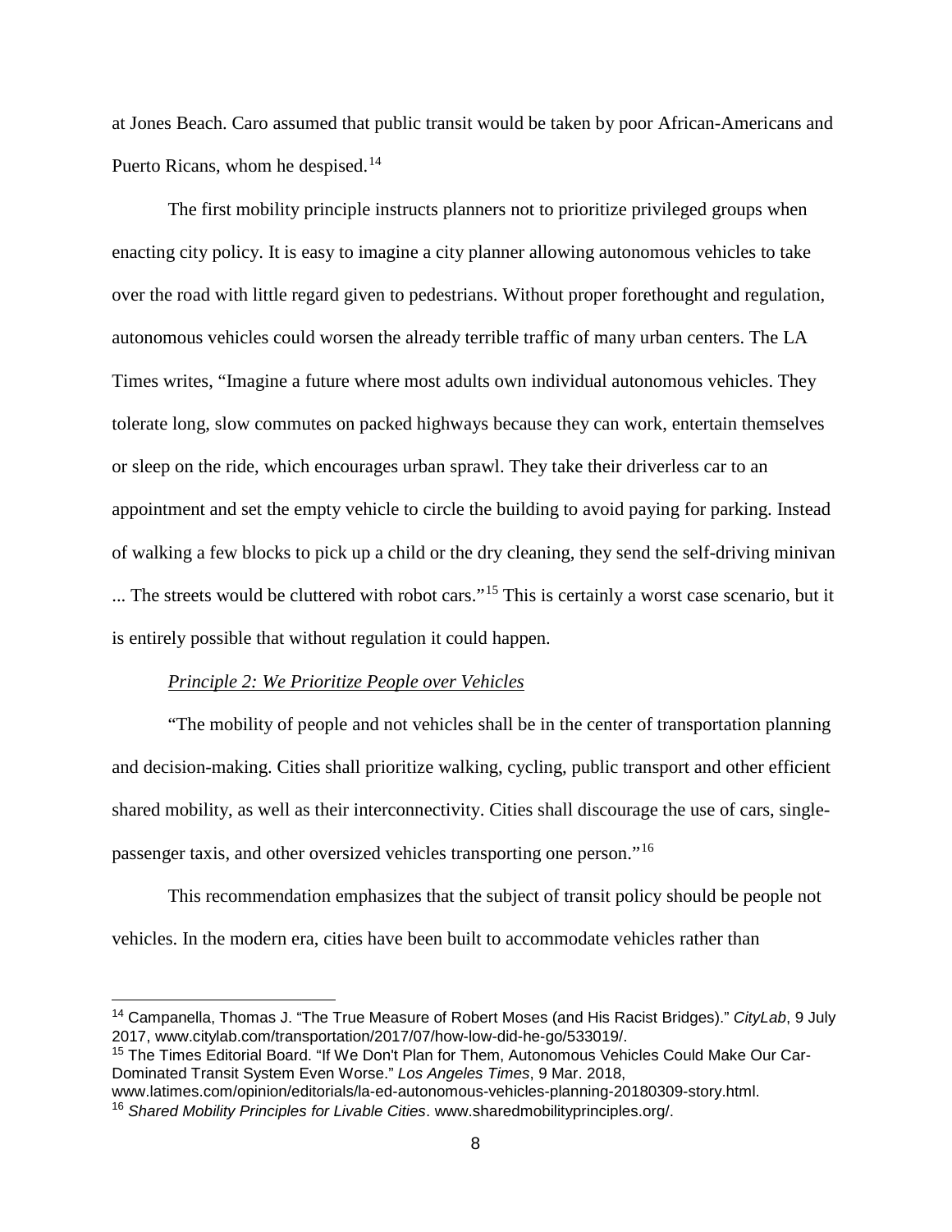at Jones Beach. Caro assumed that public transit would be taken by poor African-Americans and Puerto Ricans, whom he despised.[14]

The first mobility principle instructs planners not to prioritize privileged groups when enacting city policy. It is easy to imagine a city planner allowing autonomous vehicles to take over the road with little regard given to pedestrians. Without proper forethought and regulation, autonomous vehicles could worsen the already terrible traffic of many urban centers. The LA Times writes, "Imagine a future where most adults own individual autonomous vehicles. They tolerate long, slow commutes on packed highways because they can work, entertain themselves or sleep on the ride, which encourages urban sprawl. They take their driverless car to an appointment and set the empty vehicle to circle the building to avoid paying for parking. Instead of walking a few blocks to pick up a child or the dry cleaning, they send the self-driving minivan ... The streets would be cluttered with robot cars."[15] This is certainly a worst case scenario, but it is entirely possible that without regulation it could happen.

*Principle 2: We Prioritize People over Vehicles*

"The mobility of people and not vehicles shall be in the center of transportation planning and decision-making. Cities shall prioritize walking, cycling, public transport and other efficient shared mobility, as well as their interconnectivity. Cities shall discourage the use of cars, single-passenger taxis, and other oversized vehicles transporting one person."[16]

This recommendation emphasizes that the subject of transit policy should be people not vehicles. In the modern era, cities have been built to accommodate vehicles rather than

---

[14] Campanella, Thomas J. "The True Measure of Robert Moses (and His Racist Bridges)." *CityLab*, 9 July 2017, www.citylab.com/transportation/2017/07/how-low-did-he-go/533019/.

[15] The Times Editorial Board. "If We Don't Plan for Them, Autonomous Vehicles Could Make Our Car-Dominated Transit System Even Worse." *Los Angeles Times*, 9 Mar. 2018, www.latimes.com/opinion/editorials/la-ed-autonomous-vehicles-planning-20180309-story.html.

[16] *Shared Mobility Principles for Livable Cities*. www.sharedmobilityprinciples.org/.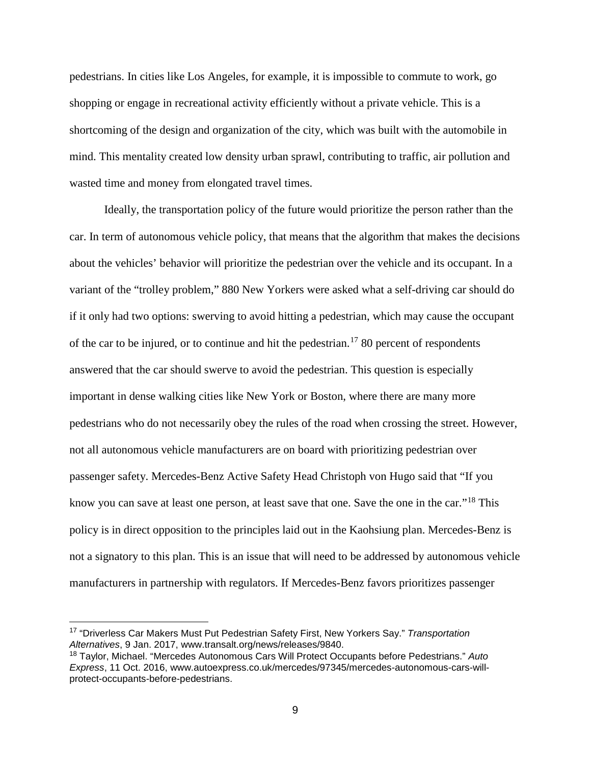pedestrians. In cities like Los Angeles, for example, it is impossible to commute to work, go shopping or engage in recreational activity efficiently without a private vehicle. This is a shortcoming of the design and organization of the city, which was built with the automobile in mind. This mentality created low density urban sprawl, contributing to traffic, air pollution and wasted time and money from elongated travel times.

Ideally, the transportation policy of the future would prioritize the person rather than the car. In term of autonomous vehicle policy, that means that the algorithm that makes the decisions about the vehicles' behavior will prioritize the pedestrian over the vehicle and its occupant. In a variant of the "trolley problem," 880 New Yorkers were asked what a self-driving car should do if it only had two options: swerving to avoid hitting a pedestrian, which may cause the occupant of the car to be injured, or to continue and hit the pedestrian.[17] 80 percent of respondents answered that the car should swerve to avoid the pedestrian. This question is especially important in dense walking cities like New York or Boston, where there are many more pedestrians who do not necessarily obey the rules of the road when crossing the street. However, not all autonomous vehicle manufacturers are on board with prioritizing pedestrian over passenger safety. Mercedes-Benz Active Safety Head Christoph von Hugo said that "If you know you can save at least one person, at least save that one. Save the one in the car."[18] This policy is in direct opposition to the principles laid out in the Kaohsiung plan. Mercedes-Benz is not a signatory to this plan. This is an issue that will need to be addressed by autonomous vehicle manufacturers in partnership with regulators. If Mercedes-Benz favors prioritizes passenger

---

[17] "Driverless Car Makers Must Put Pedestrian Safety First, New Yorkers Say." *Transportation Alternatives*, 9 Jan. 2017, www.transalt.org/news/releases/9840.

[18] Taylor, Michael. "Mercedes Autonomous Cars Will Protect Occupants before Pedestrians." *Auto Express*, 11 Oct. 2016, www.autoexpress.co.uk/mercedes/97345/mercedes-autonomous-cars-will-protect-occupants-before-pedestrians.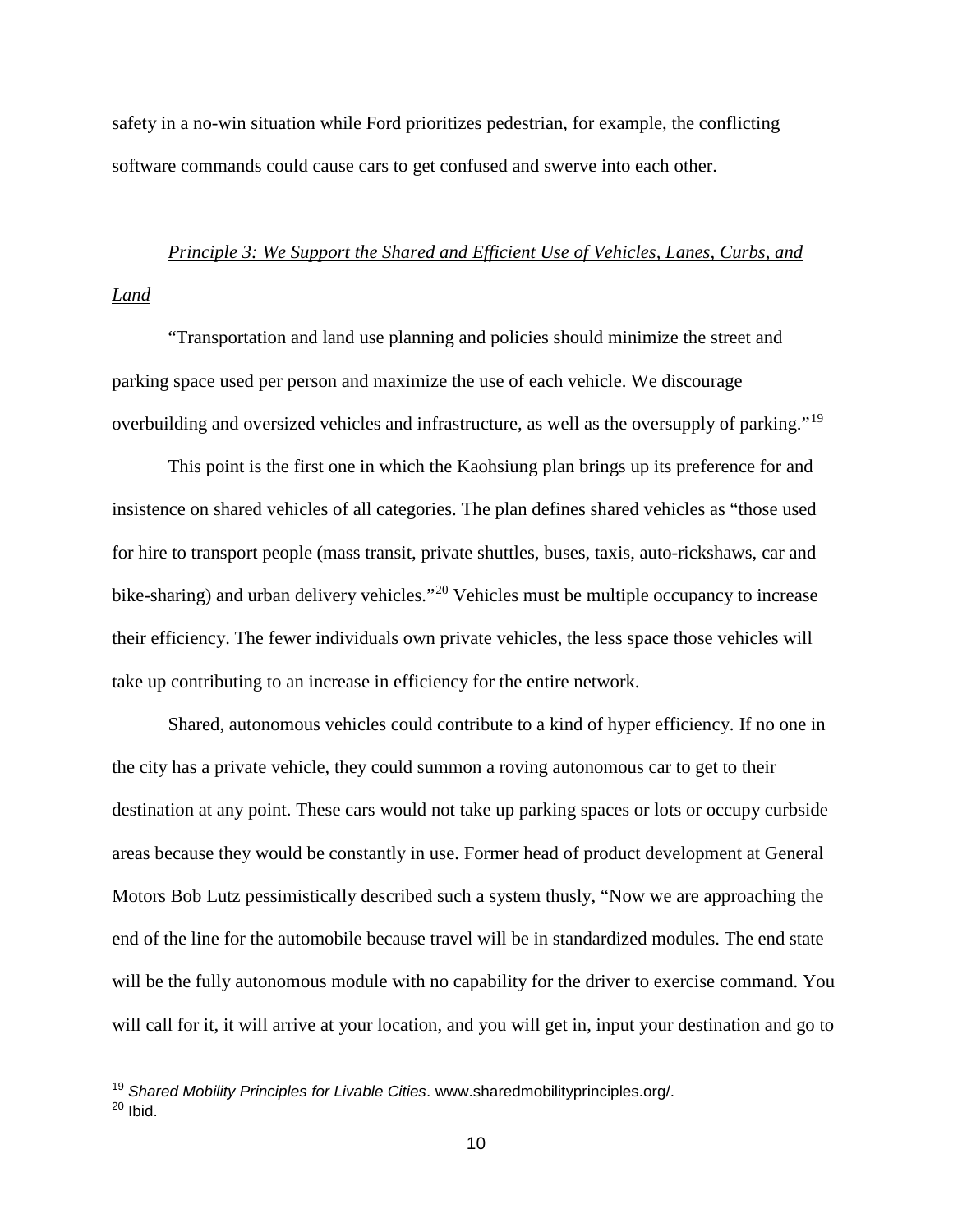safety in a no-win situation while Ford prioritizes pedestrian, for example, the conflicting software commands could cause cars to get confused and swerve into each other.

*Principle 3: We Support the Shared and Efficient Use of Vehicles, Lanes, Curbs, and Land*

"Transportation and land use planning and policies should minimize the street and parking space used per person and maximize the use of each vehicle. We discourage overbuilding and oversized vehicles and infrastructure, as well as the oversupply of parking."[19]

This point is the first one in which the Kaohsiung plan brings up its preference for and insistence on shared vehicles of all categories. The plan defines shared vehicles as "those used for hire to transport people (mass transit, private shuttles, buses, taxis, auto-rickshaws, car and bike-sharing) and urban delivery vehicles."[20] Vehicles must be multiple occupancy to increase their efficiency. The fewer individuals own private vehicles, the less space those vehicles will take up contributing to an increase in efficiency for the entire network.

Shared, autonomous vehicles could contribute to a kind of hyper efficiency. If no one in the city has a private vehicle, they could summon a roving autonomous car to get to their destination at any point. These cars would not take up parking spaces or lots or occupy curbside areas because they would be constantly in use. Former head of product development at General Motors Bob Lutz pessimistically described such a system thusly, "Now we are approaching the end of the line for the automobile because travel will be in standardized modules. The end state will be the fully autonomous module with no capability for the driver to exercise command. You will call for it, it will arrive at your location, and you will get in, input your destination and go to

[19] *Shared Mobility Principles for Livable Cities*. www.sharedmobilityprinciples.org/.

[20] Ibid.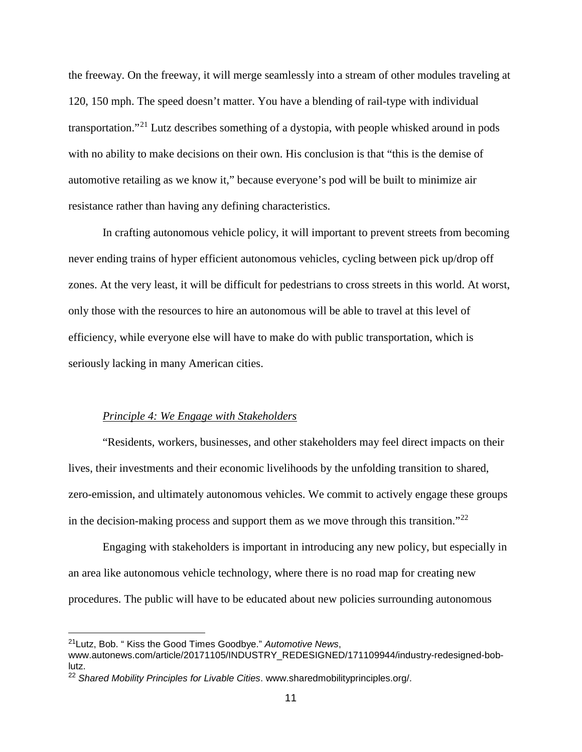the freeway. On the freeway, it will merge seamlessly into a stream of other modules traveling at 120, 150 mph. The speed doesn't matter. You have a blending of rail-type with individual transportation."[21] Lutz describes something of a dystopia, with people whisked around in pods with no ability to make decisions on their own. His conclusion is that "this is the demise of automotive retailing as we know it," because everyone's pod will be built to minimize air resistance rather than having any defining characteristics.

In crafting autonomous vehicle policy, it will important to prevent streets from becoming never ending trains of hyper efficient autonomous vehicles, cycling between pick up/drop off zones. At the very least, it will be difficult for pedestrians to cross streets in this world. At worst, only those with the resources to hire an autonomous will be able to travel at this level of efficiency, while everyone else will have to make do with public transportation, which is seriously lacking in many American cities.

*Principle 4: We Engage with Stakeholders*

"Residents, workers, businesses, and other stakeholders may feel direct impacts on their lives, their investments and their economic livelihoods by the unfolding transition to shared, zero-emission, and ultimately autonomous vehicles. We commit to actively engage these groups in the decision-making process and support them as we move through this transition."[22]

Engaging with stakeholders is important in introducing any new policy, but especially in an area like autonomous vehicle technology, where there is no road map for creating new procedures. The public will have to be educated about new policies surrounding autonomous

---

[21] Lutz, Bob. " Kiss the Good Times Goodbye." *Automotive News*, www.autonews.com/article/20171105/INDUSTRY_REDESIGNED/171109944/industry-redesigned-bob-lutz.

[22] *Shared Mobility Principles for Livable Cities*. www.sharedmobilityprinciples.org/.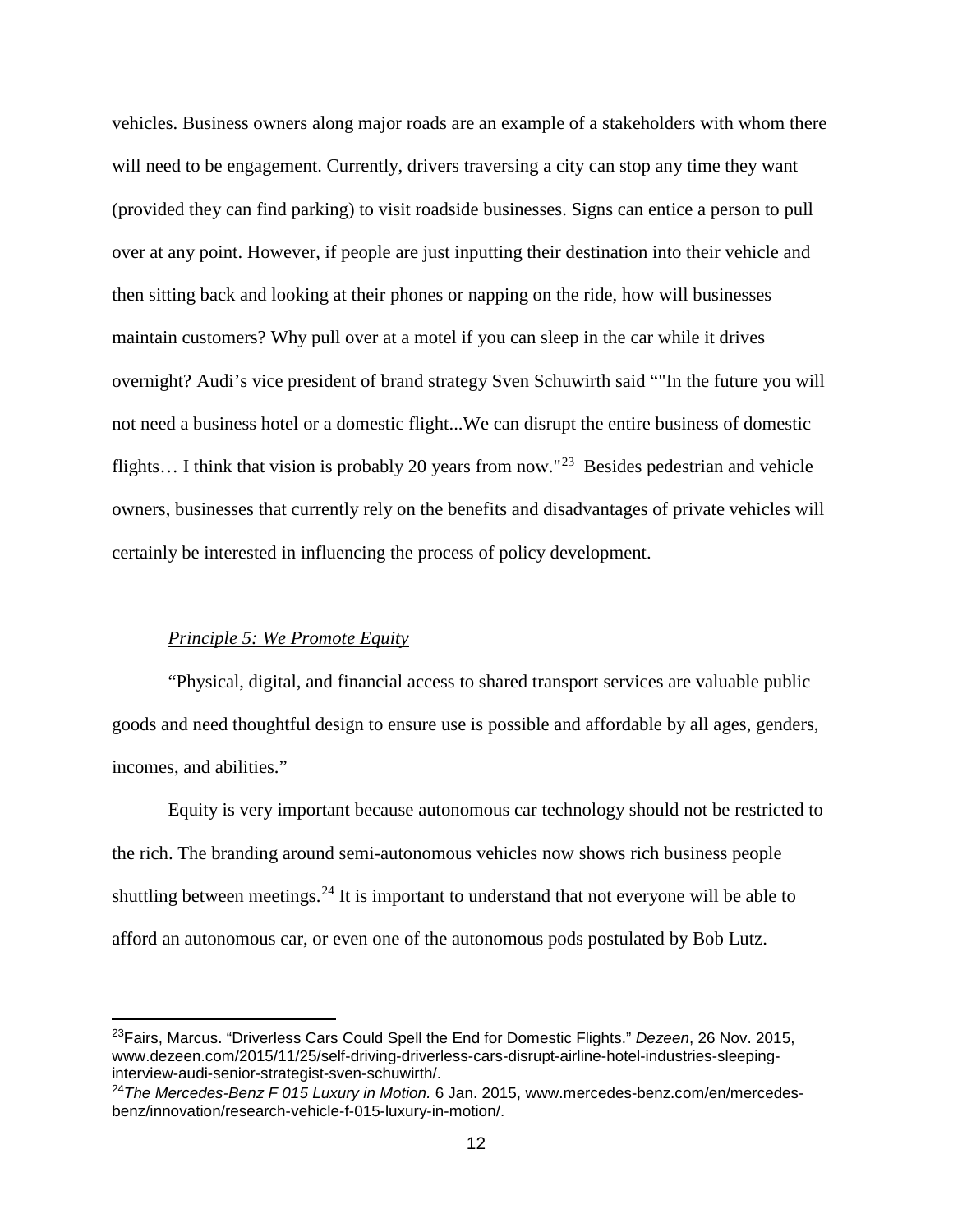vehicles. Business owners along major roads are an example of a stakeholders with whom there will need to be engagement. Currently, drivers traversing a city can stop any time they want (provided they can find parking) to visit roadside businesses. Signs can entice a person to pull over at any point. However, if people are just inputting their destination into their vehicle and then sitting back and looking at their phones or napping on the ride, how will businesses maintain customers? Why pull over at a motel if you can sleep in the car while it drives overnight? Audi's vice president of brand strategy Sven Schuwirth said ""In the future you will not need a business hotel or a domestic flight...We can disrupt the entire business of domestic flights… I think that vision is probably 20 years from now."[23] Besides pedestrian and vehicle owners, businesses that currently rely on the benefits and disadvantages of private vehicles will certainly be interested in influencing the process of policy development.

*Principle 5: We Promote Equity*

"Physical, digital, and financial access to shared transport services are valuable public goods and need thoughtful design to ensure use is possible and affordable by all ages, genders, incomes, and abilities."

Equity is very important because autonomous car technology should not be restricted to the rich. The branding around semi-autonomous vehicles now shows rich business people shuttling between meetings.[24] It is important to understand that not everyone will be able to afford an autonomous car, or even one of the autonomous pods postulated by Bob Lutz.

---

[23] Fairs, Marcus. "Driverless Cars Could Spell the End for Domestic Flights." *Dezeen*, 26 Nov. 2015, www.dezeen.com/2015/11/25/self-driving-driverless-cars-disrupt-airline-hotel-industries-sleeping-interview-audi-senior-strategist-sven-schuwirth/.

[24] *The Mercedes-Benz F 015 Luxury in Motion.* 6 Jan. 2015, www.mercedes-benz.com/en/mercedes-benz/innovation/research-vehicle-f-015-luxury-in-motion/.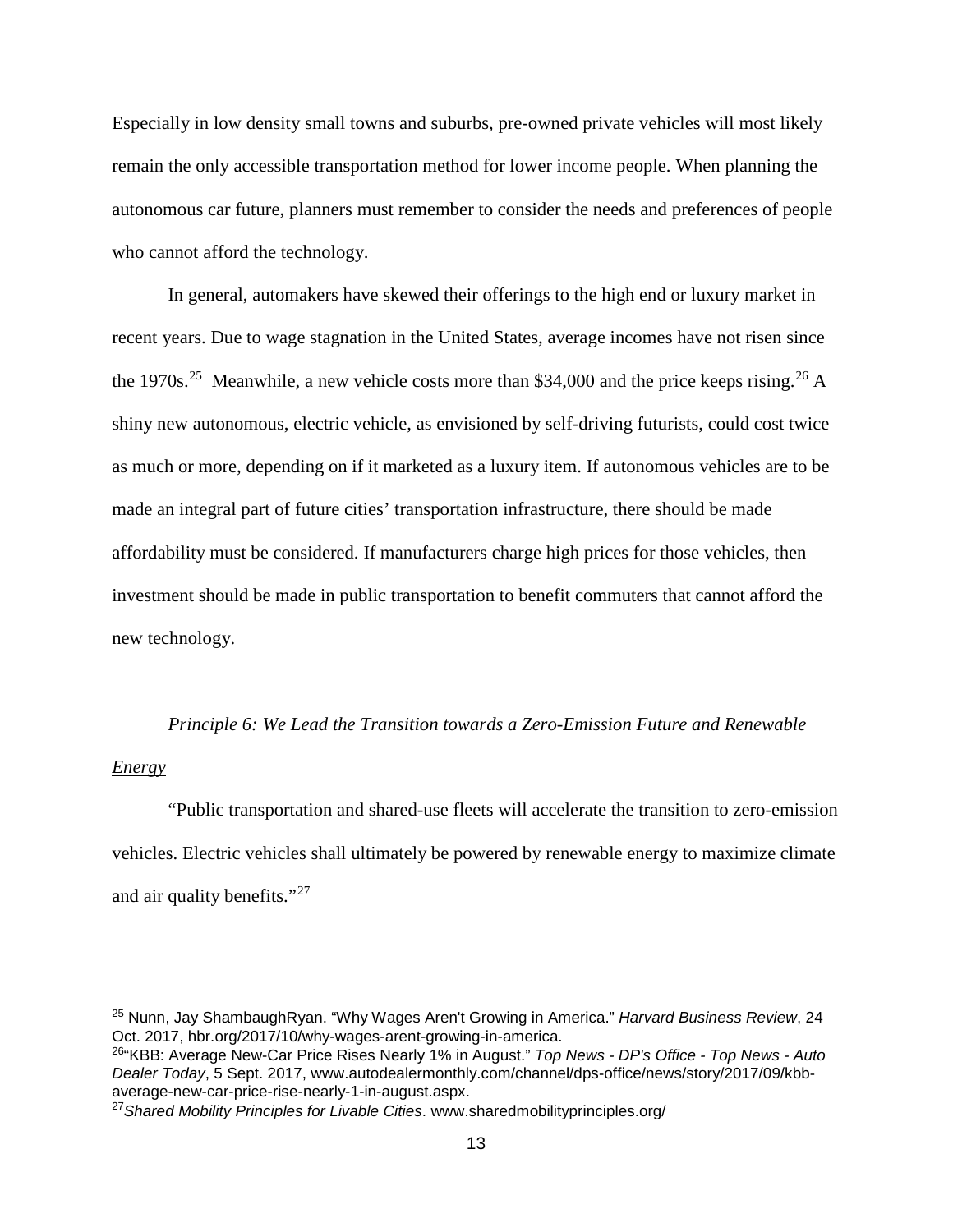Especially in low density small towns and suburbs, pre-owned private vehicles will most likely remain the only accessible transportation method for lower income people. When planning the autonomous car future, planners must remember to consider the needs and preferences of people who cannot afford the technology.

In general, automakers have skewed their offerings to the high end or luxury market in recent years. Due to wage stagnation in the United States, average incomes have not risen since the 1970s.[25] Meanwhile, a new vehicle costs more than $34,000 and the price keeps rising.[26] A shiny new autonomous, electric vehicle, as envisioned by self-driving futurists, could cost twice as much or more, depending on if it marketed as a luxury item. If autonomous vehicles are to be made an integral part of future cities' transportation infrastructure, there should be made affordability must be considered. If manufacturers charge high prices for those vehicles, then investment should be made in public transportation to benefit commuters that cannot afford the new technology.

*Principle 6: We Lead the Transition towards a Zero-Emission Future and Renewable Energy*

"Public transportation and shared-use fleets will accelerate the transition to zero-emission vehicles. Electric vehicles shall ultimately be powered by renewable energy to maximize climate and air quality benefits."[27]

---

[25] Nunn, Jay ShambaughRyan. "Why Wages Aren't Growing in America." *Harvard Business Review*, 24 Oct. 2017, hbr.org/2017/10/why-wages-arent-growing-in-america.

[26] "KBB: Average New-Car Price Rises Nearly 1% in August." *Top News - DP's Office - Top News - Auto Dealer Today*, 5 Sept. 2017, www.autodealermonthly.com/channel/dps-office/news/story/2017/09/kbb-average-new-car-price-rise-nearly-1-in-august.aspx.

[27] *Shared Mobility Principles for Livable Cities*. www.sharedmobilityprinciples.org/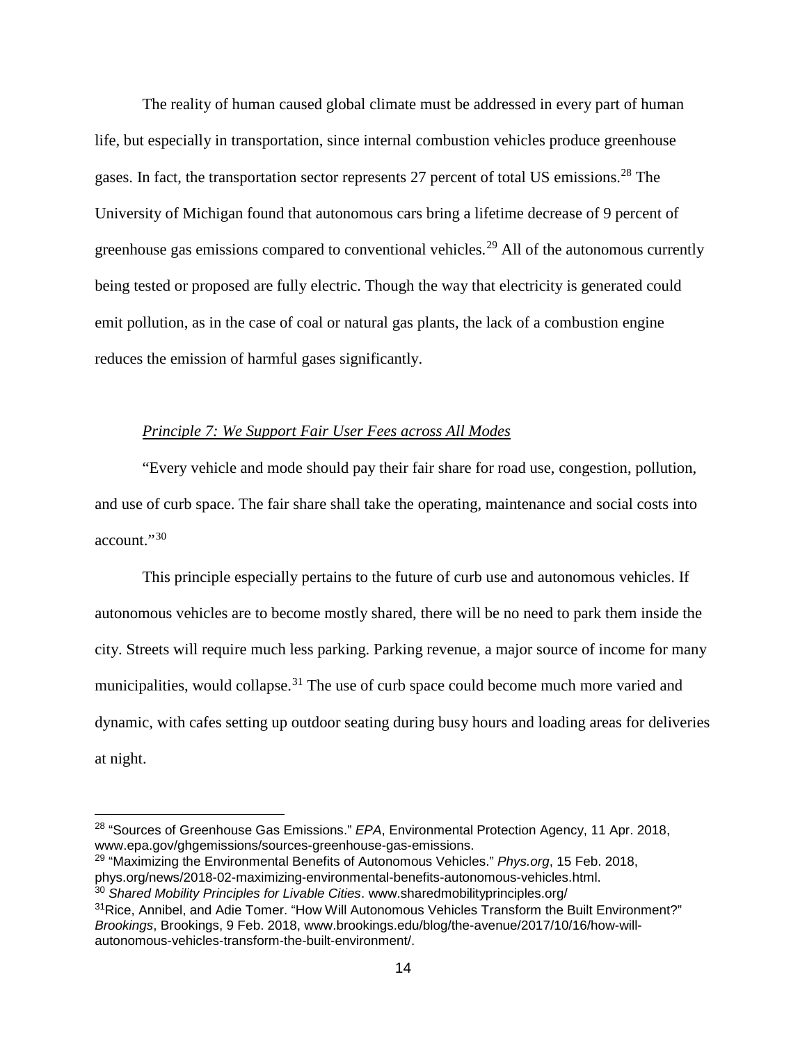The reality of human caused global climate must be addressed in every part of human life, but especially in transportation, since internal combustion vehicles produce greenhouse gases. In fact, the transportation sector represents 27 percent of total US emissions.[28] The University of Michigan found that autonomous cars bring a lifetime decrease of 9 percent of greenhouse gas emissions compared to conventional vehicles.[29] All of the autonomous currently being tested or proposed are fully electric. Though the way that electricity is generated could emit pollution, as in the case of coal or natural gas plants, the lack of a combustion engine reduces the emission of harmful gases significantly.

*Principle 7: We Support Fair User Fees across All Modes*

"Every vehicle and mode should pay their fair share for road use, congestion, pollution, and use of curb space. The fair share shall take the operating, maintenance and social costs into account."[30]

This principle especially pertains to the future of curb use and autonomous vehicles. If autonomous vehicles are to become mostly shared, there will be no need to park them inside the city. Streets will require much less parking. Parking revenue, a major source of income for many municipalities, would collapse.[31] The use of curb space could become much more varied and dynamic, with cafes setting up outdoor seating during busy hours and loading areas for deliveries at night.

---

[28] "Sources of Greenhouse Gas Emissions." *EPA*, Environmental Protection Agency, 11 Apr. 2018, www.epa.gov/ghgemissions/sources-greenhouse-gas-emissions.

[29] "Maximizing the Environmental Benefits of Autonomous Vehicles." *Phys.org*, 15 Feb. 2018, phys.org/news/2018-02-maximizing-environmental-benefits-autonomous-vehicles.html.

[30] *Shared Mobility Principles for Livable Cities*. www.sharedmobilityprinciples.org/

[31] Rice, Annibel, and Adie Tomer. "How Will Autonomous Vehicles Transform the Built Environment?" *Brookings*, Brookings, 9 Feb. 2018, www.brookings.edu/blog/the-avenue/2017/10/16/how-will-autonomous-vehicles-transform-the-built-environment/.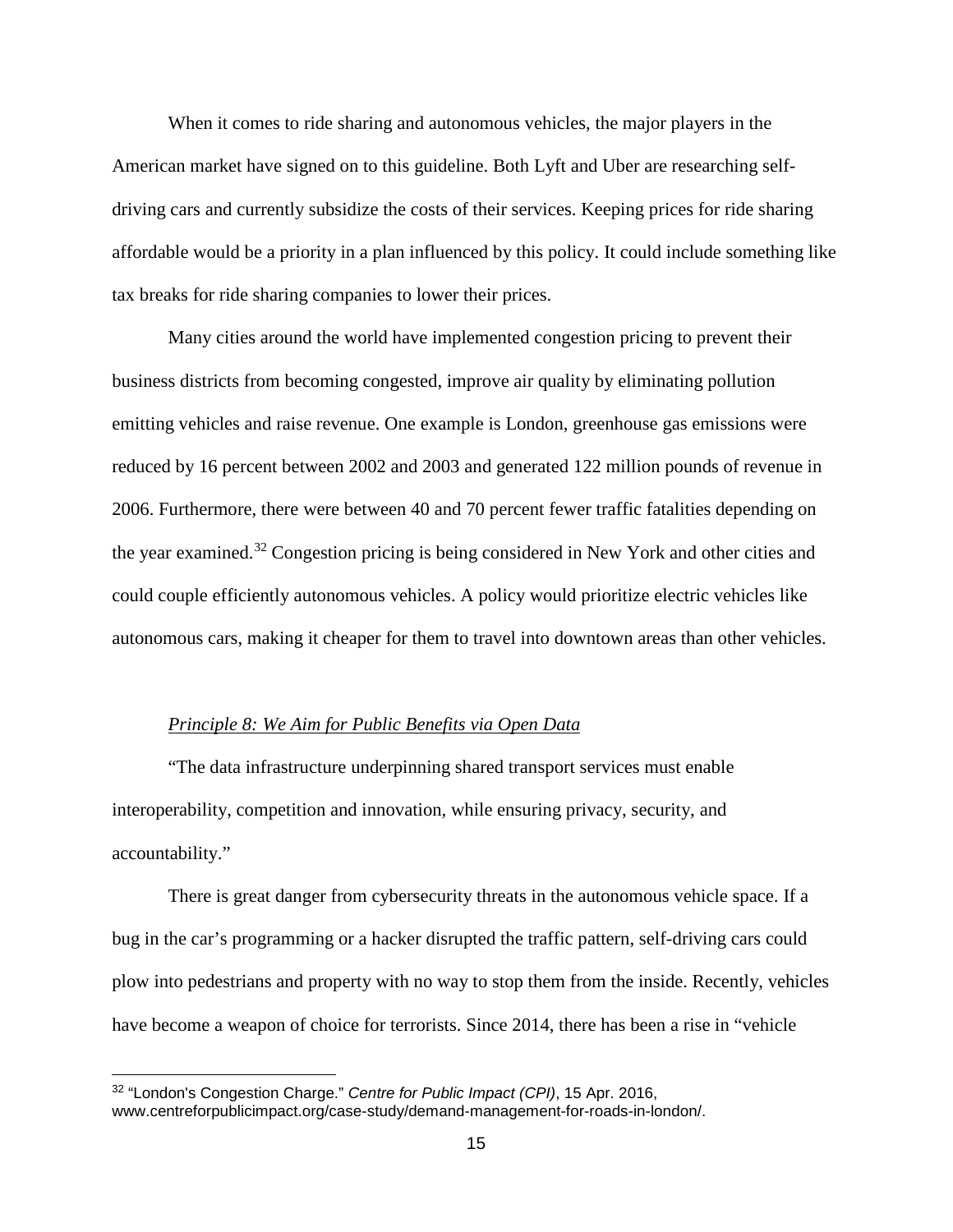When it comes to ride sharing and autonomous vehicles, the major players in the American market have signed on to this guideline. Both Lyft and Uber are researching self-driving cars and currently subsidize the costs of their services. Keeping prices for ride sharing affordable would be a priority in a plan influenced by this policy. It could include something like tax breaks for ride sharing companies to lower their prices.

Many cities around the world have implemented congestion pricing to prevent their business districts from becoming congested, improve air quality by eliminating pollution emitting vehicles and raise revenue. One example is London, greenhouse gas emissions were reduced by 16 percent between 2002 and 2003 and generated 122 million pounds of revenue in 2006. Furthermore, there were between 40 and 70 percent fewer traffic fatalities depending on the year examined.[32] Congestion pricing is being considered in New York and other cities and could couple efficiently autonomous vehicles. A policy would prioritize electric vehicles like autonomous cars, making it cheaper for them to travel into downtown areas than other vehicles.

*Principle 8: We Aim for Public Benefits via Open Data*

"The data infrastructure underpinning shared transport services must enable interoperability, competition and innovation, while ensuring privacy, security, and accountability."

There is great danger from cybersecurity threats in the autonomous vehicle space. If a bug in the car's programming or a hacker disrupted the traffic pattern, self-driving cars could plow into pedestrians and property with no way to stop them from the inside. Recently, vehicles have become a weapon of choice for terrorists. Since 2014, there has been a rise in "vehicle

---

[32] "London's Congestion Charge." *Centre for Public Impact (CPI)*, 15 Apr. 2016, www.centreforpublicimpact.org/case-study/demand-management-for-roads-in-london/.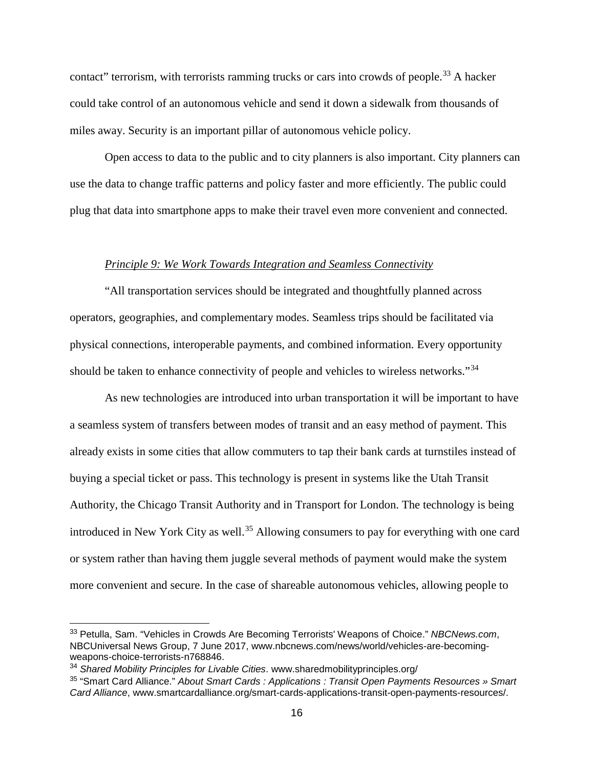contact" terrorism, with terrorists ramming trucks or cars into crowds of people.[33] A hacker could take control of an autonomous vehicle and send it down a sidewalk from thousands of miles away. Security is an important pillar of autonomous vehicle policy.

Open access to data to the public and to city planners is also important. City planners can use the data to change traffic patterns and policy faster and more efficiently. The public could plug that data into smartphone apps to make their travel even more convenient and connected.

*Principle 9: We Work Towards Integration and Seamless Connectivity*

"All transportation services should be integrated and thoughtfully planned across operators, geographies, and complementary modes. Seamless trips should be facilitated via physical connections, interoperable payments, and combined information. Every opportunity should be taken to enhance connectivity of people and vehicles to wireless networks."[34]

As new technologies are introduced into urban transportation it will be important to have a seamless system of transfers between modes of transit and an easy method of payment. This already exists in some cities that allow commuters to tap their bank cards at turnstiles instead of buying a special ticket or pass. This technology is present in systems like the Utah Transit Authority, the Chicago Transit Authority and in Transport for London. The technology is being introduced in New York City as well.[35] Allowing consumers to pay for everything with one card or system rather than having them juggle several methods of payment would make the system more convenient and secure. In the case of shareable autonomous vehicles, allowing people to

---

[33] Petulla, Sam. "Vehicles in Crowds Are Becoming Terrorists' Weapons of Choice." *NBCNews.com*, NBCUniversal News Group, 7 June 2017, www.nbcnews.com/news/world/vehicles-are-becoming-weapons-choice-terrorists-n768846.

[34] *Shared Mobility Principles for Livable Cities*. www.sharedmobilityprinciples.org/

[35] "Smart Card Alliance." *About Smart Cards : Applications : Transit Open Payments Resources » Smart Card Alliance*, www.smartcardalliance.org/smart-cards-applications-transit-open-payments-resources/.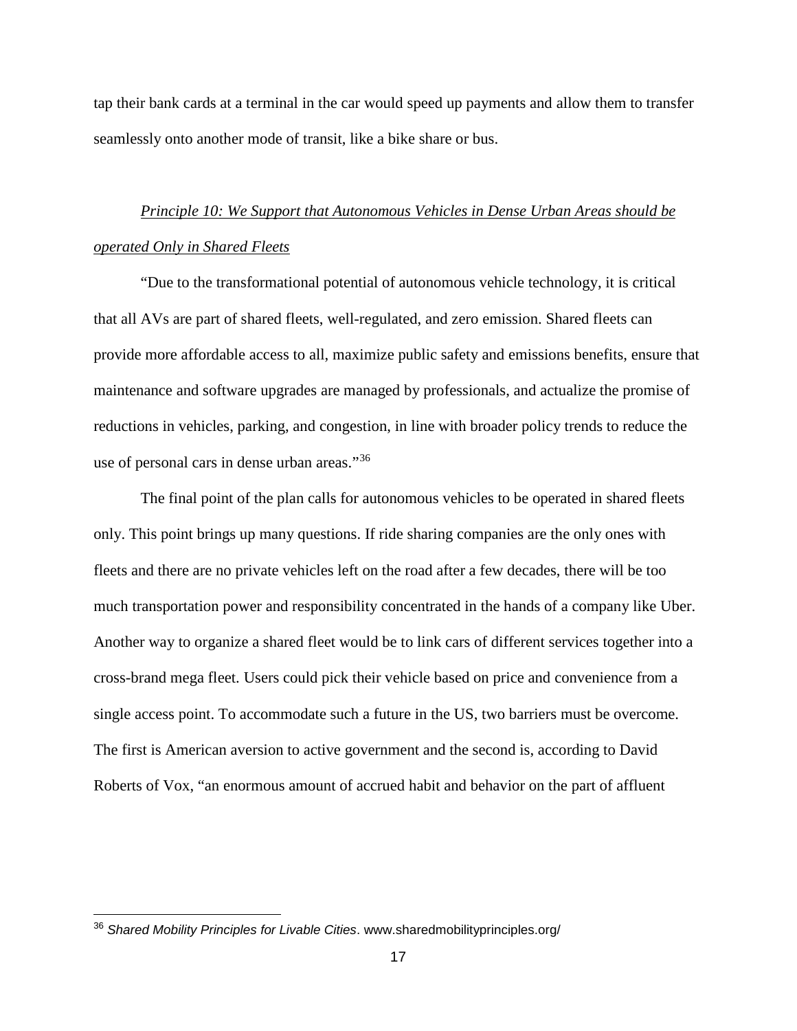tap their bank cards at a terminal in the car would speed up payments and allow them to transfer seamlessly onto another mode of transit, like a bike share or bus.

*Principle 10: We Support that Autonomous Vehicles in Dense Urban Areas should be operated Only in Shared Fleets*

"Due to the transformational potential of autonomous vehicle technology, it is critical that all AVs are part of shared fleets, well-regulated, and zero emission. Shared fleets can provide more affordable access to all, maximize public safety and emissions benefits, ensure that maintenance and software upgrades are managed by professionals, and actualize the promise of reductions in vehicles, parking, and congestion, in line with broader policy trends to reduce the use of personal cars in dense urban areas."[36]

The final point of the plan calls for autonomous vehicles to be operated in shared fleets only. This point brings up many questions. If ride sharing companies are the only ones with fleets and there are no private vehicles left on the road after a few decades, there will be too much transportation power and responsibility concentrated in the hands of a company like Uber. Another way to organize a shared fleet would be to link cars of different services together into a cross-brand mega fleet. Users could pick their vehicle based on price and convenience from a single access point. To accommodate such a future in the US, two barriers must be overcome. The first is American aversion to active government and the second is, according to David Roberts of Vox, "an enormous amount of accrued habit and behavior on the part of affluent

---

[36] *Shared Mobility Principles for Livable Cities*. www.sharedmobilityprinciples.org/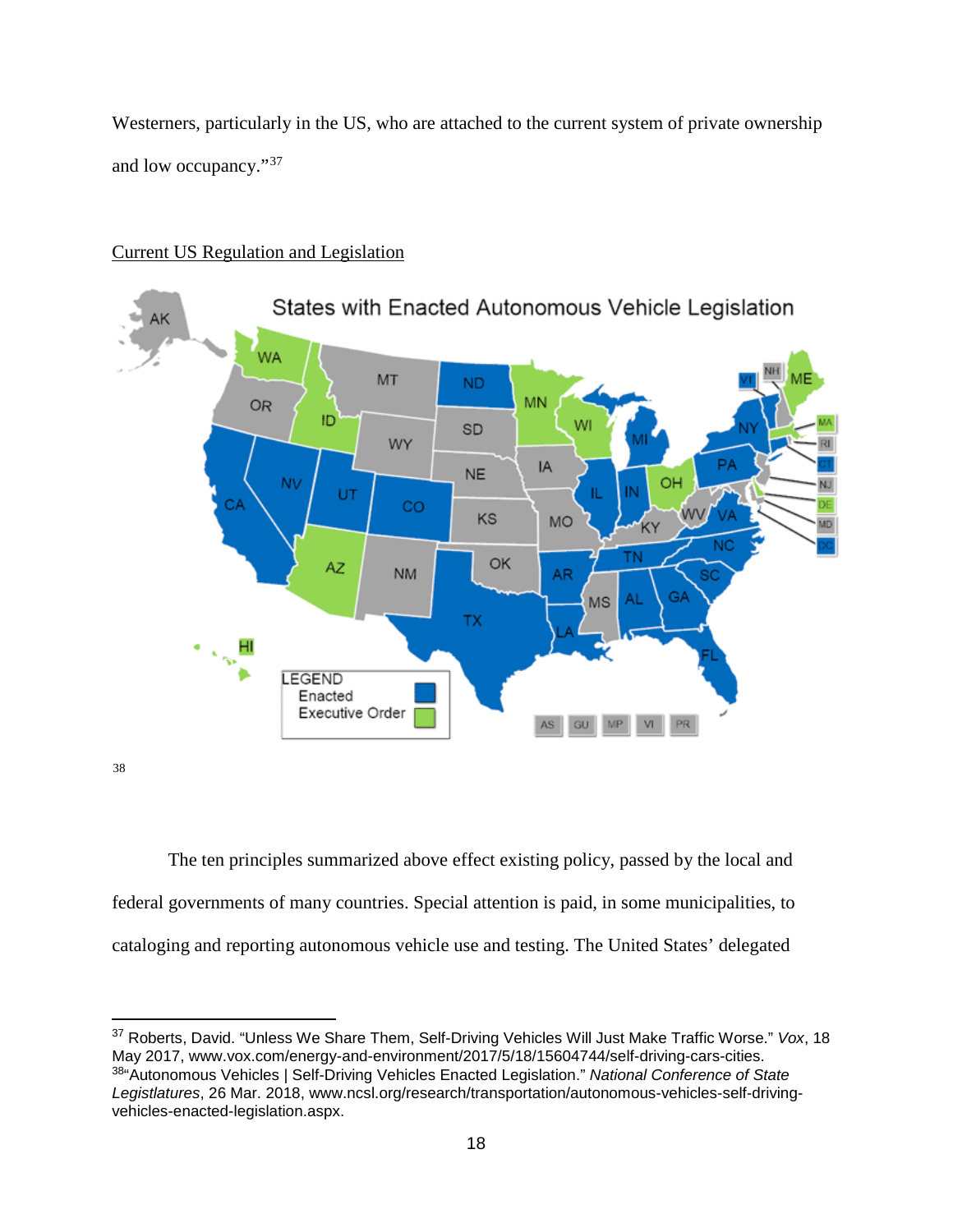Westerners, particularly in the US, who are attached to the current system of private ownership and low occupancy."[37]

Current US Regulation and Legislation

[38]

The ten principles summarized above effect existing policy, passed by the local and federal governments of many countries. Special attention is paid, in some municipalities, to cataloging and reporting autonomous vehicle use and testing. The United States' delegated

---

[37] Roberts, David. "Unless We Share Them, Self-Driving Vehicles Will Just Make Traffic Worse." *Vox*, 18 May 2017, www.vox.com/energy-and-environment/2017/5/18/15604744/self-driving-cars-cities.

[38] "Autonomous Vehicles | Self-Driving Vehicles Enacted Legislation." *National Conference of State Legistlatures*, 26 Mar. 2018, www.ncsl.org/research/transportation/autonomous-vehicles-self-driving-vehicles-enacted-legislation.aspx.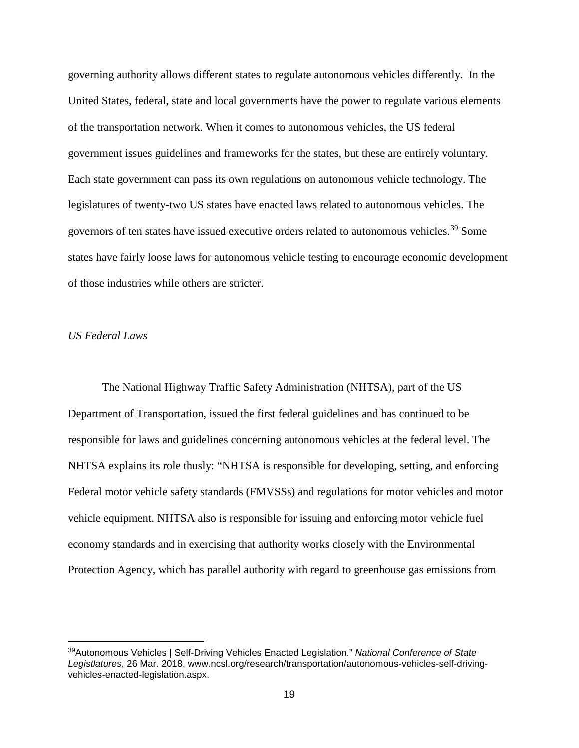governing authority allows different states to regulate autonomous vehicles differently. In the United States, federal, state and local governments have the power to regulate various elements of the transportation network. When it comes to autonomous vehicles, the US federal government issues guidelines and frameworks for the states, but these are entirely voluntary. Each state government can pass its own regulations on autonomous vehicle technology. The legislatures of twenty-two US states have enacted laws related to autonomous vehicles. The governors of ten states have issued executive orders related to autonomous vehicles.[39] Some states have fairly loose laws for autonomous vehicle testing to encourage economic development of those industries while others are stricter.

*US Federal Laws*

The National Highway Traffic Safety Administration (NHTSA), part of the US Department of Transportation, issued the first federal guidelines and has continued to be responsible for laws and guidelines concerning autonomous vehicles at the federal level. The NHTSA explains its role thusly: "NHTSA is responsible for developing, setting, and enforcing Federal motor vehicle safety standards (FMVSSs) and regulations for motor vehicles and motor vehicle equipment. NHTSA also is responsible for issuing and enforcing motor vehicle fuel economy standards and in exercising that authority works closely with the Environmental Protection Agency, which has parallel authority with regard to greenhouse gas emissions from

---

[39] Autonomous Vehicles | Self-Driving Vehicles Enacted Legislation." *National Conference of State Legistlatures*, 26 Mar. 2018, www.ncsl.org/research/transportation/autonomous-vehicles-self-driving-vehicles-enacted-legislation.aspx.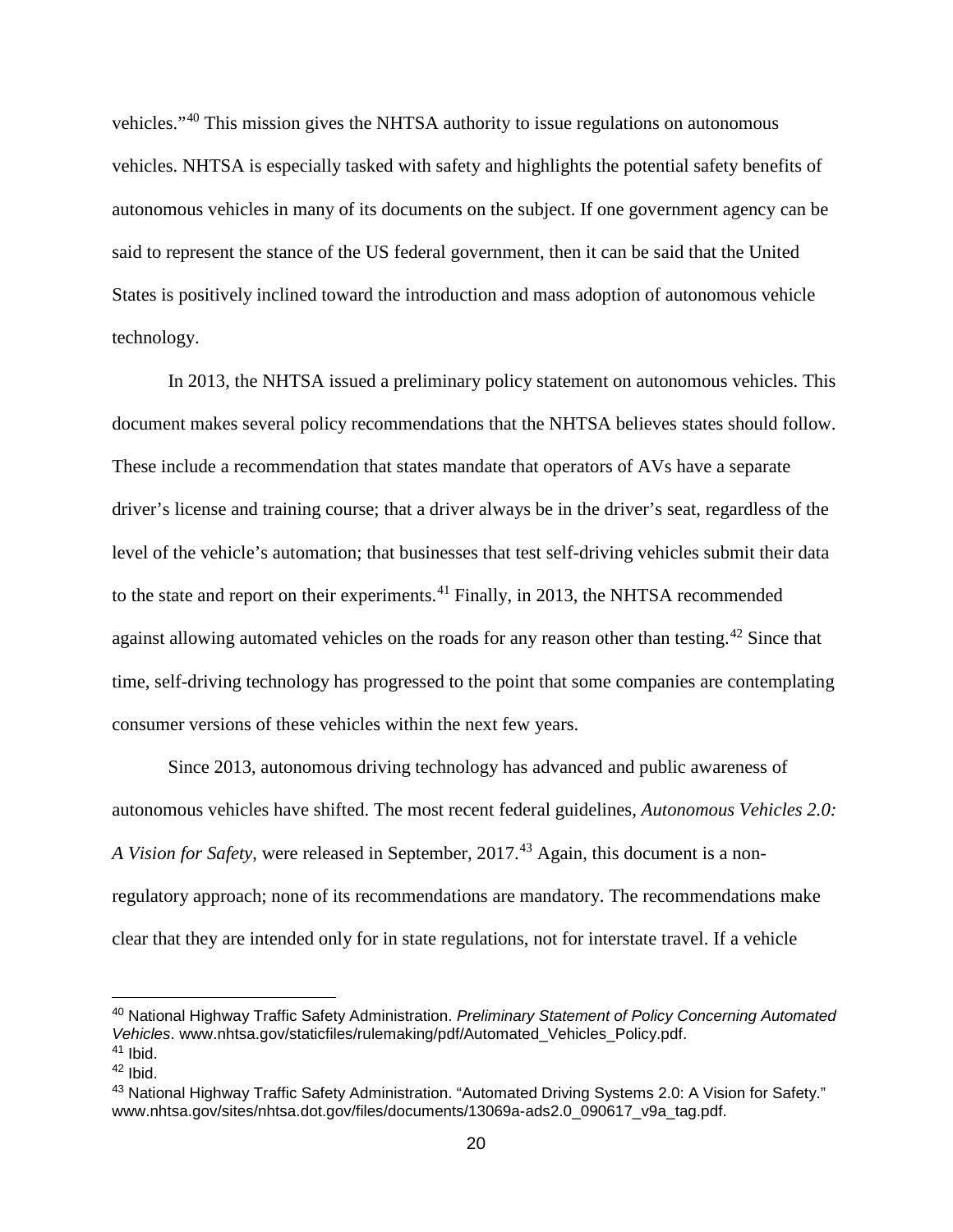vehicles."[40] This mission gives the NHTSA authority to issue regulations on autonomous vehicles. NHTSA is especially tasked with safety and highlights the potential safety benefits of autonomous vehicles in many of its documents on the subject. If one government agency can be said to represent the stance of the US federal government, then it can be said that the United States is positively inclined toward the introduction and mass adoption of autonomous vehicle technology.

In 2013, the NHTSA issued a preliminary policy statement on autonomous vehicles. This document makes several policy recommendations that the NHTSA believes states should follow. These include a recommendation that states mandate that operators of AVs have a separate driver's license and training course; that a driver always be in the driver's seat, regardless of the level of the vehicle's automation; that businesses that test self-driving vehicles submit their data to the state and report on their experiments.[41] Finally, in 2013, the NHTSA recommended against allowing automated vehicles on the roads for any reason other than testing.[42] Since that time, self-driving technology has progressed to the point that some companies are contemplating consumer versions of these vehicles within the next few years.

Since 2013, autonomous driving technology has advanced and public awareness of autonomous vehicles have shifted. The most recent federal guidelines, *Autonomous Vehicles 2.0: A Vision for Safety*, were released in September, 2017.[43] Again, this document is a non-regulatory approach; none of its recommendations are mandatory. The recommendations make clear that they are intended only for in state regulations, not for interstate travel. If a vehicle

---

[40] National Highway Traffic Safety Administration. *Preliminary Statement of Policy Concerning Automated Vehicles*. www.nhtsa.gov/staticfiles/rulemaking/pdf/Automated_Vehicles_Policy.pdf.
[41] Ibid.
[42] Ibid.
[43] National Highway Traffic Safety Administration. "Automated Driving Systems 2.0: A Vision for Safety." www.nhtsa.gov/sites/nhtsa.dot.gov/files/documents/13069a-ads2.0_090617_v9a_tag.pdf.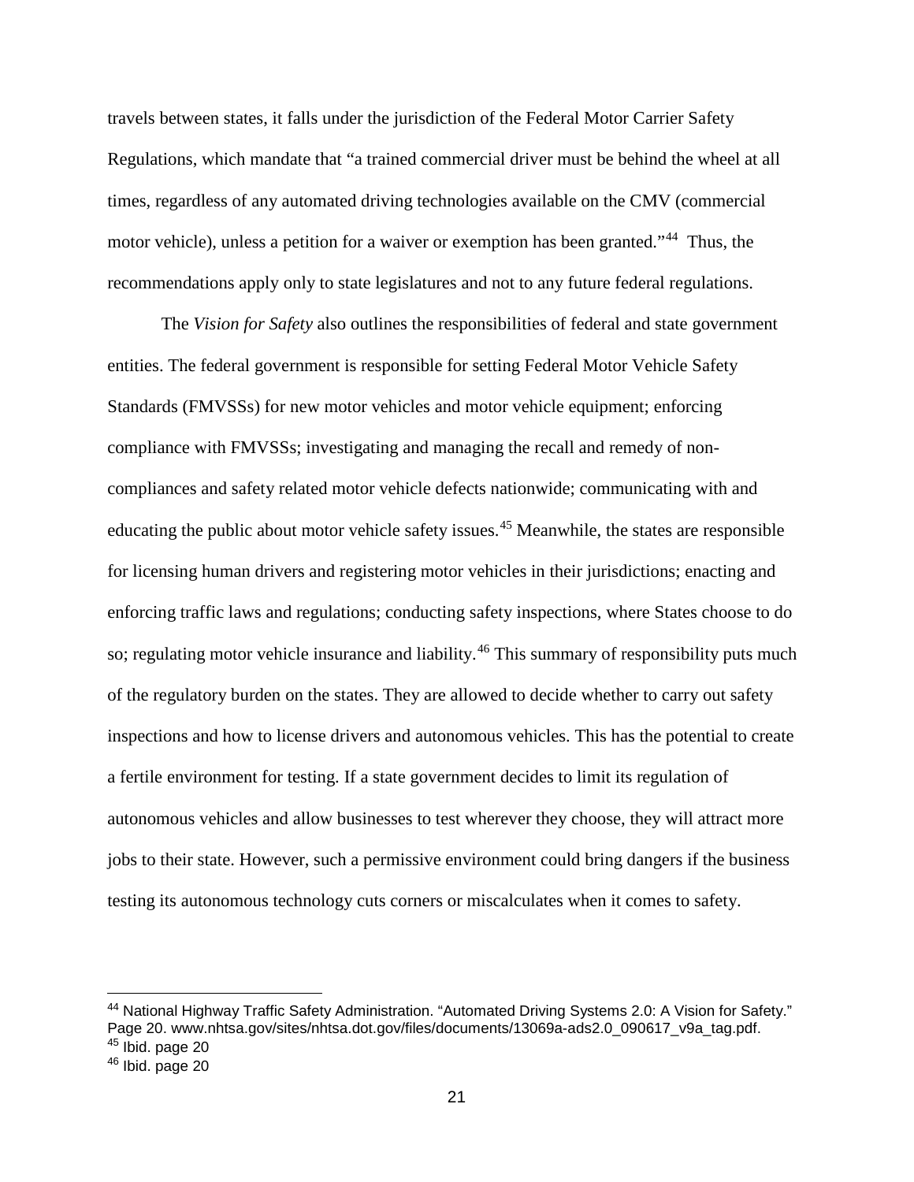travels between states, it falls under the jurisdiction of the Federal Motor Carrier Safety Regulations, which mandate that "a trained commercial driver must be behind the wheel at all times, regardless of any automated driving technologies available on the CMV (commercial motor vehicle), unless a petition for a waiver or exemption has been granted."[44] Thus, the recommendations apply only to state legislatures and not to any future federal regulations.

The *Vision for Safety* also outlines the responsibilities of federal and state government entities. The federal government is responsible for setting Federal Motor Vehicle Safety Standards (FMVSSs) for new motor vehicles and motor vehicle equipment; enforcing compliance with FMVSSs; investigating and managing the recall and remedy of non-compliances and safety related motor vehicle defects nationwide; communicating with and educating the public about motor vehicle safety issues.[45] Meanwhile, the states are responsible for licensing human drivers and registering motor vehicles in their jurisdictions; enacting and enforcing traffic laws and regulations; conducting safety inspections, where States choose to do so; regulating motor vehicle insurance and liability.[46] This summary of responsibility puts much of the regulatory burden on the states. They are allowed to decide whether to carry out safety inspections and how to license drivers and autonomous vehicles. This has the potential to create a fertile environment for testing. If a state government decides to limit its regulation of autonomous vehicles and allow businesses to test wherever they choose, they will attract more jobs to their state. However, such a permissive environment could bring dangers if the business testing its autonomous technology cuts corners or miscalculates when it comes to safety.

---

[44] National Highway Traffic Safety Administration. "Automated Driving Systems 2.0: A Vision for Safety." Page 20. www.nhtsa.gov/sites/nhtsa.dot.gov/files/documents/13069a-ads2.0_090617_v9a_tag.pdf.

[45] Ibid. page 20

[46] Ibid. page 20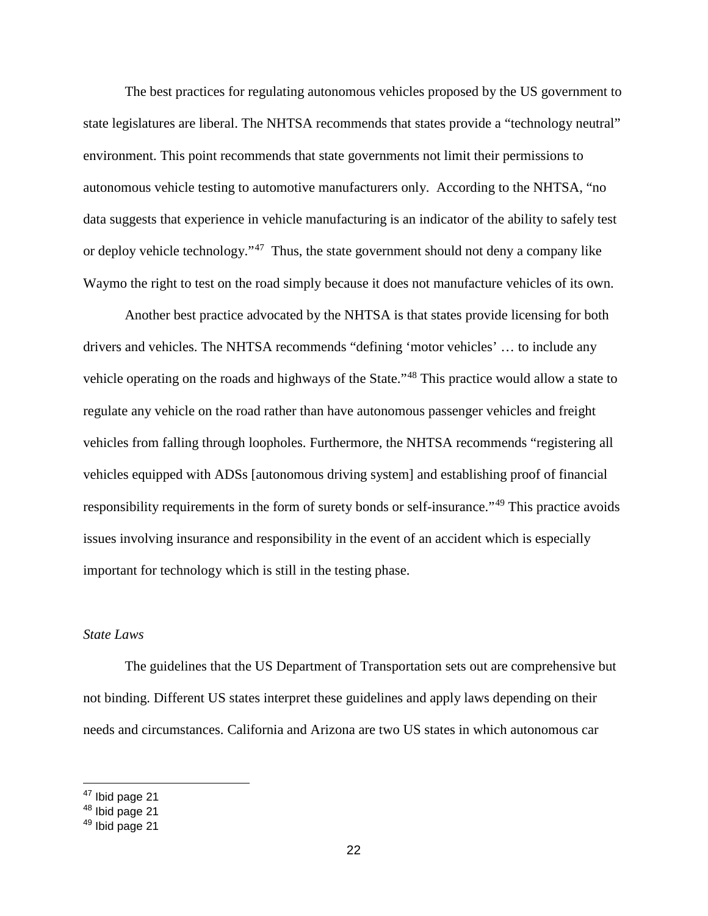The best practices for regulating autonomous vehicles proposed by the US government to state legislatures are liberal. The NHTSA recommends that states provide a "technology neutral" environment. This point recommends that state governments not limit their permissions to autonomous vehicle testing to automotive manufacturers only. According to the NHTSA, "no data suggests that experience in vehicle manufacturing is an indicator of the ability to safely test or deploy vehicle technology."[47] Thus, the state government should not deny a company like Waymo the right to test on the road simply because it does not manufacture vehicles of its own.

Another best practice advocated by the NHTSA is that states provide licensing for both drivers and vehicles. The NHTSA recommends "defining 'motor vehicles' … to include any vehicle operating on the roads and highways of the State."[48] This practice would allow a state to regulate any vehicle on the road rather than have autonomous passenger vehicles and freight vehicles from falling through loopholes. Furthermore, the NHTSA recommends "registering all vehicles equipped with ADSs [autonomous driving system] and establishing proof of financial responsibility requirements in the form of surety bonds or self-insurance."[49] This practice avoids issues involving insurance and responsibility in the event of an accident which is especially important for technology which is still in the testing phase.

*State Laws*

The guidelines that the US Department of Transportation sets out are comprehensive but not binding. Different US states interpret these guidelines and apply laws depending on their needs and circumstances. California and Arizona are two US states in which autonomous car

---

[47] Ibid page 21
[48] Ibid page 21
[49] Ibid page 21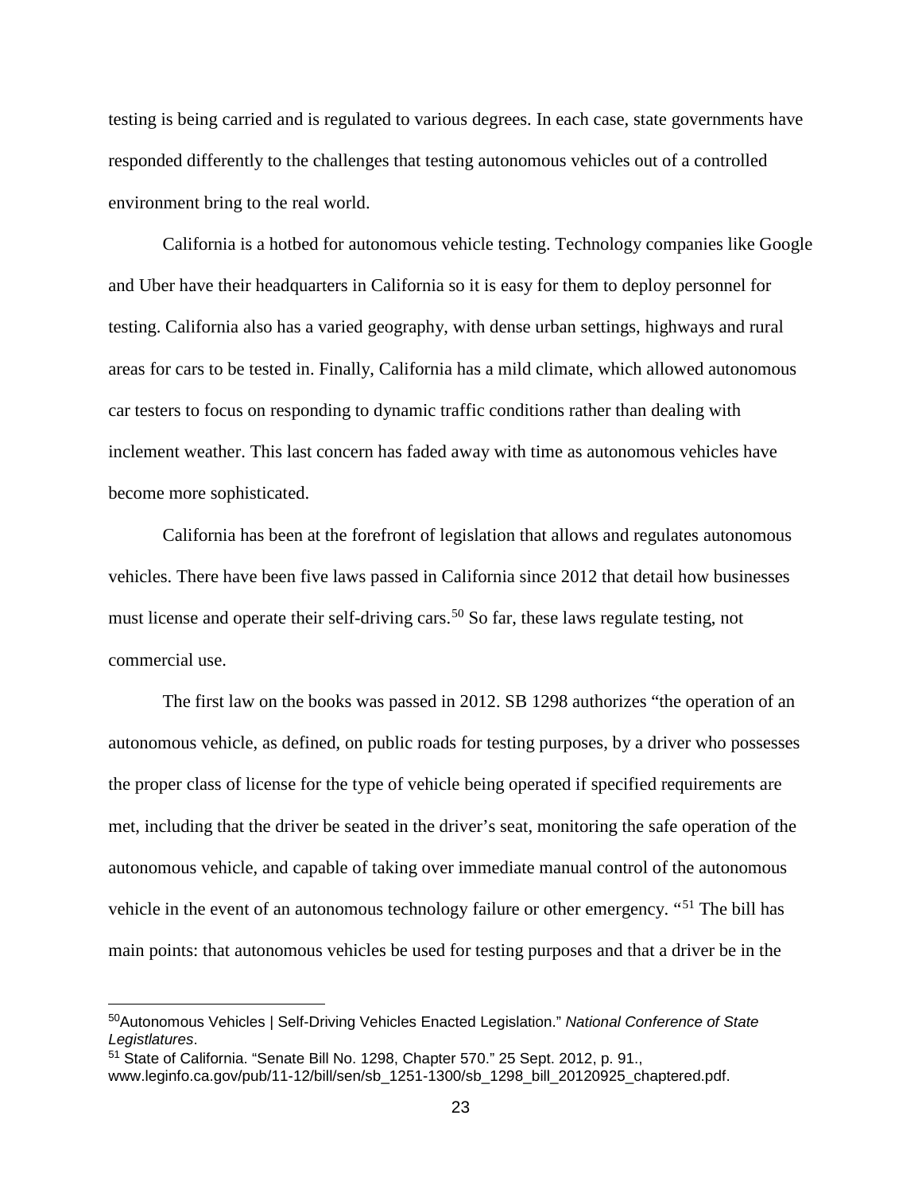testing is being carried and is regulated to various degrees. In each case, state governments have responded differently to the challenges that testing autonomous vehicles out of a controlled environment bring to the real world.

California is a hotbed for autonomous vehicle testing. Technology companies like Google and Uber have their headquarters in California so it is easy for them to deploy personnel for testing. California also has a varied geography, with dense urban settings, highways and rural areas for cars to be tested in. Finally, California has a mild climate, which allowed autonomous car testers to focus on responding to dynamic traffic conditions rather than dealing with inclement weather. This last concern has faded away with time as autonomous vehicles have become more sophisticated.

California has been at the forefront of legislation that allows and regulates autonomous vehicles. There have been five laws passed in California since 2012 that detail how businesses must license and operate their self-driving cars.[50] So far, these laws regulate testing, not commercial use.

The first law on the books was passed in 2012. SB 1298 authorizes "the operation of an autonomous vehicle, as defined, on public roads for testing purposes, by a driver who possesses the proper class of license for the type of vehicle being operated if specified requirements are met, including that the driver be seated in the driver's seat, monitoring the safe operation of the autonomous vehicle, and capable of taking over immediate manual control of the autonomous vehicle in the event of an autonomous technology failure or other emergency. "[51] The bill has main points: that autonomous vehicles be used for testing purposes and that a driver be in the

---

[50]Autonomous Vehicles | Self-Driving Vehicles Enacted Legislation." *National Conference of State Legistlatures*.

[51] State of California. "Senate Bill No. 1298, Chapter 570." 25 Sept. 2012, p. 91., www.leginfo.ca.gov/pub/11-12/bill/sen/sb_1251-1300/sb_1298_bill_20120925_chaptered.pdf.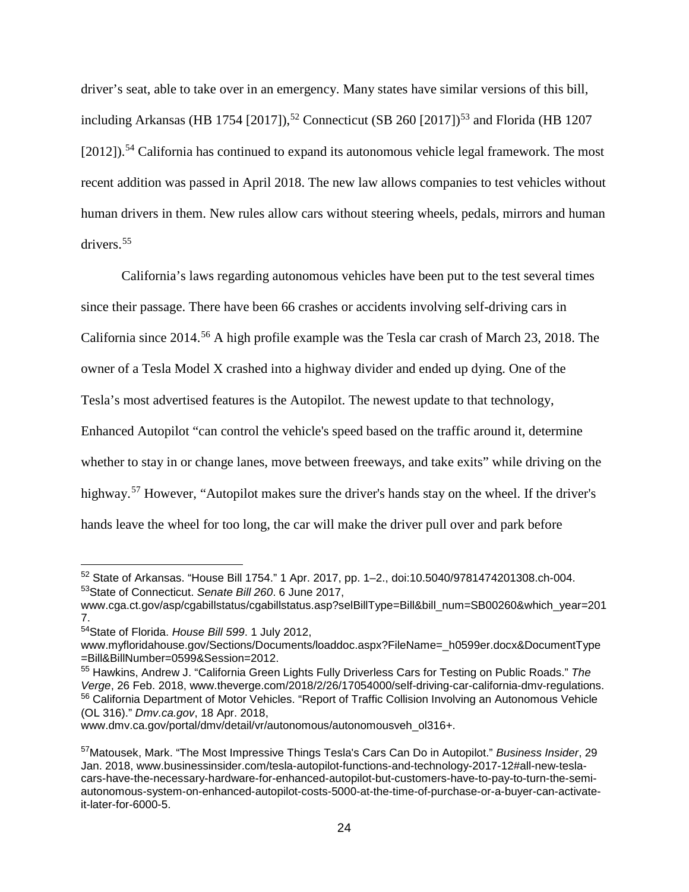driver's seat, able to take over in an emergency. Many states have similar versions of this bill, including Arkansas (HB 1754 [2017]),[52] Connecticut (SB 260 [2017])[53] and Florida (HB 1207 [2012]).[54] California has continued to expand its autonomous vehicle legal framework. The most recent addition was passed in April 2018. The new law allows companies to test vehicles without human drivers in them. New rules allow cars without steering wheels, pedals, mirrors and human drivers.[55]

California's laws regarding autonomous vehicles have been put to the test several times since their passage. There have been 66 crashes or accidents involving self-driving cars in California since 2014.[56] A high profile example was the Tesla car crash of March 23, 2018. The owner of a Tesla Model X crashed into a highway divider and ended up dying. One of the Tesla's most advertised features is the Autopilot. The newest update to that technology, Enhanced Autopilot "can control the vehicle's speed based on the traffic around it, determine whether to stay in or change lanes, move between freeways, and take exits" while driving on the highway.[57] However, "Autopilot makes sure the driver's hands stay on the wheel. If the driver's hands leave the wheel for too long, the car will make the driver pull over and park before

---

[52] State of Arkansas. "House Bill 1754." 1 Apr. 2017, pp. 1–2., doi:10.5040/9781474201308.ch-004.

[53] State of Connecticut. *Senate Bill 260*. 6 June 2017, www.cga.ct.gov/asp/cgabillstatus/cgabillstatus.asp?selBillType=Bill&bill_num=SB00260&which_year=2017.

[54] State of Florida. *House Bill 599*. 1 July 2012, www.myfloridahouse.gov/Sections/Documents/loaddoc.aspx?FileName=_h0599er.docx&DocumentType=Bill&BillNumber=0599&Session=2012.

[55] Hawkins, Andrew J. "California Green Lights Fully Driverless Cars for Testing on Public Roads." *The Verge*, 26 Feb. 2018, www.theverge.com/2018/2/26/17054000/self-driving-car-california-dmv-regulations.

[56] California Department of Motor Vehicles. "Report of Traffic Collision Involving an Autonomous Vehicle (OL 316)." *Dmv.ca.gov*, 18 Apr. 2018, www.dmv.ca.gov/portal/dmv/detail/vr/autonomous/autonomousveh_ol316+.

[57] Matousek, Mark. "The Most Impressive Things Tesla's Cars Can Do in Autopilot." *Business Insider*, 29 Jan. 2018, www.businessinsider.com/tesla-autopilot-functions-and-technology-2017-12#all-new-tesla-cars-have-the-necessary-hardware-for-enhanced-autopilot-but-customers-have-to-pay-to-turn-the-semi-autonomous-system-on-enhanced-autopilot-costs-5000-at-the-time-of-purchase-or-a-buyer-can-activate-it-later-for-6000-5.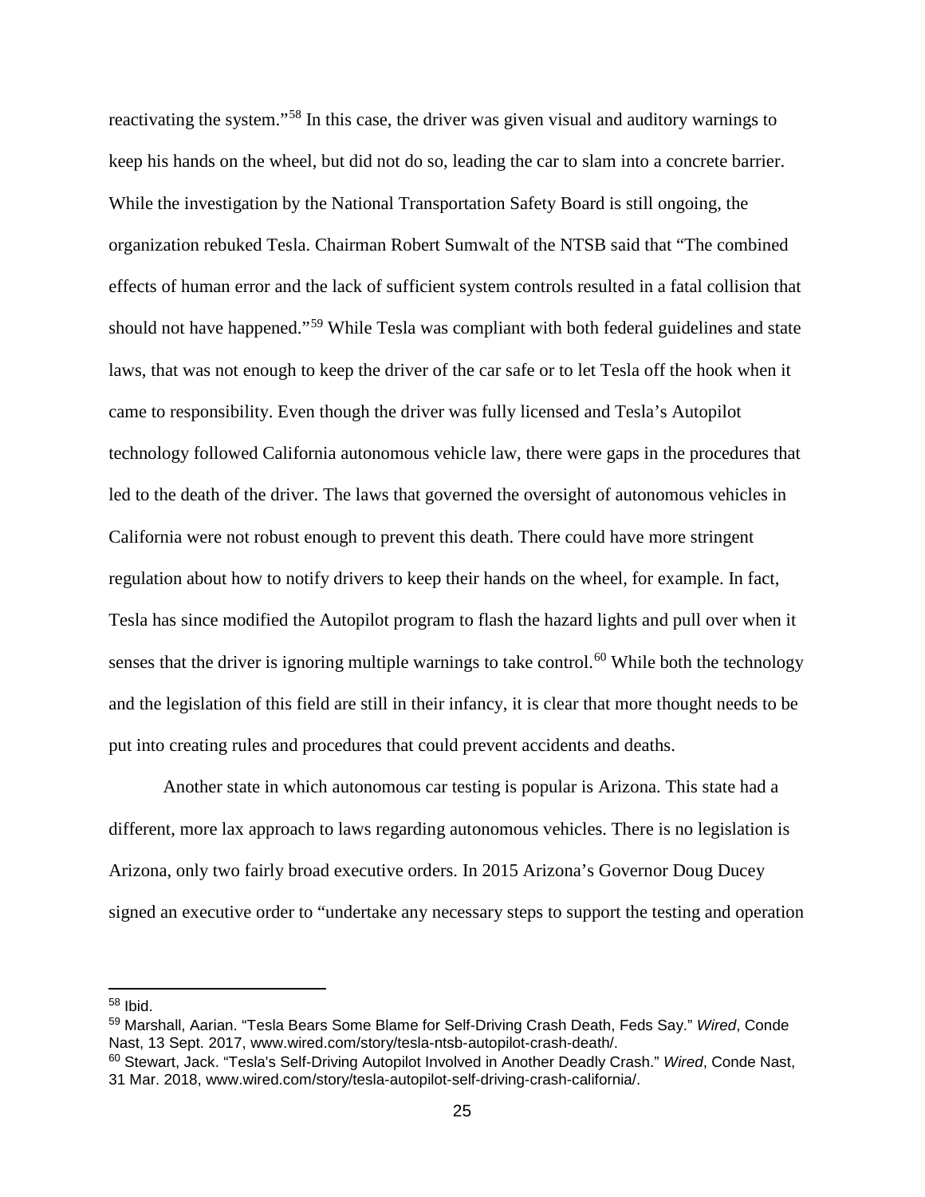reactivating the system."[58] In this case, the driver was given visual and auditory warnings to keep his hands on the wheel, but did not do so, leading the car to slam into a concrete barrier. While the investigation by the National Transportation Safety Board is still ongoing, the organization rebuked Tesla. Chairman Robert Sumwalt of the NTSB said that "The combined effects of human error and the lack of sufficient system controls resulted in a fatal collision that should not have happened."[59] While Tesla was compliant with both federal guidelines and state laws, that was not enough to keep the driver of the car safe or to let Tesla off the hook when it came to responsibility. Even though the driver was fully licensed and Tesla's Autopilot technology followed California autonomous vehicle law, there were gaps in the procedures that led to the death of the driver. The laws that governed the oversight of autonomous vehicles in California were not robust enough to prevent this death. There could have more stringent regulation about how to notify drivers to keep their hands on the wheel, for example. In fact, Tesla has since modified the Autopilot program to flash the hazard lights and pull over when it senses that the driver is ignoring multiple warnings to take control.[60] While both the technology and the legislation of this field are still in their infancy, it is clear that more thought needs to be put into creating rules and procedures that could prevent accidents and deaths.

Another state in which autonomous car testing is popular is Arizona. This state had a different, more lax approach to laws regarding autonomous vehicles. There is no legislation is Arizona, only two fairly broad executive orders. In 2015 Arizona's Governor Doug Ducey signed an executive order to "undertake any necessary steps to support the testing and operation

---

[58] Ibid.

[59] Marshall, Aarian. "Tesla Bears Some Blame for Self-Driving Crash Death, Feds Say." *Wired*, Conde Nast, 13 Sept. 2017, www.wired.com/story/tesla-ntsb-autopilot-crash-death/.

[60] Stewart, Jack. "Tesla's Self-Driving Autopilot Involved in Another Deadly Crash." *Wired*, Conde Nast, 31 Mar. 2018, www.wired.com/story/tesla-autopilot-self-driving-crash-california/.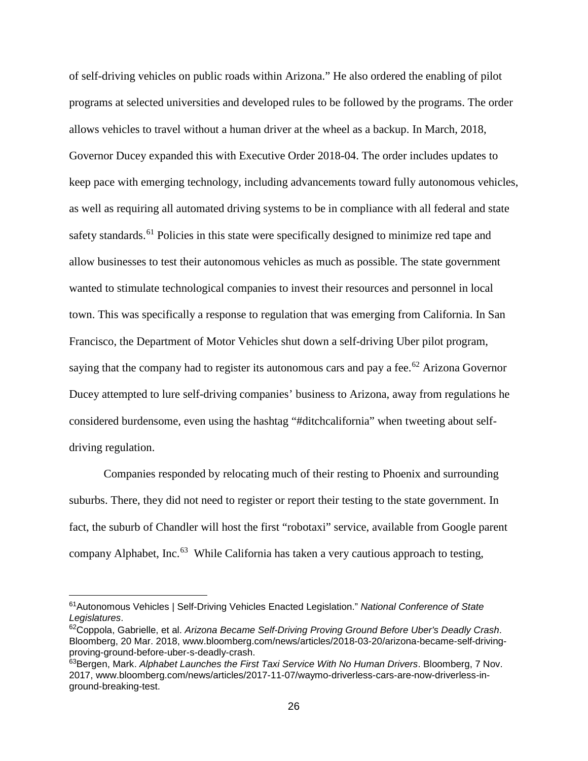of self-driving vehicles on public roads within Arizona." He also ordered the enabling of pilot programs at selected universities and developed rules to be followed by the programs. The order allows vehicles to travel without a human driver at the wheel as a backup. In March, 2018, Governor Ducey expanded this with Executive Order 2018-04. The order includes updates to keep pace with emerging technology, including advancements toward fully autonomous vehicles, as well as requiring all automated driving systems to be in compliance with all federal and state safety standards.[61] Policies in this state were specifically designed to minimize red tape and allow businesses to test their autonomous vehicles as much as possible. The state government wanted to stimulate technological companies to invest their resources and personnel in local town. This was specifically a response to regulation that was emerging from California. In San Francisco, the Department of Motor Vehicles shut down a self-driving Uber pilot program, saying that the company had to register its autonomous cars and pay a fee.[62] Arizona Governor Ducey attempted to lure self-driving companies' business to Arizona, away from regulations he considered burdensome, even using the hashtag "#ditchcalifornia" when tweeting about self-driving regulation.

Companies responded by relocating much of their resting to Phoenix and surrounding suburbs. There, they did not need to register or report their testing to the state government. In fact, the suburb of Chandler will host the first "robotaxi" service, available from Google parent company Alphabet, Inc.[63] While California has taken a very cautious approach to testing,

---

[61] Autonomous Vehicles | Self-Driving Vehicles Enacted Legislation." *National Conference of State Legislatures*.

[62] Coppola, Gabrielle, et al. *Arizona Became Self-Driving Proving Ground Before Uber's Deadly Crash*. Bloomberg, 20 Mar. 2018, www.bloomberg.com/news/articles/2018-03-20/arizona-became-self-driving-proving-ground-before-uber-s-deadly-crash.

[63] Bergen, Mark. *Alphabet Launches the First Taxi Service With No Human Drivers*. Bloomberg, 7 Nov. 2017, www.bloomberg.com/news/articles/2017-11-07/waymo-driverless-cars-are-now-driverless-in-ground-breaking-test.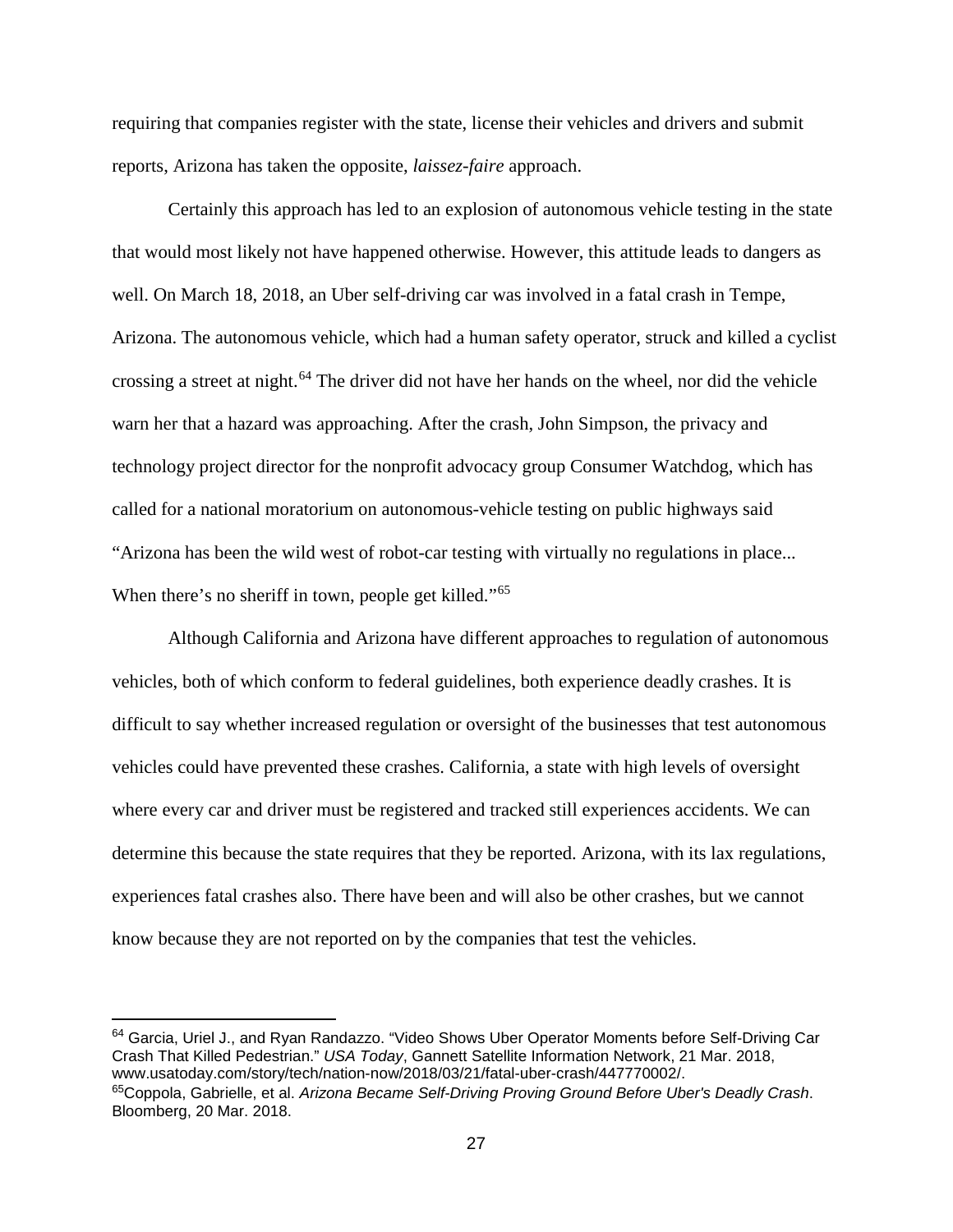requiring that companies register with the state, license their vehicles and drivers and submit reports, Arizona has taken the opposite, *laissez-faire* approach.

Certainly this approach has led to an explosion of autonomous vehicle testing in the state that would most likely not have happened otherwise. However, this attitude leads to dangers as well. On March 18, 2018, an Uber self-driving car was involved in a fatal crash in Tempe, Arizona. The autonomous vehicle, which had a human safety operator, struck and killed a cyclist crossing a street at night.[64] The driver did not have her hands on the wheel, nor did the vehicle warn her that a hazard was approaching. After the crash, John Simpson, the privacy and technology project director for the nonprofit advocacy group Consumer Watchdog, which has called for a national moratorium on autonomous-vehicle testing on public highways said "Arizona has been the wild west of robot-car testing with virtually no regulations in place... When there's no sheriff in town, people get killed."[65]

Although California and Arizona have different approaches to regulation of autonomous vehicles, both of which conform to federal guidelines, both experience deadly crashes. It is difficult to say whether increased regulation or oversight of the businesses that test autonomous vehicles could have prevented these crashes. California, a state with high levels of oversight where every car and driver must be registered and tracked still experiences accidents. We can determine this because the state requires that they be reported. Arizona, with its lax regulations, experiences fatal crashes also. There have been and will also be other crashes, but we cannot know because they are not reported on by the companies that test the vehicles.

---

[64] Garcia, Uriel J., and Ryan Randazzo. "Video Shows Uber Operator Moments before Self-Driving Car Crash That Killed Pedestrian." *USA Today*, Gannett Satellite Information Network, 21 Mar. 2018, www.usatoday.com/story/tech/nation-now/2018/03/21/fatal-uber-crash/447770002/.

[65] Coppola, Gabrielle, et al. *Arizona Became Self-Driving Proving Ground Before Uber's Deadly Crash*. Bloomberg, 20 Mar. 2018.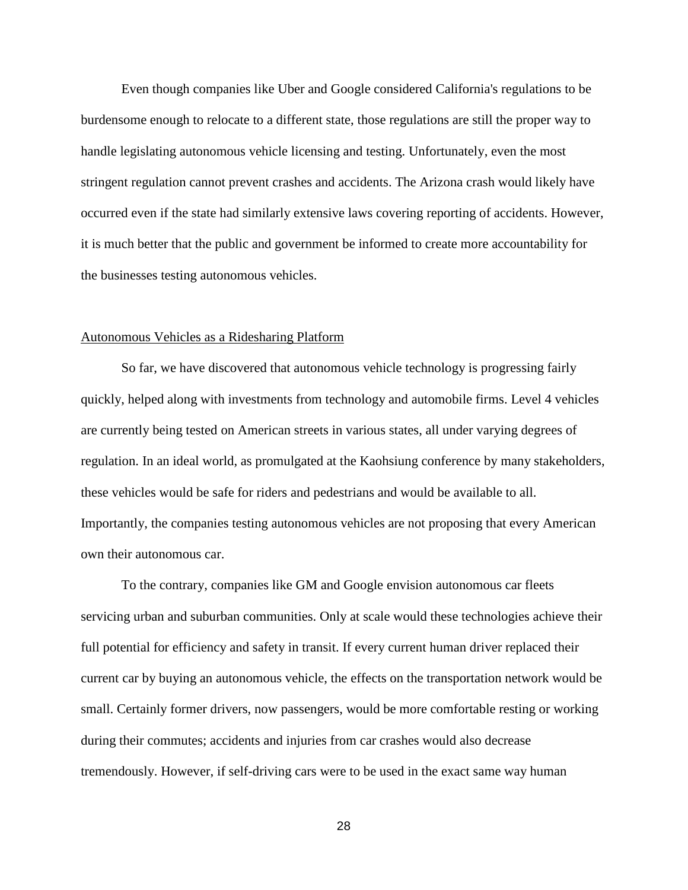Even though companies like Uber and Google considered California's regulations to be burdensome enough to relocate to a different state, those regulations are still the proper way to handle legislating autonomous vehicle licensing and testing. Unfortunately, even the most stringent regulation cannot prevent crashes and accidents. The Arizona crash would likely have occurred even if the state had similarly extensive laws covering reporting of accidents. However, it is much better that the public and government be informed to create more accountability for the businesses testing autonomous vehicles.

## Autonomous Vehicles as a Ridesharing Platform

So far, we have discovered that autonomous vehicle technology is progressing fairly quickly, helped along with investments from technology and automobile firms. Level 4 vehicles are currently being tested on American streets in various states, all under varying degrees of regulation. In an ideal world, as promulgated at the Kaohsiung conference by many stakeholders, these vehicles would be safe for riders and pedestrians and would be available to all. Importantly, the companies testing autonomous vehicles are not proposing that every American own their autonomous car.

To the contrary, companies like GM and Google envision autonomous car fleets servicing urban and suburban communities. Only at scale would these technologies achieve their full potential for efficiency and safety in transit. If every current human driver replaced their current car by buying an autonomous vehicle, the effects on the transportation network would be small. Certainly former drivers, now passengers, would be more comfortable resting or working during their commutes; accidents and injuries from car crashes would also decrease tremendously. However, if self-driving cars were to be used in the exact same way human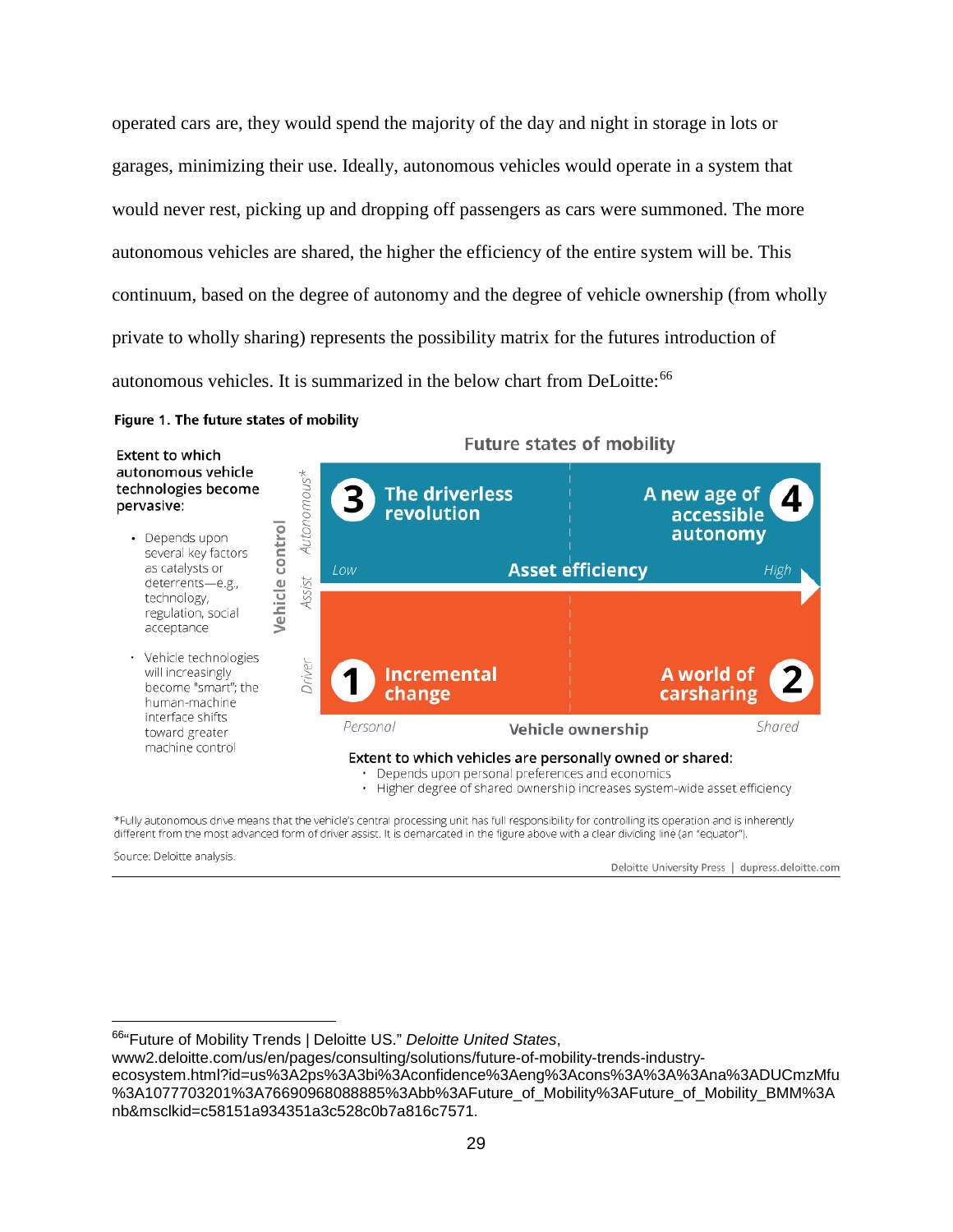operated cars are, they would spend the majority of the day and night in storage in lots or garages, minimizing their use. Ideally, autonomous vehicles would operate in a system that would never rest, picking up and dropping off passengers as cars were summoned. The more autonomous vehicles are shared, the higher the efficiency of the entire system will be. This continuum, based on the degree of autonomy and the degree of vehicle ownership (from wholly private to wholly sharing) represents the possibility matrix for the futures introduction of autonomous vehicles. It is summarized in the below chart from DeLoitte:[66]

**Figure 1. The future states of mobility**

Future states of mobility

Extent to which autonomous vehicle technologies become pervasive:

- Depends upon several key factors as catalysts or deterrents—e.g., technology, regulation, social acceptance
- Vehicle technologies will increasingly become "smart"; the human-machine interface shifts toward greater machine control

Vehicle control: Driver — Assist — Autonomous*

3 The driverless revolution

4 A new age of accessible autonomy

Low — Asset efficiency — High

1 Incremental change

2 A world of carsharing

Personal — Vehicle ownership — Shared

Extent to which vehicles are personally owned or shared:

- Depends upon personal preferences and economics
- Higher degree of shared ownership increases system-wide asset efficiency

*Fully autonomous drive means that the vehicle's central processing unit has full responsibility for controlling its operation and is inherently different from the most advanced form of driver assist. It is demarcated in the figure above with a clear dividing line (an "equator").

Source: Deloitte analysis.

Deloitte University Press | dupress.deloitte.com

---

[66] "Future of Mobility Trends | Deloitte US." *Deloitte United States*, www2.deloitte.com/us/en/pages/consulting/solutions/future-of-mobility-trends-industry-ecosystem.html?id=us%3A2ps%3A3bi%3Aconfidence%3Aeng%3Acons%3A%3A%3Ana%3ADUCmzMfu%3A1077703201%3A76690968088885%3Abb%3AFuture_of_Mobility%3AFuture_of_Mobility_BMM%3Anb&msclkid=c58151a934351a3c528c0b7a816c7571.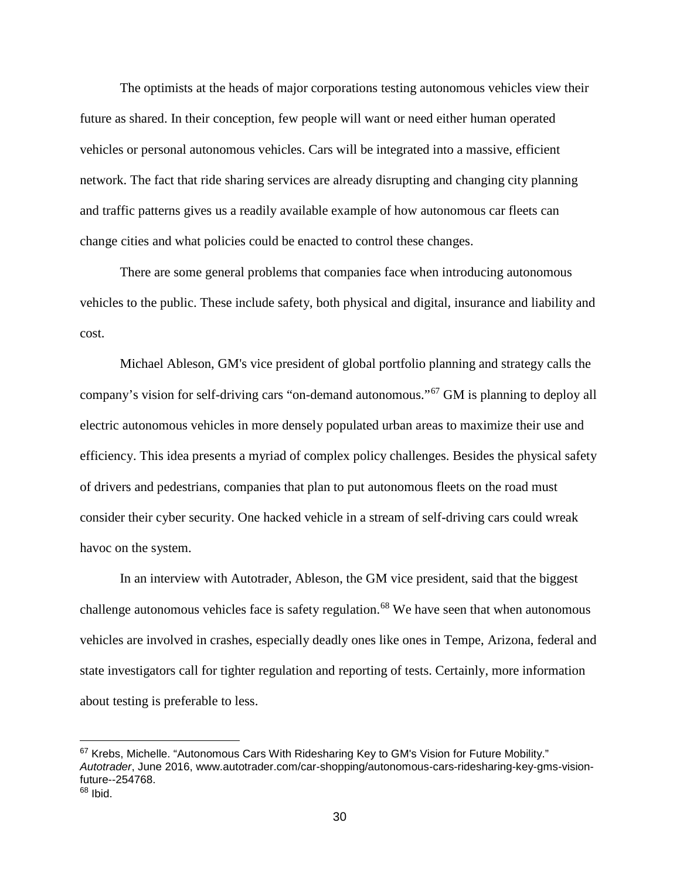The optimists at the heads of major corporations testing autonomous vehicles view their future as shared. In their conception, few people will want or need either human operated vehicles or personal autonomous vehicles. Cars will be integrated into a massive, efficient network. The fact that ride sharing services are already disrupting and changing city planning and traffic patterns gives us a readily available example of how autonomous car fleets can change cities and what policies could be enacted to control these changes.

There are some general problems that companies face when introducing autonomous vehicles to the public. These include safety, both physical and digital, insurance and liability and cost.

Michael Ableson, GM's vice president of global portfolio planning and strategy calls the company's vision for self-driving cars "on-demand autonomous."[67] GM is planning to deploy all electric autonomous vehicles in more densely populated urban areas to maximize their use and efficiency. This idea presents a myriad of complex policy challenges. Besides the physical safety of drivers and pedestrians, companies that plan to put autonomous fleets on the road must consider their cyber security. One hacked vehicle in a stream of self-driving cars could wreak havoc on the system.

In an interview with Autotrader, Ableson, the GM vice president, said that the biggest challenge autonomous vehicles face is safety regulation.[68] We have seen that when autonomous vehicles are involved in crashes, especially deadly ones like ones in Tempe, Arizona, federal and state investigators call for tighter regulation and reporting of tests. Certainly, more information about testing is preferable to less.

---

[67] Krebs, Michelle. "Autonomous Cars With Ridesharing Key to GM's Vision for Future Mobility." *Autotrader*, June 2016, www.autotrader.com/car-shopping/autonomous-cars-ridesharing-key-gms-vision-future--254768.

[68] Ibid.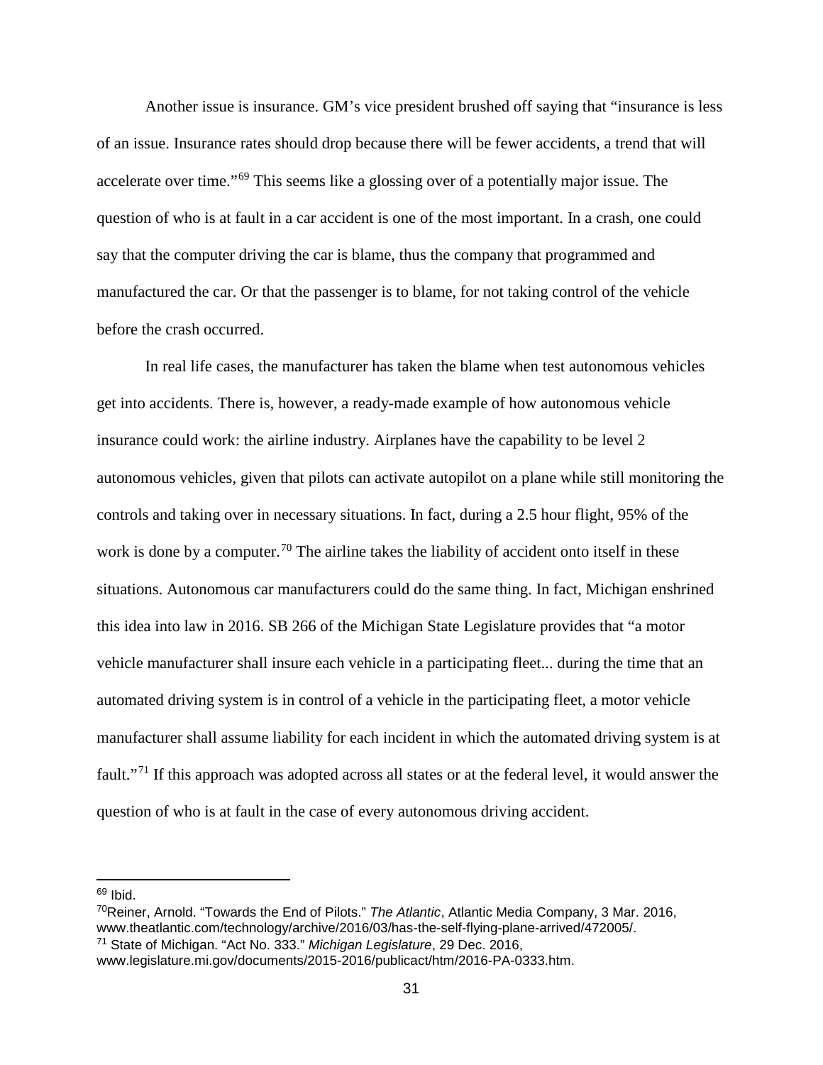Another issue is insurance. GM's vice president brushed off saying that "insurance is less of an issue. Insurance rates should drop because there will be fewer accidents, a trend that will accelerate over time."[69] This seems like a glossing over of a potentially major issue. The question of who is at fault in a car accident is one of the most important. In a crash, one could say that the computer driving the car is blame, thus the company that programmed and manufactured the car. Or that the passenger is to blame, for not taking control of the vehicle before the crash occurred.

In real life cases, the manufacturer has taken the blame when test autonomous vehicles get into accidents. There is, however, a ready-made example of how autonomous vehicle insurance could work: the airline industry. Airplanes have the capability to be level 2 autonomous vehicles, given that pilots can activate autopilot on a plane while still monitoring the controls and taking over in necessary situations. In fact, during a 2.5 hour flight, 95% of the work is done by a computer.[70] The airline takes the liability of accident onto itself in these situations. Autonomous car manufacturers could do the same thing. In fact, Michigan enshrined this idea into law in 2016. SB 266 of the Michigan State Legislature provides that "a motor vehicle manufacturer shall insure each vehicle in a participating fleet... during the time that an automated driving system is in control of a vehicle in the participating fleet, a motor vehicle manufacturer shall assume liability for each incident in which the automated driving system is at fault."[71] If this approach was adopted across all states or at the federal level, it would answer the question of who is at fault in the case of every autonomous driving accident.

---

[69] Ibid.

[70] Reiner, Arnold. "Towards the End of Pilots." *The Atlantic*, Atlantic Media Company, 3 Mar. 2016, www.theatlantic.com/technology/archive/2016/03/has-the-self-flying-plane-arrived/472005/.

[71] State of Michigan. "Act No. 333." *Michigan Legislature*, 29 Dec. 2016, www.legislature.mi.gov/documents/2015-2016/publicact/htm/2016-PA-0333.htm.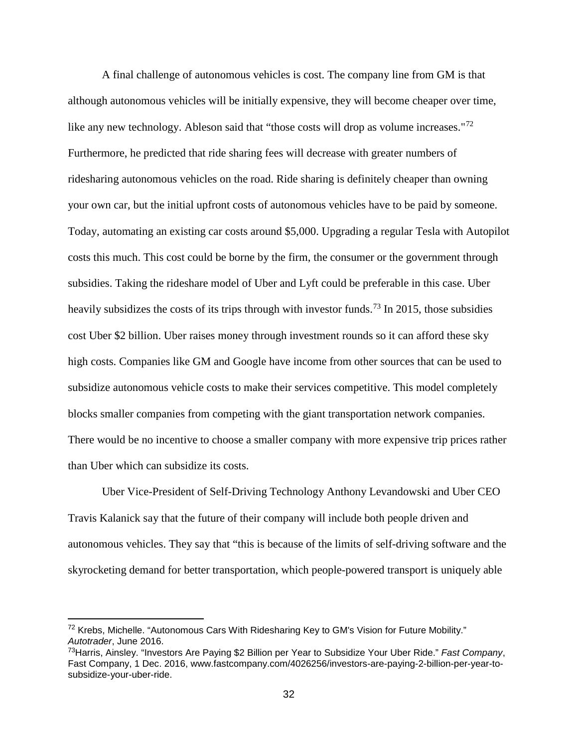A final challenge of autonomous vehicles is cost. The company line from GM is that although autonomous vehicles will be initially expensive, they will become cheaper over time, like any new technology. Ableson said that "those costs will drop as volume increases."[72] Furthermore, he predicted that ride sharing fees will decrease with greater numbers of ridesharing autonomous vehicles on the road. Ride sharing is definitely cheaper than owning your own car, but the initial upfront costs of autonomous vehicles have to be paid by someone. Today, automating an existing car costs around $5,000. Upgrading a regular Tesla with Autopilot costs this much. This cost could be borne by the firm, the consumer or the government through subsidies. Taking the rideshare model of Uber and Lyft could be preferable in this case. Uber heavily subsidizes the costs of its trips through with investor funds.[73] In 2015, those subsidies cost Uber $2 billion. Uber raises money through investment rounds so it can afford these sky high costs. Companies like GM and Google have income from other sources that can be used to subsidize autonomous vehicle costs to make their services competitive. This model completely blocks smaller companies from competing with the giant transportation network companies. There would be no incentive to choose a smaller company with more expensive trip prices rather than Uber which can subsidize its costs.

Uber Vice-President of Self-Driving Technology Anthony Levandowski and Uber CEO Travis Kalanick say that the future of their company will include both people driven and autonomous vehicles. They say that "this is because of the limits of self-driving software and the skyrocketing demand for better transportation, which people-powered transport is uniquely able

---

[72] Krebs, Michelle. "Autonomous Cars With Ridesharing Key to GM's Vision for Future Mobility." *Autotrader*, June 2016.

[73] Harris, Ainsley. "Investors Are Paying $2 Billion per Year to Subsidize Your Uber Ride." *Fast Company*, Fast Company, 1 Dec. 2016, www.fastcompany.com/4026256/investors-are-paying-2-billion-per-year-to-subsidize-your-uber-ride.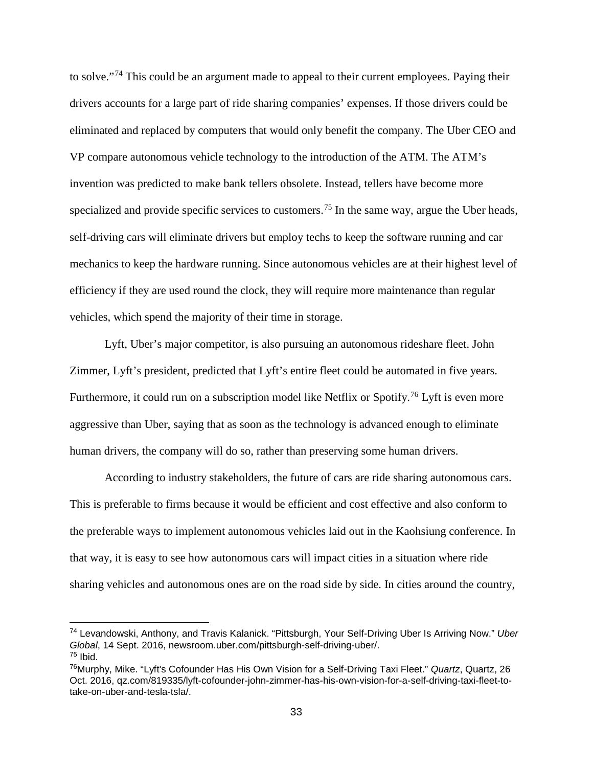to solve."[74] This could be an argument made to appeal to their current employees. Paying their drivers accounts for a large part of ride sharing companies' expenses. If those drivers could be eliminated and replaced by computers that would only benefit the company. The Uber CEO and VP compare autonomous vehicle technology to the introduction of the ATM. The ATM's invention was predicted to make bank tellers obsolete. Instead, tellers have become more specialized and provide specific services to customers.[75] In the same way, argue the Uber heads, self-driving cars will eliminate drivers but employ techs to keep the software running and car mechanics to keep the hardware running. Since autonomous vehicles are at their highest level of efficiency if they are used round the clock, they will require more maintenance than regular vehicles, which spend the majority of their time in storage.

Lyft, Uber's major competitor, is also pursuing an autonomous rideshare fleet. John Zimmer, Lyft's president, predicted that Lyft's entire fleet could be automated in five years. Furthermore, it could run on a subscription model like Netflix or Spotify.[76] Lyft is even more aggressive than Uber, saying that as soon as the technology is advanced enough to eliminate human drivers, the company will do so, rather than preserving some human drivers.

According to industry stakeholders, the future of cars are ride sharing autonomous cars. This is preferable to firms because it would be efficient and cost effective and also conform to the preferable ways to implement autonomous vehicles laid out in the Kaohsiung conference. In that way, it is easy to see how autonomous cars will impact cities in a situation where ride sharing vehicles and autonomous ones are on the road side by side. In cities around the country,

---

[74] Levandowski, Anthony, and Travis Kalanick. "Pittsburgh, Your Self-Driving Uber Is Arriving Now." *Uber Global*, 14 Sept. 2016, newsroom.uber.com/pittsburgh-self-driving-uber/.

[75] Ibid.

[76] Murphy, Mike. "Lyft's Cofounder Has His Own Vision for a Self-Driving Taxi Fleet." *Quartz*, Quartz, 26 Oct. 2016, qz.com/819335/lyft-cofounder-john-zimmer-has-his-own-vision-for-a-self-driving-taxi-fleet-to-take-on-uber-and-tesla-tsla/.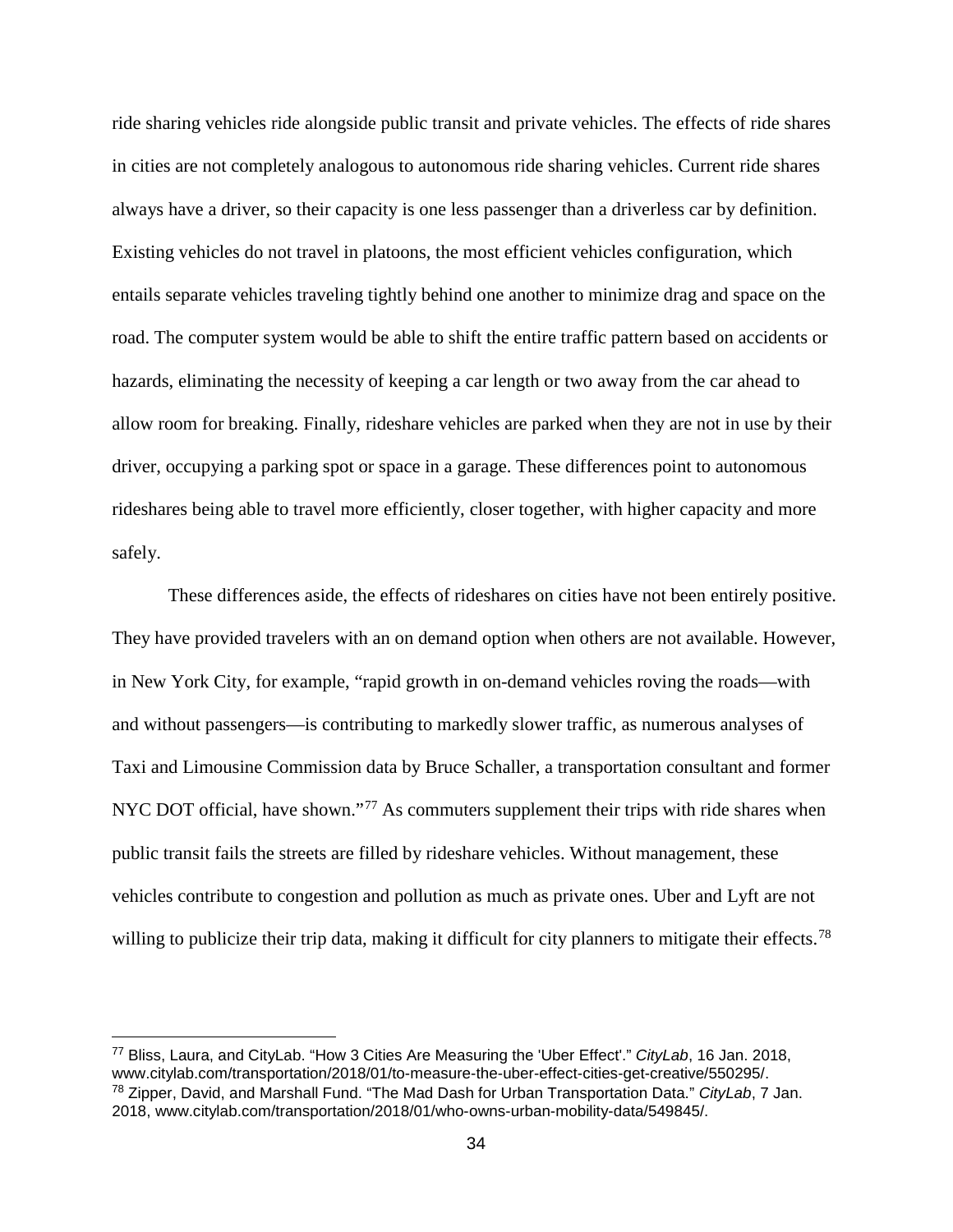ride sharing vehicles ride alongside public transit and private vehicles. The effects of ride shares in cities are not completely analogous to autonomous ride sharing vehicles. Current ride shares always have a driver, so their capacity is one less passenger than a driverless car by definition. Existing vehicles do not travel in platoons, the most efficient vehicles configuration, which entails separate vehicles traveling tightly behind one another to minimize drag and space on the road. The computer system would be able to shift the entire traffic pattern based on accidents or hazards, eliminating the necessity of keeping a car length or two away from the car ahead to allow room for breaking. Finally, rideshare vehicles are parked when they are not in use by their driver, occupying a parking spot or space in a garage. These differences point to autonomous rideshares being able to travel more efficiently, closer together, with higher capacity and more safely.

These differences aside, the effects of rideshares on cities have not been entirely positive. They have provided travelers with an on demand option when others are not available. However, in New York City, for example, "rapid growth in on-demand vehicles roving the roads—with and without passengers—is contributing to markedly slower traffic, as numerous analyses of Taxi and Limousine Commission data by Bruce Schaller, a transportation consultant and former NYC DOT official, have shown."[77] As commuters supplement their trips with ride shares when public transit fails the streets are filled by rideshare vehicles. Without management, these vehicles contribute to congestion and pollution as much as private ones. Uber and Lyft are not willing to publicize their trip data, making it difficult for city planners to mitigate their effects.[78]

---

[77] Bliss, Laura, and CityLab. "How 3 Cities Are Measuring the 'Uber Effect'." *CityLab*, 16 Jan. 2018, www.citylab.com/transportation/2018/01/to-measure-the-uber-effect-cities-get-creative/550295/.

[78] Zipper, David, and Marshall Fund. "The Mad Dash for Urban Transportation Data." *CityLab*, 7 Jan. 2018, www.citylab.com/transportation/2018/01/who-owns-urban-mobility-data/549845/.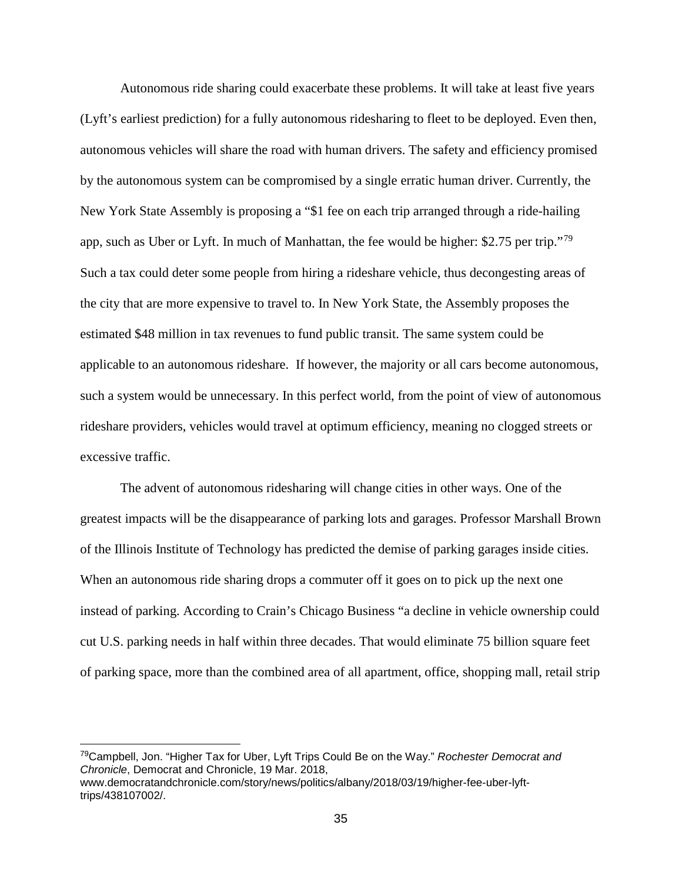Autonomous ride sharing could exacerbate these problems. It will take at least five years (Lyft's earliest prediction) for a fully autonomous ridesharing to fleet to be deployed. Even then, autonomous vehicles will share the road with human drivers. The safety and efficiency promised by the autonomous system can be compromised by a single erratic human driver. Currently, the New York State Assembly is proposing a "$1 fee on each trip arranged through a ride-hailing app, such as Uber or Lyft. In much of Manhattan, the fee would be higher: $2.75 per trip."[79] Such a tax could deter some people from hiring a rideshare vehicle, thus decongesting areas of the city that are more expensive to travel to. In New York State, the Assembly proposes the estimated $48 million in tax revenues to fund public transit. The same system could be applicable to an autonomous rideshare. If however, the majority or all cars become autonomous, such a system would be unnecessary. In this perfect world, from the point of view of autonomous rideshare providers, vehicles would travel at optimum efficiency, meaning no clogged streets or excessive traffic.

The advent of autonomous ridesharing will change cities in other ways. One of the greatest impacts will be the disappearance of parking lots and garages. Professor Marshall Brown of the Illinois Institute of Technology has predicted the demise of parking garages inside cities. When an autonomous ride sharing drops a commuter off it goes on to pick up the next one instead of parking. According to Crain's Chicago Business "a decline in vehicle ownership could cut U.S. parking needs in half within three decades. That would eliminate 75 billion square feet of parking space, more than the combined area of all apartment, office, shopping mall, retail strip

---

[79] Campbell, Jon. "Higher Tax for Uber, Lyft Trips Could Be on the Way." *Rochester Democrat and Chronicle*, Democrat and Chronicle, 19 Mar. 2018, www.democratandchronicle.com/story/news/politics/albany/2018/03/19/higher-fee-uber-lyft-trips/438107002/.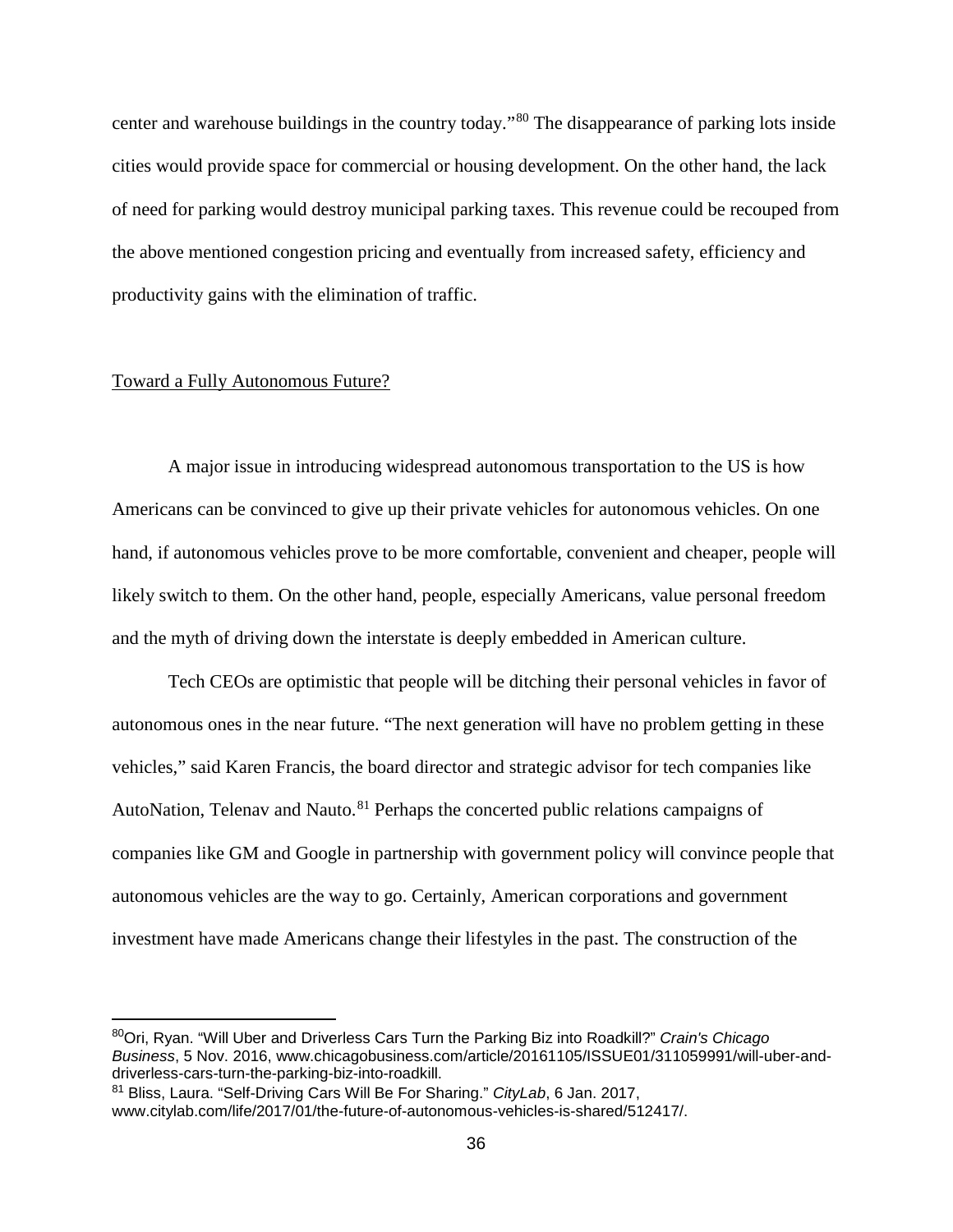center and warehouse buildings in the country today."[80] The disappearance of parking lots inside cities would provide space for commercial or housing development. On the other hand, the lack of need for parking would destroy municipal parking taxes. This revenue could be recouped from the above mentioned congestion pricing and eventually from increased safety, efficiency and productivity gains with the elimination of traffic.

## Toward a Fully Autonomous Future?

A major issue in introducing widespread autonomous transportation to the US is how Americans can be convinced to give up their private vehicles for autonomous vehicles. On one hand, if autonomous vehicles prove to be more comfortable, convenient and cheaper, people will likely switch to them. On the other hand, people, especially Americans, value personal freedom and the myth of driving down the interstate is deeply embedded in American culture.

Tech CEOs are optimistic that people will be ditching their personal vehicles in favor of autonomous ones in the near future. "The next generation will have no problem getting in these vehicles," said Karen Francis, the board director and strategic advisor for tech companies like AutoNation, Telenav and Nauto.[81] Perhaps the concerted public relations campaigns of companies like GM and Google in partnership with government policy will convince people that autonomous vehicles are the way to go. Certainly, American corporations and government investment have made Americans change their lifestyles in the past. The construction of the

---

[80] Ori, Ryan. "Will Uber and Driverless Cars Turn the Parking Biz into Roadkill?" *Crain's Chicago Business*, 5 Nov. 2016, www.chicagobusiness.com/article/20161105/ISSUE01/311059991/will-uber-and-driverless-cars-turn-the-parking-biz-into-roadkill.

[81] Bliss, Laura. "Self-Driving Cars Will Be For Sharing." *CityLab*, 6 Jan. 2017, www.citylab.com/life/2017/01/the-future-of-autonomous-vehicles-is-shared/512417/.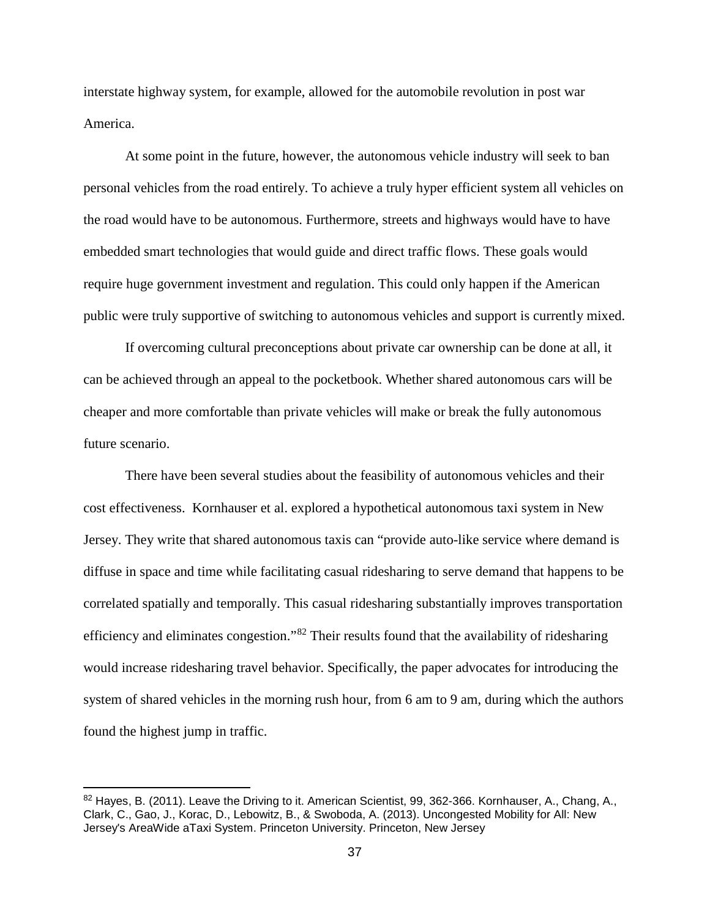interstate highway system, for example, allowed for the automobile revolution in post war America.

At some point in the future, however, the autonomous vehicle industry will seek to ban personal vehicles from the road entirely. To achieve a truly hyper efficient system all vehicles on the road would have to be autonomous. Furthermore, streets and highways would have to have embedded smart technologies that would guide and direct traffic flows. These goals would require huge government investment and regulation. This could only happen if the American public were truly supportive of switching to autonomous vehicles and support is currently mixed.

If overcoming cultural preconceptions about private car ownership can be done at all, it can be achieved through an appeal to the pocketbook. Whether shared autonomous cars will be cheaper and more comfortable than private vehicles will make or break the fully autonomous future scenario.

There have been several studies about the feasibility of autonomous vehicles and their cost effectiveness. Kornhauser et al. explored a hypothetical autonomous taxi system in New Jersey. They write that shared autonomous taxis can "provide auto-like service where demand is diffuse in space and time while facilitating casual ridesharing to serve demand that happens to be correlated spatially and temporally. This casual ridesharing substantially improves transportation efficiency and eliminates congestion."[82] Their results found that the availability of ridesharing would increase ridesharing travel behavior. Specifically, the paper advocates for introducing the system of shared vehicles in the morning rush hour, from 6 am to 9 am, during which the authors found the highest jump in traffic.

---

[82] Hayes, B. (2011). Leave the Driving to it. American Scientist, 99, 362-366. Kornhauser, A., Chang, A., Clark, C., Gao, J., Korac, D., Lebowitz, B., & Swoboda, A. (2013). Uncongested Mobility for All: New Jersey's AreaWide aTaxi System. Princeton University. Princeton, New Jersey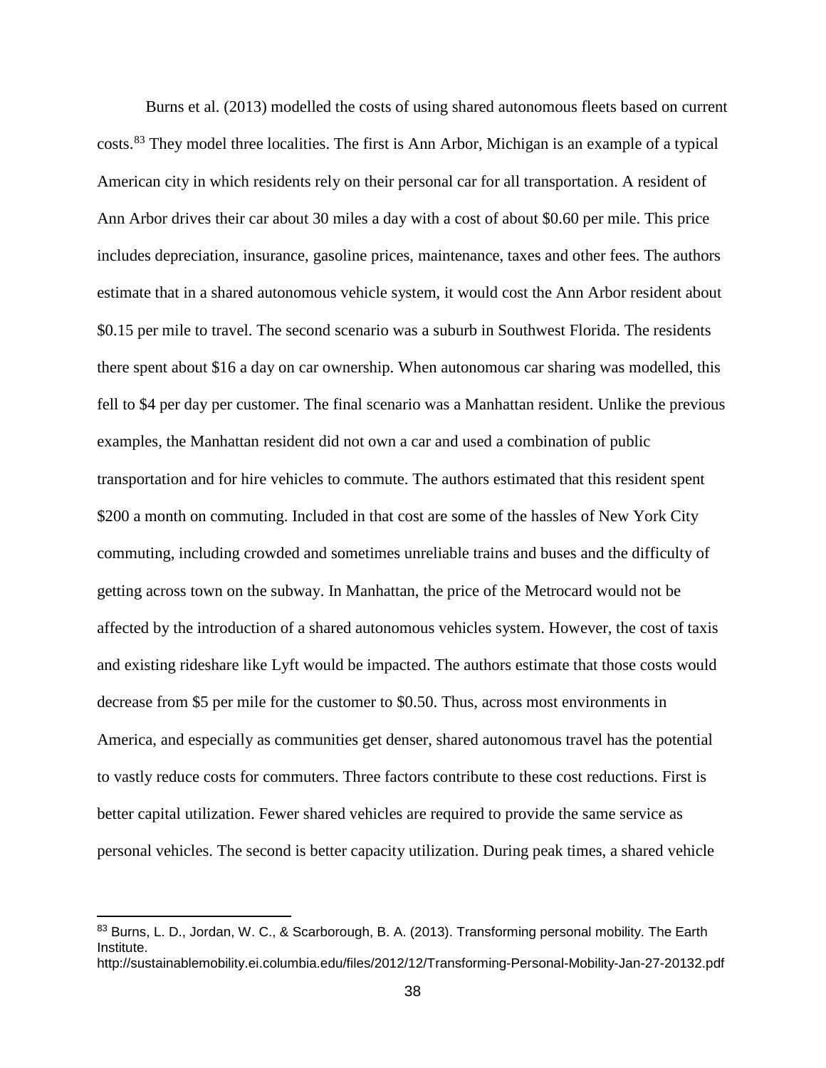Burns et al. (2013) modelled the costs of using shared autonomous fleets based on current costs.[83] They model three localities. The first is Ann Arbor, Michigan is an example of a typical American city in which residents rely on their personal car for all transportation. A resident of Ann Arbor drives their car about 30 miles a day with a cost of about $0.60 per mile. This price includes depreciation, insurance, gasoline prices, maintenance, taxes and other fees. The authors estimate that in a shared autonomous vehicle system, it would cost the Ann Arbor resident about $0.15 per mile to travel. The second scenario was a suburb in Southwest Florida. The residents there spent about $16 a day on car ownership. When autonomous car sharing was modelled, this fell to $4 per day per customer. The final scenario was a Manhattan resident. Unlike the previous examples, the Manhattan resident did not own a car and used a combination of public transportation and for hire vehicles to commute. The authors estimated that this resident spent $200 a month on commuting. Included in that cost are some of the hassles of New York City commuting, including crowded and sometimes unreliable trains and buses and the difficulty of getting across town on the subway. In Manhattan, the price of the Metrocard would not be affected by the introduction of a shared autonomous vehicles system. However, the cost of taxis and existing rideshare like Lyft would be impacted. The authors estimate that those costs would decrease from $5 per mile for the customer to $0.50. Thus, across most environments in America, and especially as communities get denser, shared autonomous travel has the potential to vastly reduce costs for commuters. Three factors contribute to these cost reductions. First is better capital utilization. Fewer shared vehicles are required to provide the same service as personal vehicles. The second is better capacity utilization. During peak times, a shared vehicle

---

[83] Burns, L. D., Jordan, W. C., & Scarborough, B. A. (2013). Transforming personal mobility. The Earth Institute. http://sustainablemobility.ei.columbia.edu/files/2012/12/Transforming-Personal-Mobility-Jan-27-20132.pdf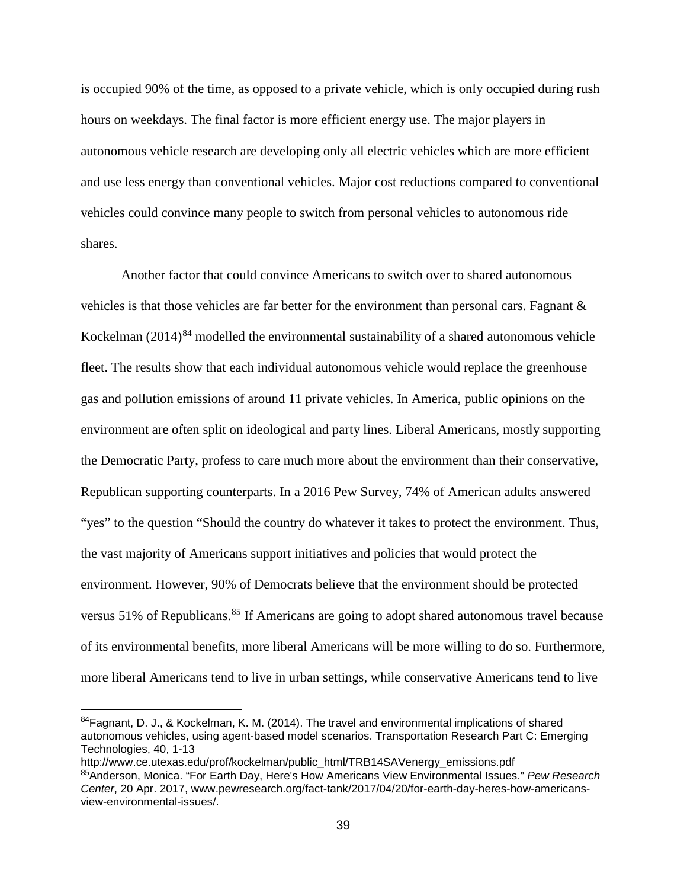is occupied 90% of the time, as opposed to a private vehicle, which is only occupied during rush hours on weekdays. The final factor is more efficient energy use. The major players in autonomous vehicle research are developing only all electric vehicles which are more efficient and use less energy than conventional vehicles. Major cost reductions compared to conventional vehicles could convince many people to switch from personal vehicles to autonomous ride shares.

Another factor that could convince Americans to switch over to shared autonomous vehicles is that those vehicles are far better for the environment than personal cars. Fagnant & Kockelman (2014)[84] modelled the environmental sustainability of a shared autonomous vehicle fleet. The results show that each individual autonomous vehicle would replace the greenhouse gas and pollution emissions of around 11 private vehicles. In America, public opinions on the environment are often split on ideological and party lines. Liberal Americans, mostly supporting the Democratic Party, profess to care much more about the environment than their conservative, Republican supporting counterparts. In a 2016 Pew Survey, 74% of American adults answered "yes" to the question "Should the country do whatever it takes to protect the environment. Thus, the vast majority of Americans support initiatives and policies that would protect the environment. However, 90% of Democrats believe that the environment should be protected versus 51% of Republicans.[85] If Americans are going to adopt shared autonomous travel because of its environmental benefits, more liberal Americans will be more willing to do so. Furthermore, more liberal Americans tend to live in urban settings, while conservative Americans tend to live

---

[84]Fagnant, D. J., & Kockelman, K. M. (2014). The travel and environmental implications of shared autonomous vehicles, using agent-based model scenarios. Transportation Research Part C: Emerging Technologies, 40, 1-13
http://www.ce.utexas.edu/prof/kockelman/public_html/TRB14SAVenergy_emissions.pdf

[85]Anderson, Monica. "For Earth Day, Here's How Americans View Environmental Issues." *Pew Research Center*, 20 Apr. 2017, www.pewresearch.org/fact-tank/2017/04/20/for-earth-day-heres-how-americans-view-environmental-issues/.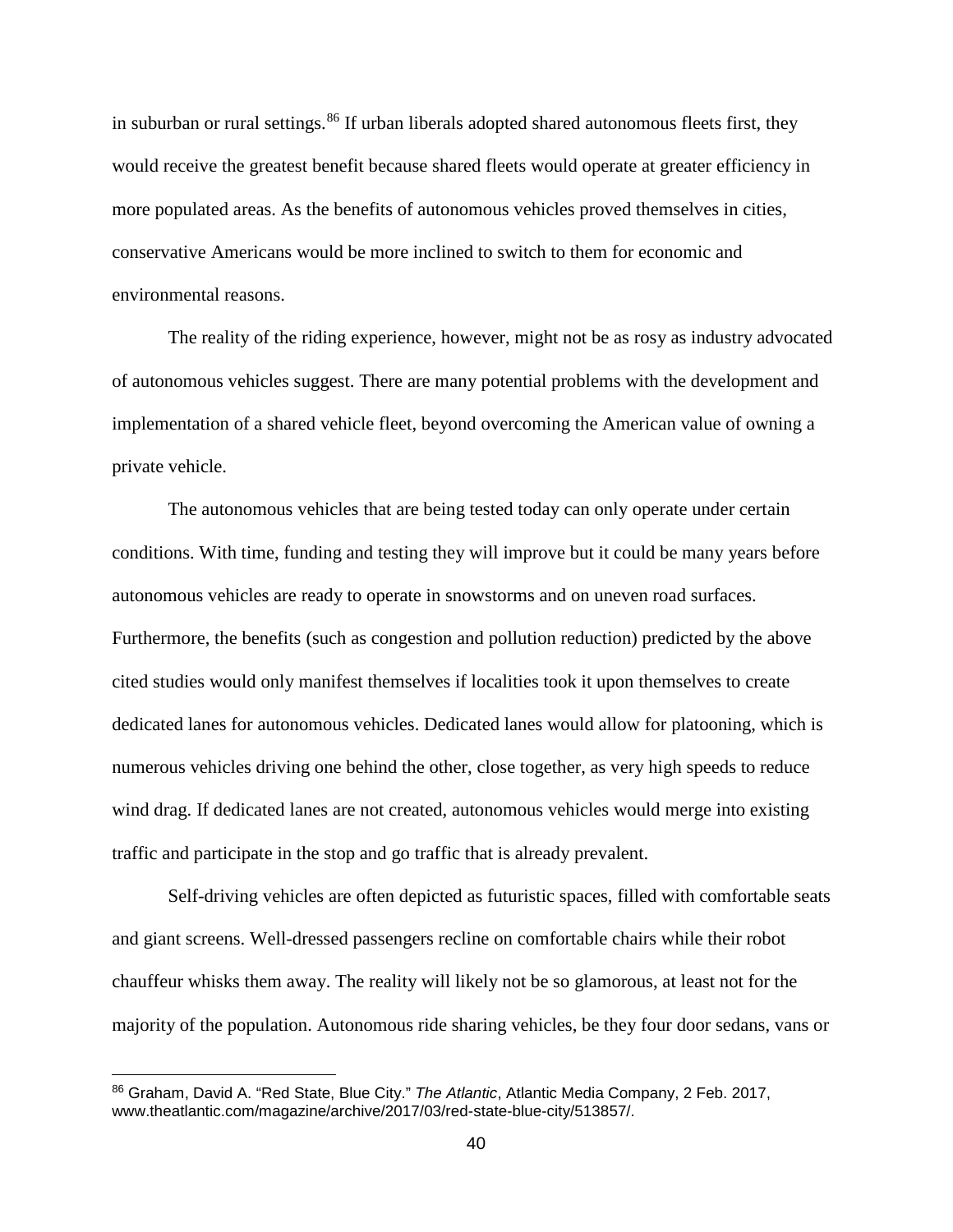in suburban or rural settings.[86] If urban liberals adopted shared autonomous fleets first, they would receive the greatest benefit because shared fleets would operate at greater efficiency in more populated areas. As the benefits of autonomous vehicles proved themselves in cities, conservative Americans would be more inclined to switch to them for economic and environmental reasons.

The reality of the riding experience, however, might not be as rosy as industry advocated of autonomous vehicles suggest. There are many potential problems with the development and implementation of a shared vehicle fleet, beyond overcoming the American value of owning a private vehicle.

The autonomous vehicles that are being tested today can only operate under certain conditions. With time, funding and testing they will improve but it could be many years before autonomous vehicles are ready to operate in snowstorms and on uneven road surfaces. Furthermore, the benefits (such as congestion and pollution reduction) predicted by the above cited studies would only manifest themselves if localities took it upon themselves to create dedicated lanes for autonomous vehicles. Dedicated lanes would allow for platooning, which is numerous vehicles driving one behind the other, close together, as very high speeds to reduce wind drag. If dedicated lanes are not created, autonomous vehicles would merge into existing traffic and participate in the stop and go traffic that is already prevalent.

Self-driving vehicles are often depicted as futuristic spaces, filled with comfortable seats and giant screens. Well-dressed passengers recline on comfortable chairs while their robot chauffeur whisks them away. The reality will likely not be so glamorous, at least not for the majority of the population. Autonomous ride sharing vehicles, be they four door sedans, vans or

---

[86] Graham, David A. "Red State, Blue City." *The Atlantic*, Atlantic Media Company, 2 Feb. 2017, www.theatlantic.com/magazine/archive/2017/03/red-state-blue-city/513857/.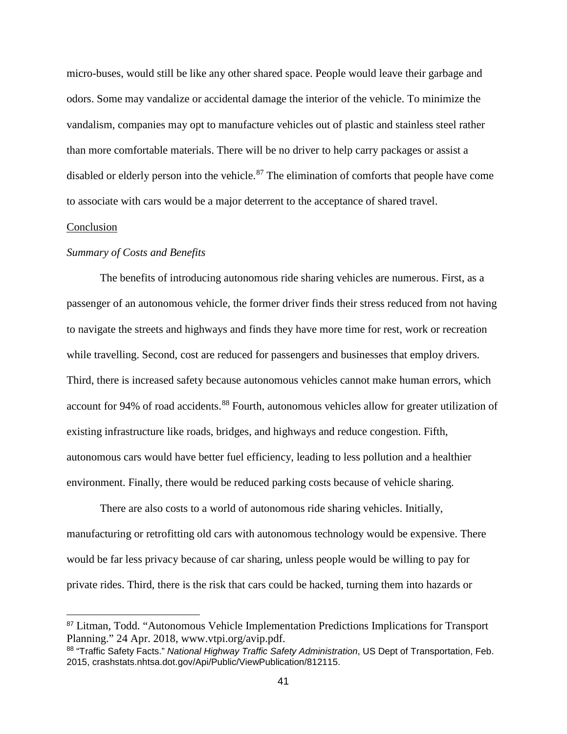micro-buses, would still be like any other shared space. People would leave their garbage and odors. Some may vandalize or accidental damage the interior of the vehicle. To minimize the vandalism, companies may opt to manufacture vehicles out of plastic and stainless steel rather than more comfortable materials. There will be no driver to help carry packages or assist a disabled or elderly person into the vehicle.[87] The elimination of comforts that people have come to associate with cars would be a major deterrent to the acceptance of shared travel.

## Conclusion

### *Summary of Costs and Benefits*

The benefits of introducing autonomous ride sharing vehicles are numerous. First, as a passenger of an autonomous vehicle, the former driver finds their stress reduced from not having to navigate the streets and highways and finds they have more time for rest, work or recreation while travelling. Second, cost are reduced for passengers and businesses that employ drivers. Third, there is increased safety because autonomous vehicles cannot make human errors, which account for 94% of road accidents.[88] Fourth, autonomous vehicles allow for greater utilization of existing infrastructure like roads, bridges, and highways and reduce congestion. Fifth, autonomous cars would have better fuel efficiency, leading to less pollution and a healthier environment. Finally, there would be reduced parking costs because of vehicle sharing.

There are also costs to a world of autonomous ride sharing vehicles. Initially, manufacturing or retrofitting old cars with autonomous technology would be expensive. There would be far less privacy because of car sharing, unless people would be willing to pay for private rides. Third, there is the risk that cars could be hacked, turning them into hazards or

---

[87] Litman, Todd. "Autonomous Vehicle Implementation Predictions Implications for Transport Planning." 24 Apr. 2018, www.vtpi.org/avip.pdf.

[88] "Traffic Safety Facts." *National Highway Traffic Safety Administration*, US Dept of Transportation, Feb. 2015, crashstats.nhtsa.dot.gov/Api/Public/ViewPublication/812115.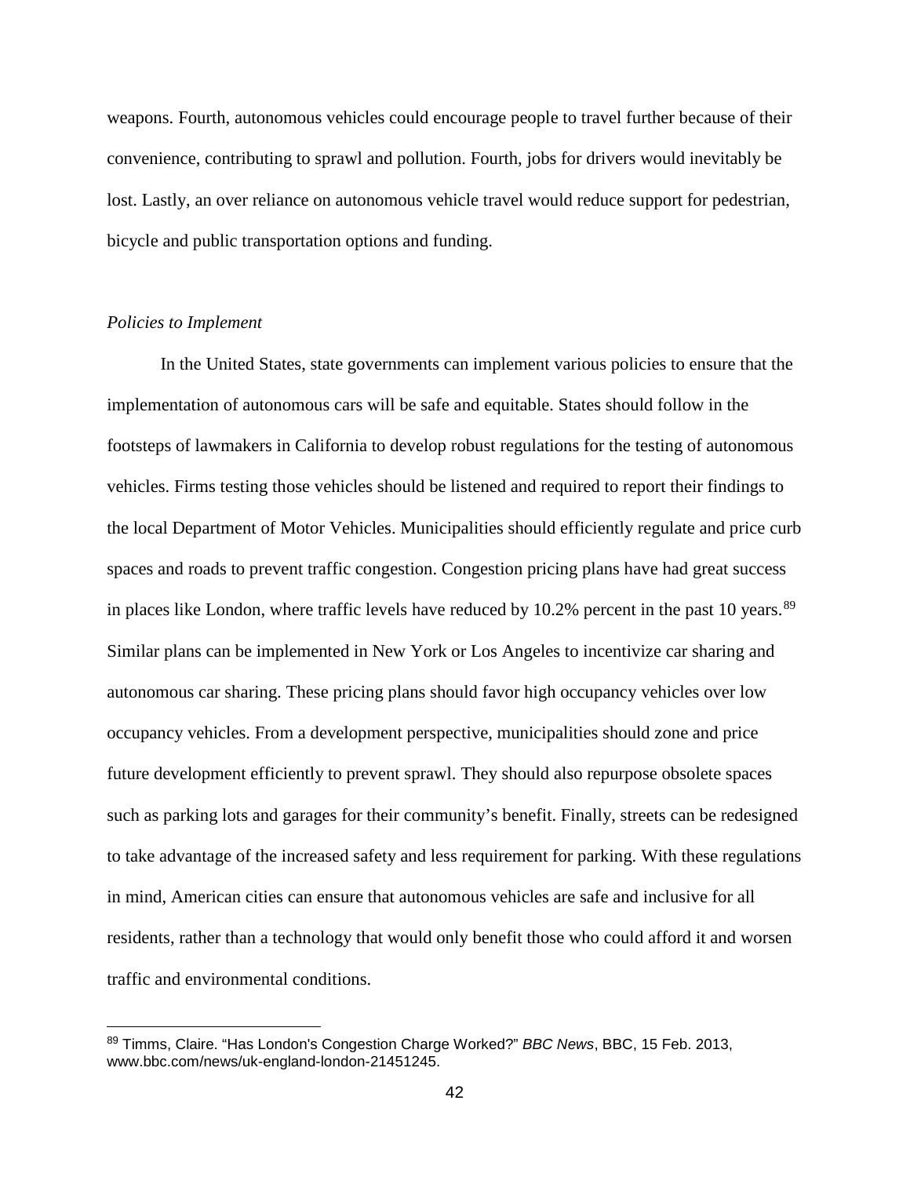weapons. Fourth, autonomous vehicles could encourage people to travel further because of their convenience, contributing to sprawl and pollution. Fourth, jobs for drivers would inevitably be lost. Lastly, an over reliance on autonomous vehicle travel would reduce support for pedestrian, bicycle and public transportation options and funding.

*Policies to Implement*

In the United States, state governments can implement various policies to ensure that the implementation of autonomous cars will be safe and equitable. States should follow in the footsteps of lawmakers in California to develop robust regulations for the testing of autonomous vehicles. Firms testing those vehicles should be listened and required to report their findings to the local Department of Motor Vehicles. Municipalities should efficiently regulate and price curb spaces and roads to prevent traffic congestion. Congestion pricing plans have had great success in places like London, where traffic levels have reduced by 10.2% percent in the past 10 years.[89] Similar plans can be implemented in New York or Los Angeles to incentivize car sharing and autonomous car sharing. These pricing plans should favor high occupancy vehicles over low occupancy vehicles. From a development perspective, municipalities should zone and price future development efficiently to prevent sprawl. They should also repurpose obsolete spaces such as parking lots and garages for their community's benefit. Finally, streets can be redesigned to take advantage of the increased safety and less requirement for parking. With these regulations in mind, American cities can ensure that autonomous vehicles are safe and inclusive for all residents, rather than a technology that would only benefit those who could afford it and worsen traffic and environmental conditions.

---

[89] Timms, Claire. "Has London's Congestion Charge Worked?" *BBC News*, BBC, 15 Feb. 2013, www.bbc.com/news/uk-england-london-21451245.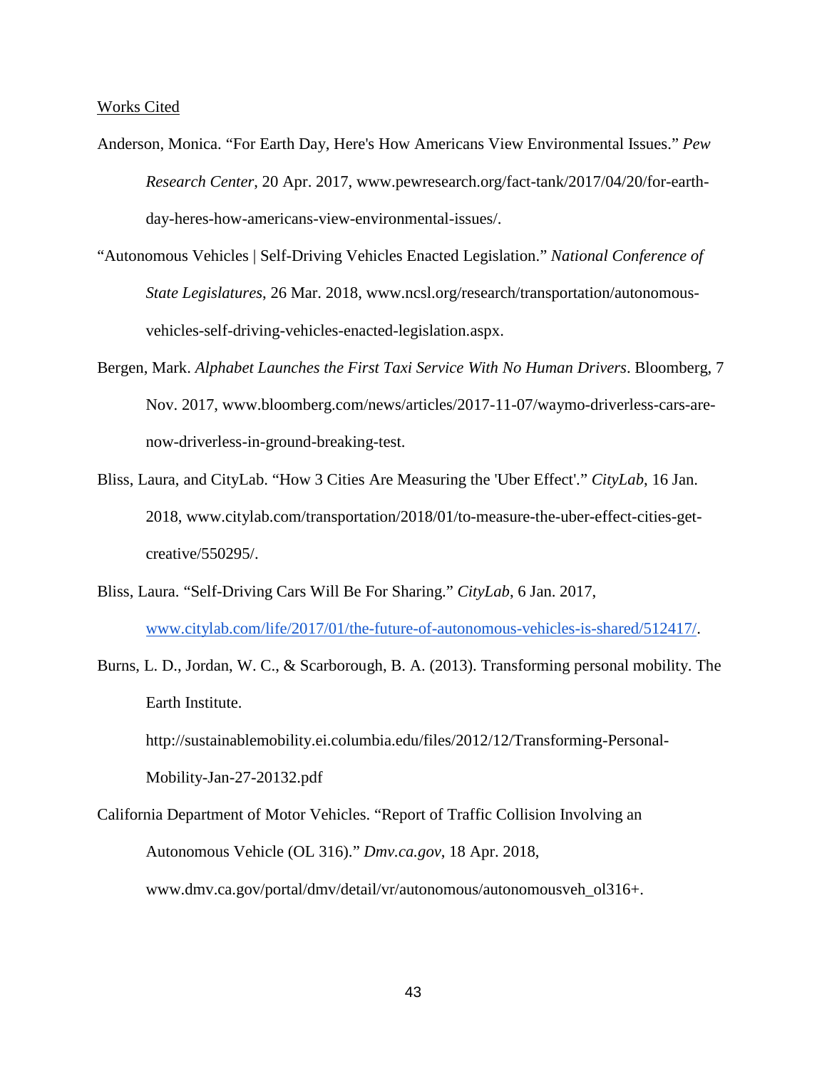Works Cited

Anderson, Monica. “For Earth Day, Here's How Americans View Environmental Issues.” *Pew Research Center*, 20 Apr. 2017, www.pewresearch.org/fact-tank/2017/04/20/for-earth-day-heres-how-americans-view-environmental-issues/.

“Autonomous Vehicles | Self-Driving Vehicles Enacted Legislation.” *National Conference of State Legislatures*, 26 Mar. 2018, www.ncsl.org/research/transportation/autonomous-vehicles-self-driving-vehicles-enacted-legislation.aspx.

Bergen, Mark. *Alphabet Launches the First Taxi Service With No Human Drivers*. Bloomberg, 7 Nov. 2017, www.bloomberg.com/news/articles/2017-11-07/waymo-driverless-cars-are-now-driverless-in-ground-breaking-test.

Bliss, Laura, and CityLab. “How 3 Cities Are Measuring the 'Uber Effect'.” *CityLab*, 16 Jan. 2018, www.citylab.com/transportation/2018/01/to-measure-the-uber-effect-cities-get-creative/550295/.

Bliss, Laura. “Self-Driving Cars Will Be For Sharing.” *CityLab*, 6 Jan. 2017, www.citylab.com/life/2017/01/the-future-of-autonomous-vehicles-is-shared/512417/.

Burns, L. D., Jordan, W. C., & Scarborough, B. A. (2013). Transforming personal mobility. The Earth Institute. http://sustainablemobility.ei.columbia.edu/files/2012/12/Transforming-Personal-Mobility-Jan-27-20132.pdf

California Department of Motor Vehicles. “Report of Traffic Collision Involving an Autonomous Vehicle (OL 316).” *Dmv.ca.gov*, 18 Apr. 2018, www.dmv.ca.gov/portal/dmv/detail/vr/autonomous/autonomousveh_ol316+.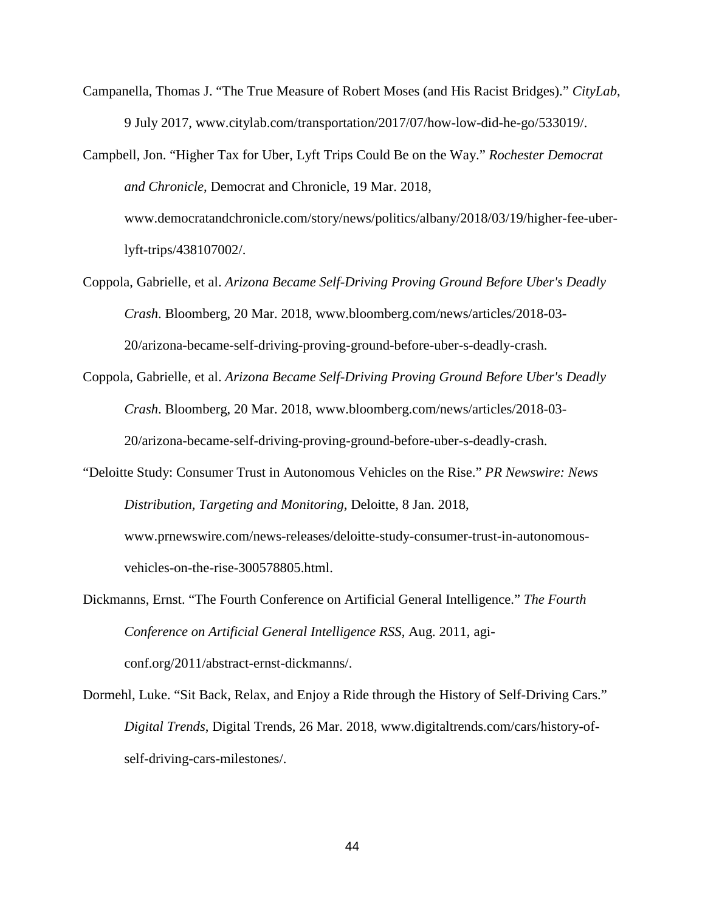Campanella, Thomas J. "The True Measure of Robert Moses (and His Racist Bridges)." *CityLab*, 9 July 2017, www.citylab.com/transportation/2017/07/how-low-did-he-go/533019/.

Campbell, Jon. "Higher Tax for Uber, Lyft Trips Could Be on the Way." *Rochester Democrat and Chronicle*, Democrat and Chronicle, 19 Mar. 2018, www.democratandchronicle.com/story/news/politics/albany/2018/03/19/higher-fee-uber-lyft-trips/438107002/.

Coppola, Gabrielle, et al. *Arizona Became Self-Driving Proving Ground Before Uber's Deadly Crash*. Bloomberg, 20 Mar. 2018, www.bloomberg.com/news/articles/2018-03-20/arizona-became-self-driving-proving-ground-before-uber-s-deadly-crash.

Coppola, Gabrielle, et al. *Arizona Became Self-Driving Proving Ground Before Uber's Deadly Crash*. Bloomberg, 20 Mar. 2018, www.bloomberg.com/news/articles/2018-03-20/arizona-became-self-driving-proving-ground-before-uber-s-deadly-crash.

"Deloitte Study: Consumer Trust in Autonomous Vehicles on the Rise." *PR Newswire: News Distribution, Targeting and Monitoring*, Deloitte, 8 Jan. 2018, www.prnewswire.com/news-releases/deloitte-study-consumer-trust-in-autonomous-vehicles-on-the-rise-300578805.html.

Dickmanns, Ernst. "The Fourth Conference on Artificial General Intelligence." *The Fourth Conference on Artificial General Intelligence RSS*, Aug. 2011, agi-conf.org/2011/abstract-ernst-dickmanns/.

Dormehl, Luke. "Sit Back, Relax, and Enjoy a Ride through the History of Self-Driving Cars." *Digital Trends*, Digital Trends, 26 Mar. 2018, www.digitaltrends.com/cars/history-of-self-driving-cars-milestones/.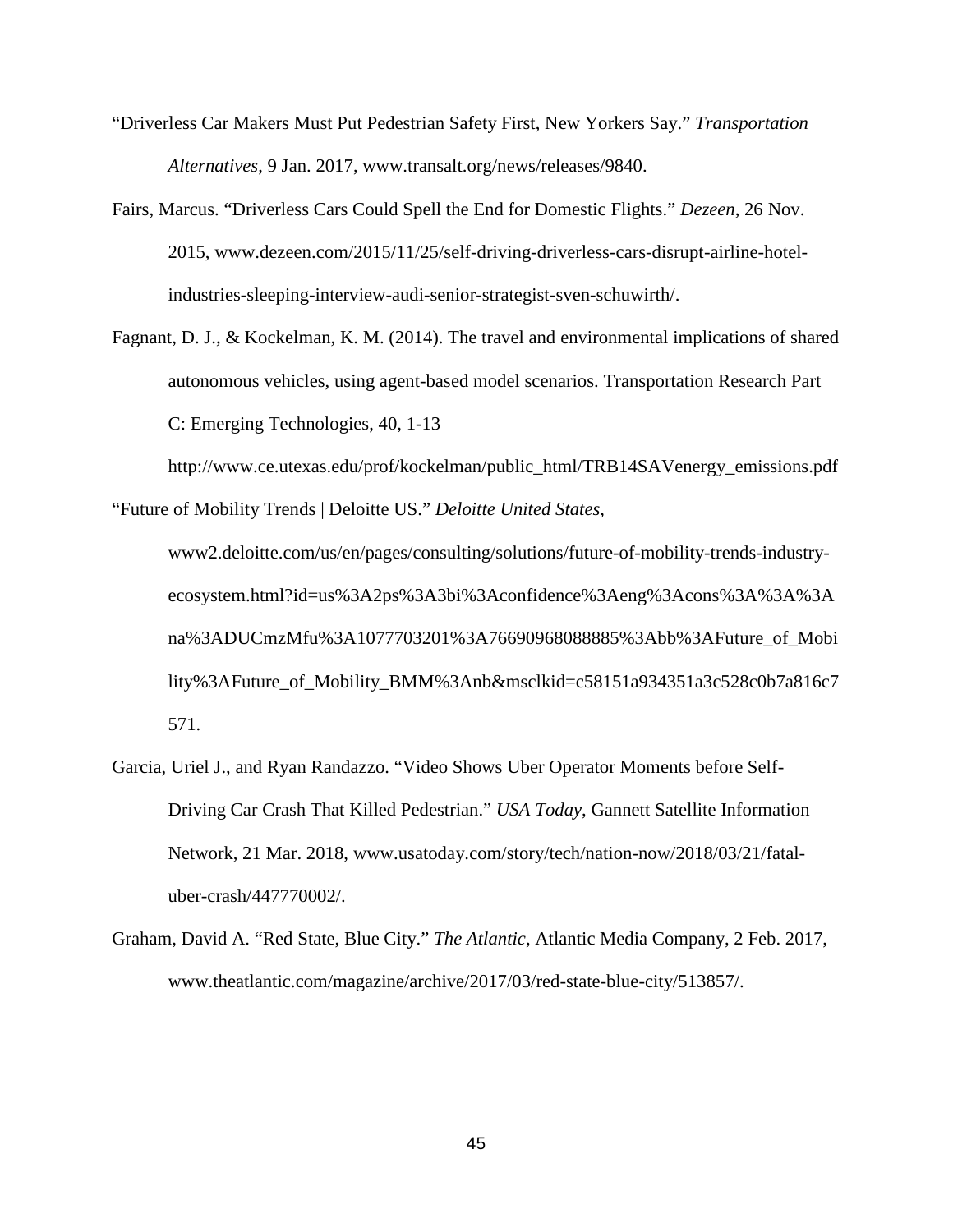"Driverless Car Makers Must Put Pedestrian Safety First, New Yorkers Say." *Transportation Alternatives*, 9 Jan. 2017, www.transalt.org/news/releases/9840.

Fairs, Marcus. "Driverless Cars Could Spell the End for Domestic Flights." *Dezeen*, 26 Nov. 2015, www.dezeen.com/2015/11/25/self-driving-driverless-cars-disrupt-airline-hotel-industries-sleeping-interview-audi-senior-strategist-sven-schuwirth/.

Fagnant, D. J., & Kockelman, K. M. (2014). The travel and environmental implications of shared autonomous vehicles, using agent-based model scenarios. Transportation Research Part C: Emerging Technologies, 40, 1-13

http://www.ce.utexas.edu/prof/kockelman/public_html/TRB14SAVenergy_emissions.pdf

"Future of Mobility Trends | Deloitte US." *Deloitte United States*, www2.deloitte.com/us/en/pages/consulting/solutions/future-of-mobility-trends-industry-ecosystem.html?id=us%3A2ps%3A3bi%3Aconfidence%3Aeng%3Acons%3A%3A%3Ana%3ADUCmzMfu%3A1077703201%3A76690968088885%3Abb%3AFuture_of_Mobility%3AFuture_of_Mobility_BMM%3Anb&msclkid=c58151a934351a3c528c0b7a816c7571.

Garcia, Uriel J., and Ryan Randazzo. "Video Shows Uber Operator Moments before Self-Driving Car Crash That Killed Pedestrian." *USA Today*, Gannett Satellite Information Network, 21 Mar. 2018, www.usatoday.com/story/tech/nation-now/2018/03/21/fatal-uber-crash/447770002/.

Graham, David A. "Red State, Blue City." *The Atlantic*, Atlantic Media Company, 2 Feb. 2017, www.theatlantic.com/magazine/archive/2017/03/red-state-blue-city/513857/.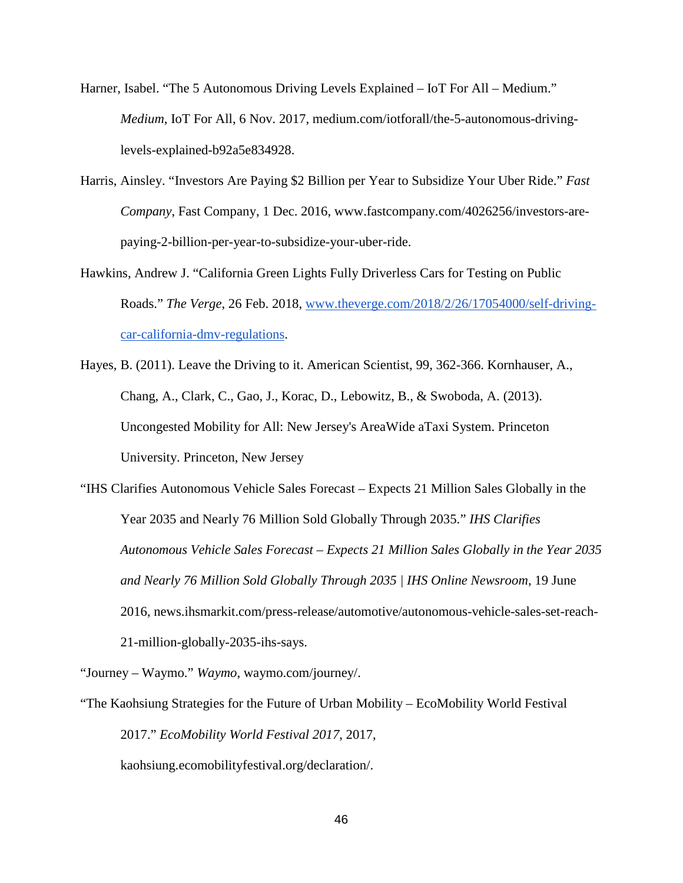Harner, Isabel. “The 5 Autonomous Driving Levels Explained – IoT For All – Medium.” *Medium*, IoT For All, 6 Nov. 2017, medium.com/iotforall/the-5-autonomous-driving-levels-explained-b92a5e834928.

Harris, Ainsley. “Investors Are Paying $2 Billion per Year to Subsidize Your Uber Ride.” *Fast Company*, Fast Company, 1 Dec. 2016, www.fastcompany.com/4026256/investors-are-paying-2-billion-per-year-to-subsidize-your-uber-ride.

Hawkins, Andrew J. “California Green Lights Fully Driverless Cars for Testing on Public Roads.” *The Verge*, 26 Feb. 2018, [www.theverge.com/2018/2/26/17054000/self-driving-car-california-dmv-regulations](www.theverge.com/2018/2/26/17054000/self-driving-car-california-dmv-regulations).

Hayes, B. (2011). Leave the Driving to it. American Scientist, 99, 362-366. Kornhauser, A., Chang, A., Clark, C., Gao, J., Korac, D., Lebowitz, B., & Swoboda, A. (2013). Uncongested Mobility for All: New Jersey's AreaWide aTaxi System. Princeton University. Princeton, New Jersey

“IHS Clarifies Autonomous Vehicle Sales Forecast – Expects 21 Million Sales Globally in the Year 2035 and Nearly 76 Million Sold Globally Through 2035.” *IHS Clarifies Autonomous Vehicle Sales Forecast – Expects 21 Million Sales Globally in the Year 2035 and Nearly 76 Million Sold Globally Through 2035 | IHS Online Newsroom*, 19 June 2016, news.ihsmarkit.com/press-release/automotive/autonomous-vehicle-sales-set-reach-21-million-globally-2035-ihs-says.

“Journey – Waymo.” *Waymo*, waymo.com/journey/.

“The Kaohsiung Strategies for the Future of Urban Mobility – EcoMobility World Festival 2017.” *EcoMobility World Festival 2017*, 2017, kaohsiung.ecomobilityfestival.org/declaration/.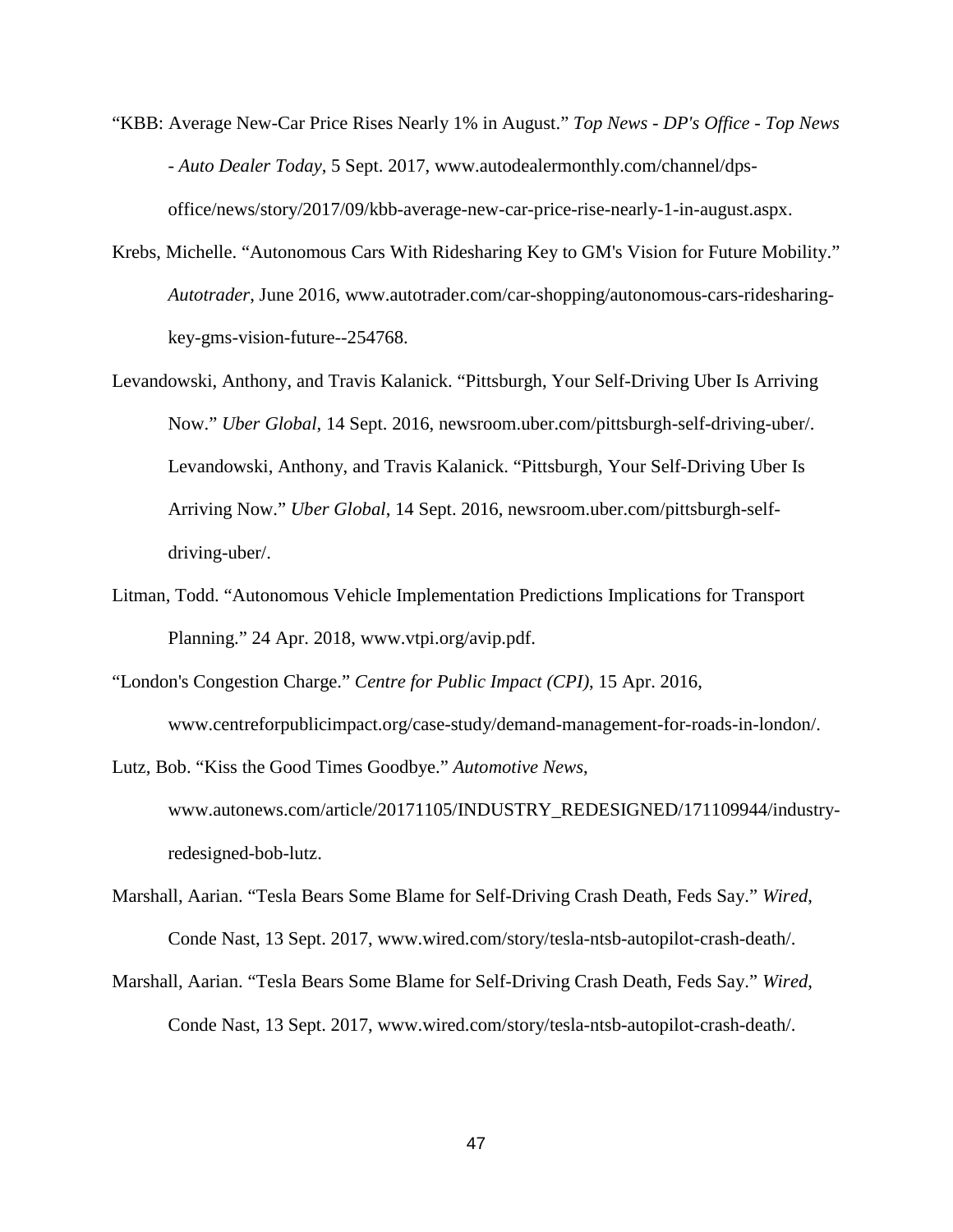“KBB: Average New-Car Price Rises Nearly 1% in August.” *Top News - DP's Office - Top News - Auto Dealer Today*, 5 Sept. 2017, www.autodealermonthly.com/channel/dps-office/news/story/2017/09/kbb-average-new-car-price-rise-nearly-1-in-august.aspx.

Krebs, Michelle. “Autonomous Cars With Ridesharing Key to GM's Vision for Future Mobility.” *Autotrader*, June 2016, www.autotrader.com/car-shopping/autonomous-cars-ridesharing-key-gms-vision-future--254768.

Levandowski, Anthony, and Travis Kalanick. “Pittsburgh, Your Self-Driving Uber Is Arriving Now.” *Uber Global*, 14 Sept. 2016, newsroom.uber.com/pittsburgh-self-driving-uber/. Levandowski, Anthony, and Travis Kalanick. “Pittsburgh, Your Self-Driving Uber Is Arriving Now.” *Uber Global*, 14 Sept. 2016, newsroom.uber.com/pittsburgh-self-driving-uber/.

Litman, Todd. “Autonomous Vehicle Implementation Predictions Implications for Transport Planning.” 24 Apr. 2018, www.vtpi.org/avip.pdf.

“London's Congestion Charge.” *Centre for Public Impact (CPI)*, 15 Apr. 2016, www.centreforpublicimpact.org/case-study/demand-management-for-roads-in-london/.

Lutz, Bob. “Kiss the Good Times Goodbye.” *Automotive News*, www.autonews.com/article/20171105/INDUSTRY_REDESIGNED/171109944/industry-redesigned-bob-lutz.

Marshall, Aarian. “Tesla Bears Some Blame for Self-Driving Crash Death, Feds Say.” *Wired*, Conde Nast, 13 Sept. 2017, www.wired.com/story/tesla-ntsb-autopilot-crash-death/.

Marshall, Aarian. “Tesla Bears Some Blame for Self-Driving Crash Death, Feds Say.” *Wired*, Conde Nast, 13 Sept. 2017, www.wired.com/story/tesla-ntsb-autopilot-crash-death/.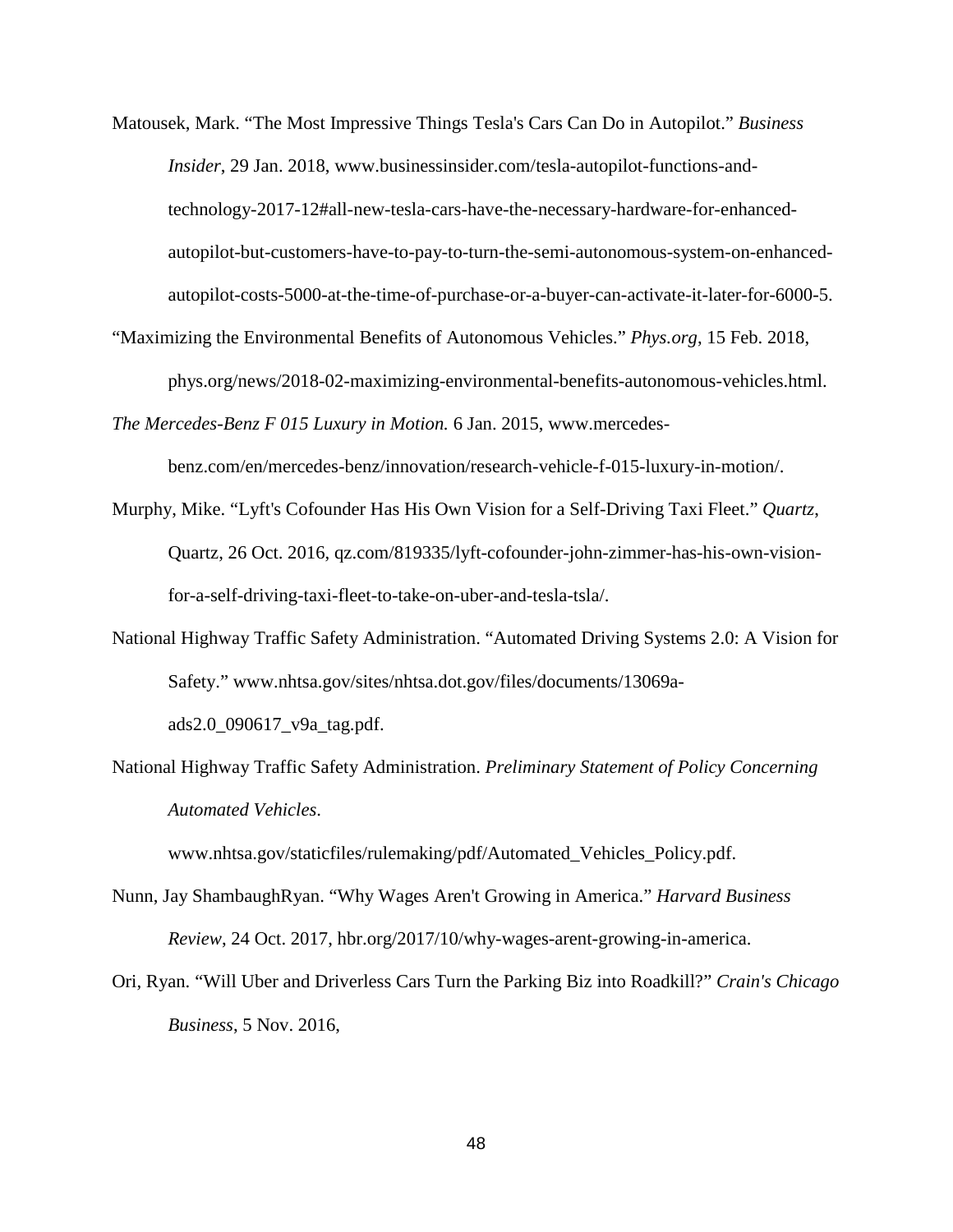Matousek, Mark. “The Most Impressive Things Tesla's Cars Can Do in Autopilot.” *Business Insider*, 29 Jan. 2018, www.businessinsider.com/tesla-autopilot-functions-and-technology-2017-12#all-new-tesla-cars-have-the-necessary-hardware-for-enhanced-autopilot-but-customers-have-to-pay-to-turn-the-semi-autonomous-system-on-enhanced-autopilot-costs-5000-at-the-time-of-purchase-or-a-buyer-can-activate-it-later-for-6000-5.

“Maximizing the Environmental Benefits of Autonomous Vehicles.” *Phys.org*, 15 Feb. 2018, phys.org/news/2018-02-maximizing-environmental-benefits-autonomous-vehicles.html.

*The Mercedes-Benz F 015 Luxury in Motion.* 6 Jan. 2015, www.mercedes-benz.com/en/mercedes-benz/innovation/research-vehicle-f-015-luxury-in-motion/.

Murphy, Mike. “Lyft's Cofounder Has His Own Vision for a Self-Driving Taxi Fleet.” *Quartz*, Quartz, 26 Oct. 2016, qz.com/819335/lyft-cofounder-john-zimmer-has-his-own-vision-for-a-self-driving-taxi-fleet-to-take-on-uber-and-tesla-tsla/.

National Highway Traffic Safety Administration. “Automated Driving Systems 2.0: A Vision for Safety.” www.nhtsa.gov/sites/nhtsa.dot.gov/files/documents/13069a-ads2.0_090617_v9a_tag.pdf.

National Highway Traffic Safety Administration. *Preliminary Statement of Policy Concerning Automated Vehicles*. www.nhtsa.gov/staticfiles/rulemaking/pdf/Automated_Vehicles_Policy.pdf.

Nunn, Jay ShambaughRyan. “Why Wages Aren't Growing in America.” *Harvard Business Review*, 24 Oct. 2017, hbr.org/2017/10/why-wages-arent-growing-in-america.

Ori, Ryan. “Will Uber and Driverless Cars Turn the Parking Biz into Roadkill?” *Crain's Chicago Business*, 5 Nov. 2016,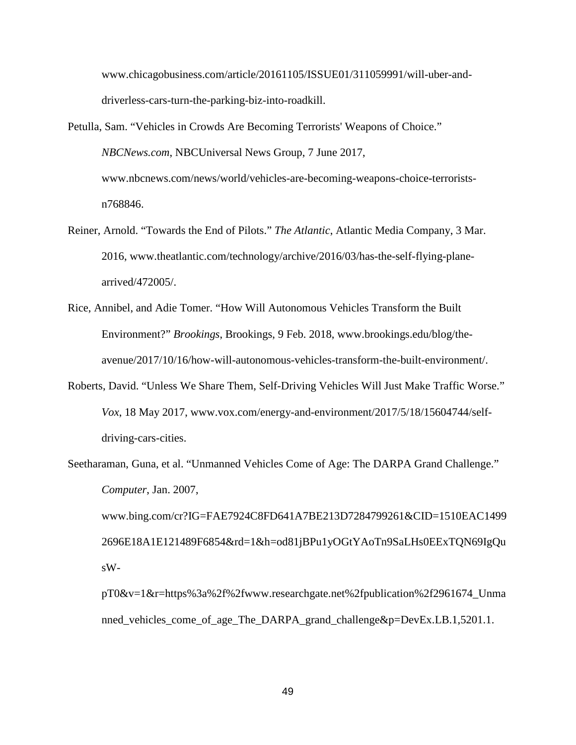www.chicagobusiness.com/article/20161105/ISSUE01/311059991/will-uber-and-driverless-cars-turn-the-parking-biz-into-roadkill.

Petulla, Sam. "Vehicles in Crowds Are Becoming Terrorists' Weapons of Choice." *NBCNews.com*, NBCUniversal News Group, 7 June 2017, www.nbcnews.com/news/world/vehicles-are-becoming-weapons-choice-terrorists-n768846.

Reiner, Arnold. "Towards the End of Pilots." *The Atlantic*, Atlantic Media Company, 3 Mar. 2016, www.theatlantic.com/technology/archive/2016/03/has-the-self-flying-plane-arrived/472005/.

Rice, Annibel, and Adie Tomer. "How Will Autonomous Vehicles Transform the Built Environment?" *Brookings*, Brookings, 9 Feb. 2018, www.brookings.edu/blog/the-avenue/2017/10/16/how-will-autonomous-vehicles-transform-the-built-environment/.

Roberts, David. "Unless We Share Them, Self-Driving Vehicles Will Just Make Traffic Worse." *Vox*, 18 May 2017, www.vox.com/energy-and-environment/2017/5/18/15604744/self-driving-cars-cities.

Seetharaman, Guna, et al. "Unmanned Vehicles Come of Age: The DARPA Grand Challenge." *Computer*, Jan. 2007, www.bing.com/cr?IG=FAE7924C8FD641A7BE213D7284799261&CID=1510EAC14992696E18A1E121489F6854&rd=1&h=od81jBPu1yOGtYAoTn9SaLHs0EExTQN69IgQusW-pT0&v=1&r=https%3a%2f%2fwww.researchgate.net%2fpublication%2f2961674_Unmanned_vehicles_come_of_age_The_DARPA_grand_challenge&p=DevEx.LB.1,5201.1.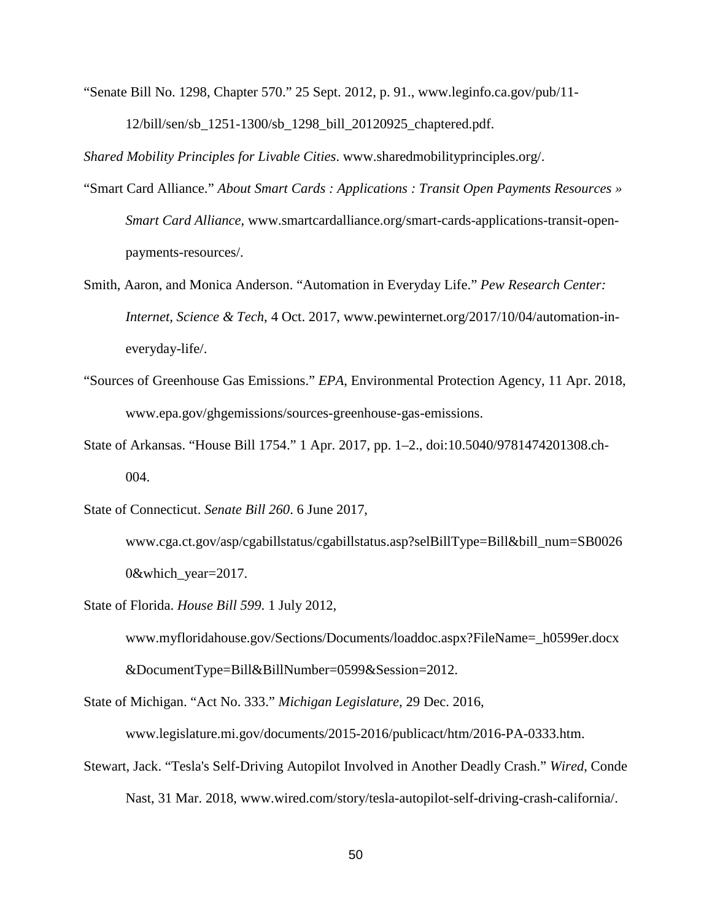"Senate Bill No. 1298, Chapter 570." 25 Sept. 2012, p. 91., www.leginfo.ca.gov/pub/11-12/bill/sen/sb_1251-1300/sb_1298_bill_20120925_chaptered.pdf.

*Shared Mobility Principles for Livable Cities*. www.sharedmobilityprinciples.org/.

"Smart Card Alliance." *About Smart Cards : Applications : Transit Open Payments Resources » Smart Card Alliance*, www.smartcardalliance.org/smart-cards-applications-transit-open-payments-resources/.

Smith, Aaron, and Monica Anderson. "Automation in Everyday Life." *Pew Research Center: Internet, Science & Tech*, 4 Oct. 2017, www.pewinternet.org/2017/10/04/automation-in-everyday-life/.

"Sources of Greenhouse Gas Emissions." *EPA*, Environmental Protection Agency, 11 Apr. 2018, www.epa.gov/ghgemissions/sources-greenhouse-gas-emissions.

State of Arkansas. "House Bill 1754." 1 Apr. 2017, pp. 1–2., doi:10.5040/9781474201308.ch-004.

State of Connecticut. *Senate Bill 260*. 6 June 2017, www.cga.ct.gov/asp/cgabillstatus/cgabillstatus.asp?selBillType=Bill&bill_num=SB00260&which_year=2017.

State of Florida. *House Bill 599*. 1 July 2012, www.myfloridahouse.gov/Sections/Documents/loaddoc.aspx?FileName=_h0599er.docx&DocumentType=Bill&BillNumber=0599&Session=2012.

State of Michigan. "Act No. 333." *Michigan Legislature*, 29 Dec. 2016, www.legislature.mi.gov/documents/2015-2016/publicact/htm/2016-PA-0333.htm.

Stewart, Jack. "Tesla's Self-Driving Autopilot Involved in Another Deadly Crash." *Wired*, Conde Nast, 31 Mar. 2018, www.wired.com/story/tesla-autopilot-self-driving-crash-california/.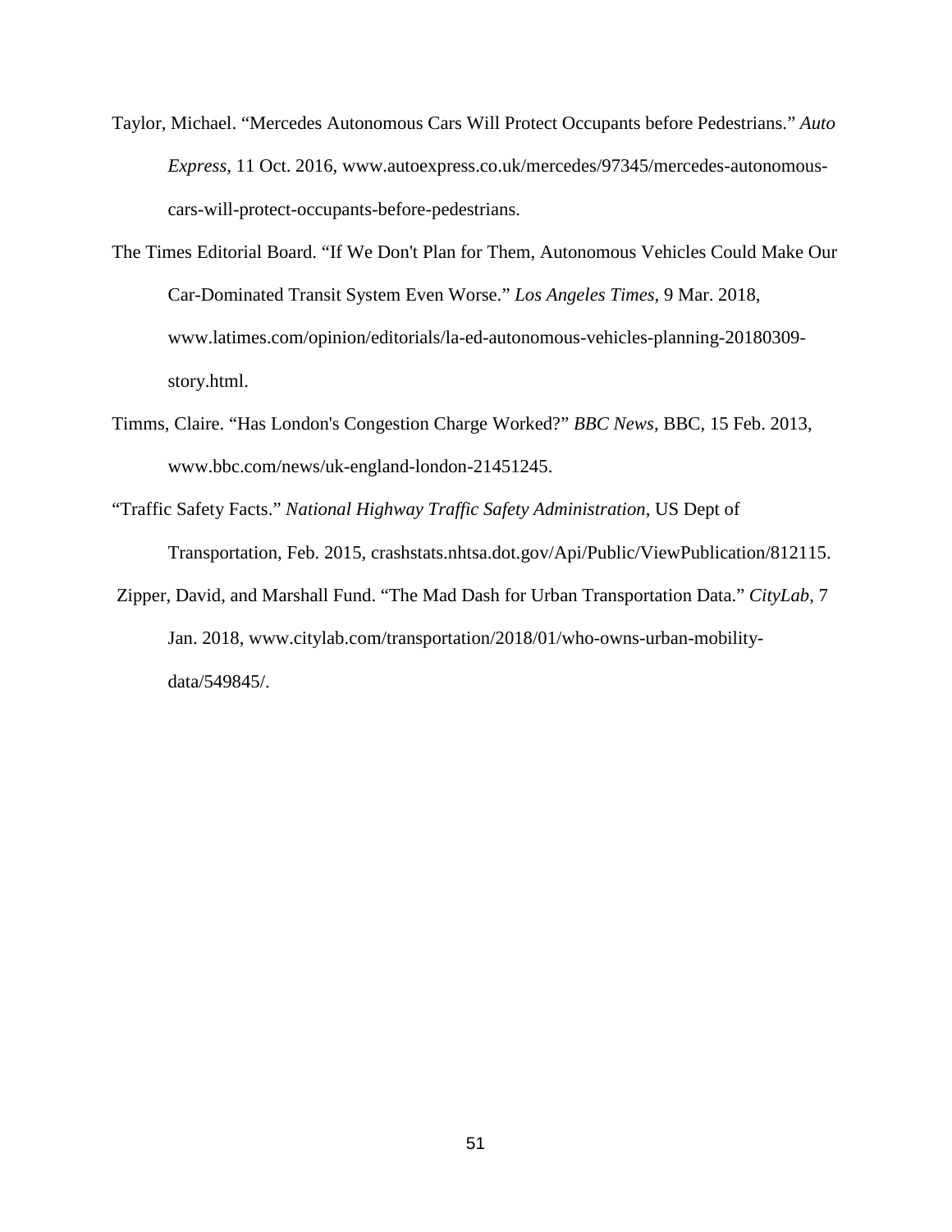Taylor, Michael. "Mercedes Autonomous Cars Will Protect Occupants before Pedestrians." *Auto Express*, 11 Oct. 2016, www.autoexpress.co.uk/mercedes/97345/mercedes-autonomous-cars-will-protect-occupants-before-pedestrians.

The Times Editorial Board. "If We Don't Plan for Them, Autonomous Vehicles Could Make Our Car-Dominated Transit System Even Worse." *Los Angeles Times*, 9 Mar. 2018, www.latimes.com/opinion/editorials/la-ed-autonomous-vehicles-planning-20180309-story.html.

Timms, Claire. "Has London's Congestion Charge Worked?" *BBC News*, BBC, 15 Feb. 2013, www.bbc.com/news/uk-england-london-21451245.

"Traffic Safety Facts." *National Highway Traffic Safety Administration*, US Dept of Transportation, Feb. 2015, crashstats.nhtsa.dot.gov/Api/Public/ViewPublication/812115.

Zipper, David, and Marshall Fund. "The Mad Dash for Urban Transportation Data." *CityLab*, 7 Jan. 2018, www.citylab.com/transportation/2018/01/who-owns-urban-mobility-data/549845/.